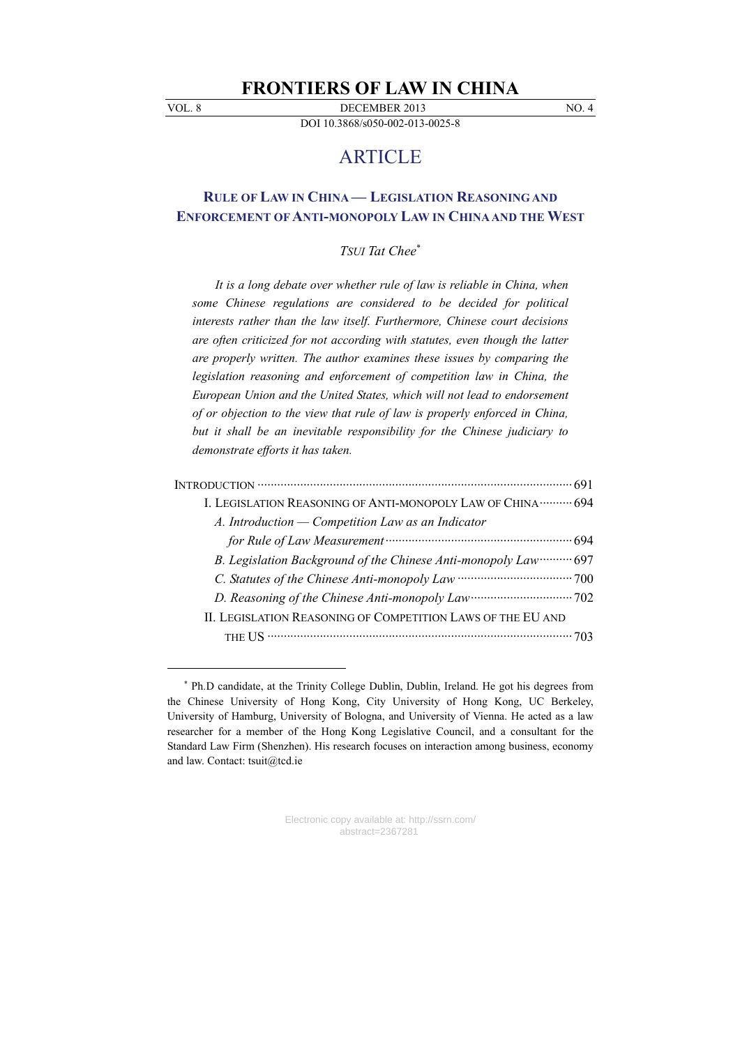# FRONTIERS OF LAW IN CHINA

VOL. 8 DECEMBER 2013 NO. 4

DOI 10.3868/s050-002-013-0025-8

## ARTICLE

## RULE OF LAW IN CHINA — LEGISLATION REASONING AND ENFORCEMENT OF ANTI-MONOPOLY LAW IN CHINA AND THE WEST

*TSUI Tat Chee*[*]

*It is a long debate over whether rule of law is reliable in China, when some Chinese regulations are considered to be decided for political interests rather than the law itself. Furthermore, Chinese court decisions are often criticized for not according with statutes, even though the latter are properly written. The author examines these issues by comparing the legislation reasoning and enforcement of competition law in China, the United States, the European Union and the United States, which will not lead to endorsement of or objection to the view that rule of law is properly enforced in China, but it shall be an inevitable responsibility for the Chinese judiciary to demonstrate efforts it has taken.*

INTRODUCTION ········· 691

I. LEGISLATION REASONING OF ANTI-MONOPOLY LAW OF CHINA ········· 694

*A. Introduction — Competition Law as an Indicator for Rule of Law Measurement* ········· 694

*B. Legislation Background of the Chinese Anti-monopoly Law* ········· 697

*C. Statutes of the Chinese Anti-monopoly Law* ········· 700

*D. Reasoning of the Chinese Anti-monopoly Law* ········· 702

II. LEGISLATION REASONING OF COMPETITION LAWS OF THE EU AND THE US ········· 703

---

[*] Ph.D candidate, at the Trinity College Dublin, Dublin, Ireland. He got his degrees from the Chinese University of Hong Kong, City University of Hong Kong, UC Berkeley, University of Hamburg, University of Bologna, and University of Vienna. He acted as a law researcher for a member of the Hong Kong Legislative Council, and a consultant for the Standard Law Firm (Shenzhen). His research focuses on interaction among business, economy and law. Contact: tsuit@tcd.ie

Electronic copy available at: http://ssrn.com/abstract=2367281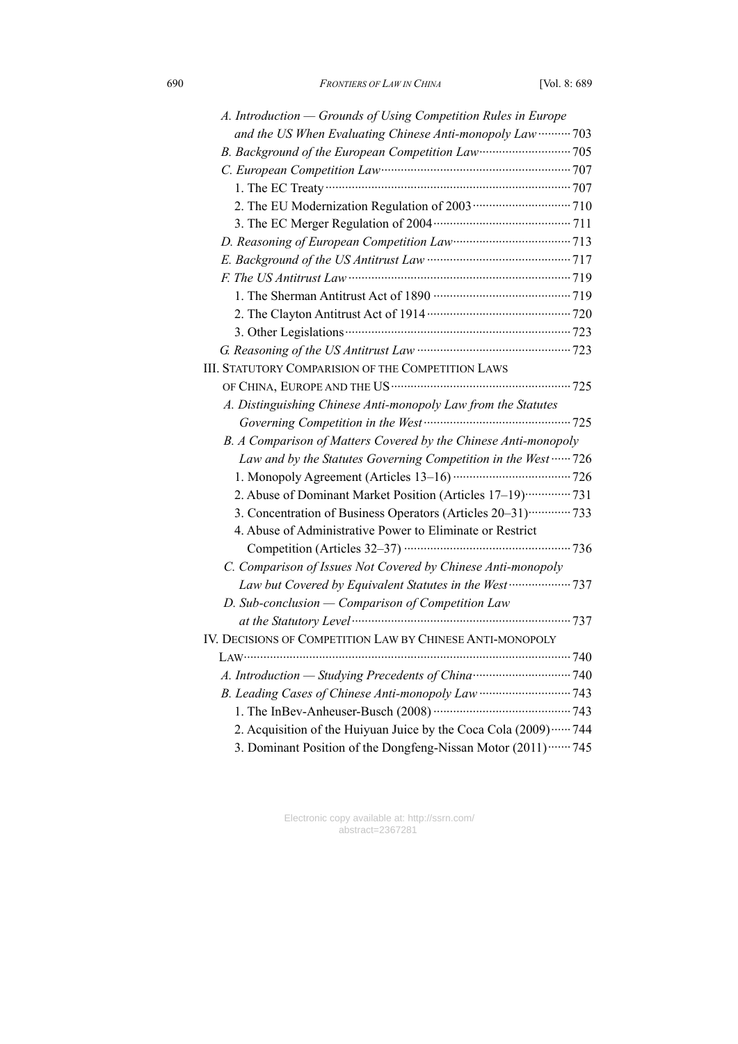*A. Introduction — Grounds of Using Competition Rules in Europe and the US When Evaluating Chinese Anti-monopoly Law* ·········· 703

*B. Background of the European Competition Law* ·········· 705

*C. European Competition Law* ·········· 707

1. The EC Treaty ·········· 707
2. The EU Modernization Regulation of 2003 ·········· 710
3. The EC Merger Regulation of 2004 ·········· 711

*D. Reasoning of European Competition Law* ·········· 713

*E. Background of the US Antitrust Law* ·········· 717

*F. The US Antitrust Law* ·········· 719

1. The Sherman Antitrust Act of 1890 ·········· 719
2. The Clayton Antitrust Act of 1914 ·········· 720
3. Other Legislations ·········· 723

*G. Reasoning of the US Antitrust Law* ·········· 723

III. STATUTORY COMPARISION OF THE COMPETITION LAWS OF CHINA, EUROPE AND THE US ·········· 725

*A. Distinguishing Chinese Anti-monopoly Law from the Statutes Governing Competition in the West* ·········· 725

*B. A Comparison of Matters Covered by the Chinese Anti-monopoly Law and by the Statutes Governing Competition in the West* ······ 726

1. Monopoly Agreement (Articles 13–16) ·········· 726
2. Abuse of Dominant Market Position (Articles 17–19) ·········· 731
3. Concentration of Business Operators (Articles 20–31) ·········· 733
4. Abuse of Administrative Power to Eliminate or Restrict Competition (Articles 32–37) ·········· 736

*C. Comparison of Issues Not Covered by Chinese Anti-monopoly Law but Covered by Equivalent Statutes in the West* ·········· 737

*D. Sub-conclusion — Comparison of Competition Law at the Statutory Level* ·········· 737

IV. DECISIONS OF COMPETITION LAW BY CHINESE ANTI-MONOPOLY LAW ·········· 740

*A. Introduction — Studying Precedents of China* ·········· 740

*B. Leading Cases of Chinese Anti-monopoly Law* ·········· 743

1. The InBev-Anheuser-Busch (2008) ·········· 743
2. Acquisition of the Huiyuan Juice by the Coca Cola (2009) ······ 744
3. Dominant Position of the Dongfeng-Nissan Motor (2011) ······· 745

Electronic copy available at: http://ssrn.com/abstract=2367281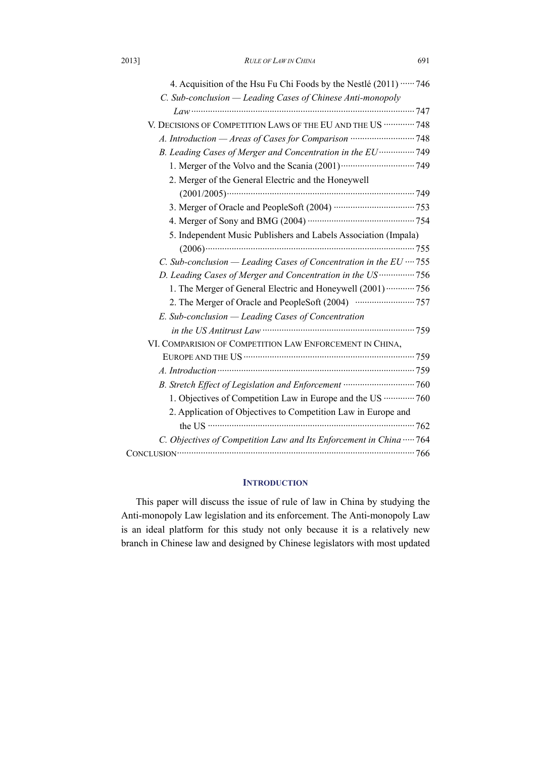4. Acquisition of the Hsu Fu Chi Foods by the Nestlé (2011) ...... 746

*C. Sub-conclusion — Leading Cases of Chinese Anti-monopoly Law* ...... 747

V. DECISIONS OF COMPETITION LAWS OF THE EU AND THE US ...... 748

*A. Introduction — Areas of Cases for Comparison* ...... 748

*B. Leading Cases of Merger and Concentration in the EU* ...... 749

1. Merger of the Volvo and the Scania (2001) ...... 749
2. Merger of the General Electric and the Honeywell (2001/2005) ...... 749
3. Merger of Oracle and PeopleSoft (2004) ...... 753
4. Merger of Sony and BMG (2004) ...... 754
5. Independent Music Publishers and Labels Association (Impala) (2006) ...... 755

*C. Sub-conclusion — Leading Cases of Concentration in the EU* ...... 755

*D. Leading Cases of Merger and Concentration in the US* ...... 756

1. The Merger of General Electric and Honeywell (2001) ...... 756
2. The Merger of Oracle and PeopleSoft (2004) ...... 757

*E. Sub-conclusion — Leading Cases of Concentration in the US Antitrust Law* ...... 759

VI. COMPARISION OF COMPETITION LAW ENFORCEMENT IN CHINA, EUROPE AND THE US ...... 759

*A. Introduction* ...... 759

*B. Stretch Effect of Legislation and Enforcement* ...... 760

1. Objectives of Competition Law in Europe and the US ...... 760
2. Application of Objectives to Competition Law in Europe and the US ...... 762

*C. Objectives of Competition Law and Its Enforcement in China* ...... 764

CONCLUSION ...... 766

## INTRODUCTION

This paper will discuss the issue of rule of law in China by studying the Anti-monopoly Law legislation and its enforcement. The Anti-monopoly Law is an ideal platform for this study not only because it is a relatively new branch in Chinese law and designed by Chinese legislators with most updated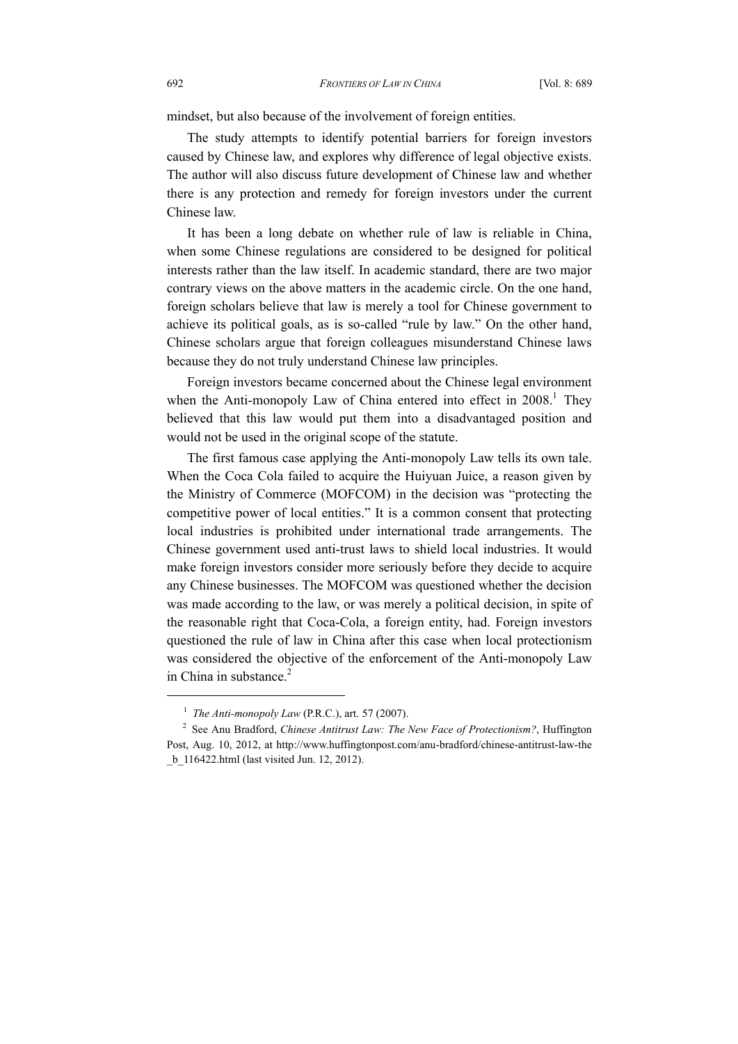mindset, but also because of the involvement of foreign entities.

The study attempts to identify potential barriers for foreign investors caused by Chinese law, and explores why difference of legal objective exists. The author will also discuss future development of Chinese law and whether there is any protection and remedy for foreign investors under the current Chinese law.

It has been a long debate on whether rule of law is reliable in China, when some Chinese regulations are considered to be designed for political interests rather than the law itself. In academic standard, there are two major contrary views on the above matters in the academic circle. On the one hand, foreign scholars believe that law is merely a tool for Chinese government to achieve its political goals, as is so-called "rule by law." On the other hand, Chinese scholars argue that foreign colleagues misunderstand Chinese laws because they do not truly understand Chinese law principles.

Foreign investors became concerned about the Chinese legal environment when the Anti-monopoly Law of China entered into effect in 2008.[1] They believed that this law would put them into a disadvantaged position and would not be used in the original scope of the statute.

The first famous case applying the Anti-monopoly Law tells its own tale. When the Coca Cola failed to acquire the Huiyuan Juice, a reason given by the Ministry of Commerce (MOFCOM) in the decision was "protecting the competitive power of local entities." It is a common consent that protecting local industries is prohibited under international trade arrangements. The Chinese government used anti-trust laws to shield local industries. It would make foreign investors consider more seriously before they decide to acquire any Chinese businesses. The MOFCOM was questioned whether the decision was made according to the law, or was merely a political decision, in spite of the reasonable right that Coca-Cola, a foreign entity, had. Foreign investors questioned the rule of law in China after this case when local protectionism was considered the objective of the enforcement of the Anti-monopoly Law in China in substance.[2]

---

[1] *The Anti-monopoly Law* (P.R.C.), art. 57 (2007).

[2] See Anu Bradford, *Chinese Antitrust Law: The New Face of Protectionism?*, Huffington Post, Aug. 10, 2012, at http://www.huffingtonpost.com/anu-bradford/chinese-antitrust-law-the_b_116422.html (last visited Jun. 12, 2012).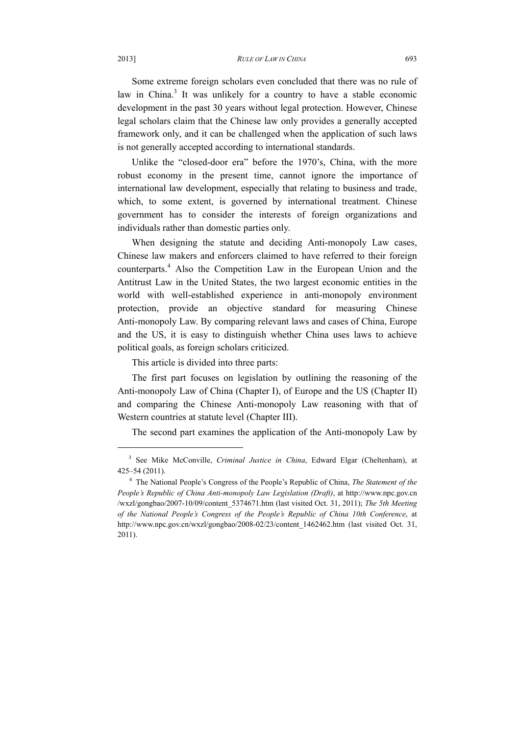Some extreme foreign scholars even concluded that there was no rule of law in China.[3] It was unlikely for a country to have a stable economic development in the past 30 years without legal protection. However, Chinese legal scholars claim that the Chinese law only provides a generally accepted framework only, and it can be challenged when the application of such laws is not generally accepted according to international standards.

Unlike the "closed-door era" before the 1970's, China, with the more robust economy in the present time, cannot ignore the importance of international law development, especially that relating to business and trade, which, to some extent, is governed by international treatment. Chinese government has to consider the interests of foreign organizations and individuals rather than domestic parties only.

When designing the statute and deciding Anti-monopoly Law cases, Chinese law makers and enforcers claimed to have referred to their foreign counterparts.[4] Also the Competition Law in the European Union and the Antitrust Law in the United States, the two largest economic entities in the world with well-established experience in anti-monopoly environment protection, provide an objective standard for measuring Chinese Anti-monopoly Law. By comparing relevant laws and cases of China, Europe and the US, it is easy to distinguish whether China uses laws to achieve political goals, as foreign scholars criticized.

This article is divided into three parts:

The first part focuses on legislation by outlining the reasoning of the Anti-monopoly Law of China (Chapter I), of Europe and the US (Chapter II) and comparing the Chinese Anti-monopoly Law reasoning with that of Western countries at statute level (Chapter III).

The second part examines the application of the Anti-monopoly Law by

---

[3] See Mike McConville, *Criminal Justice in China*, Edward Elgar (Cheltenham), at 425–54 (2011).

[4] The National People's Congress of the People's Republic of China, *The Statement of the People's Republic of China Anti-monopoly Law Legislation (Draft)*, at http://www.npc.gov.cn/wxzl/gongbao/2007-10/09/content_5374671.htm (last visited Oct. 31, 2011); *The 5th Meeting of the National People's Congress of the People's Republic of China 10th Conference*, at http://www.npc.gov.cn/wxzl/gongbao/2008-02/23/content_1462462.htm (last visited Oct. 31, 2011).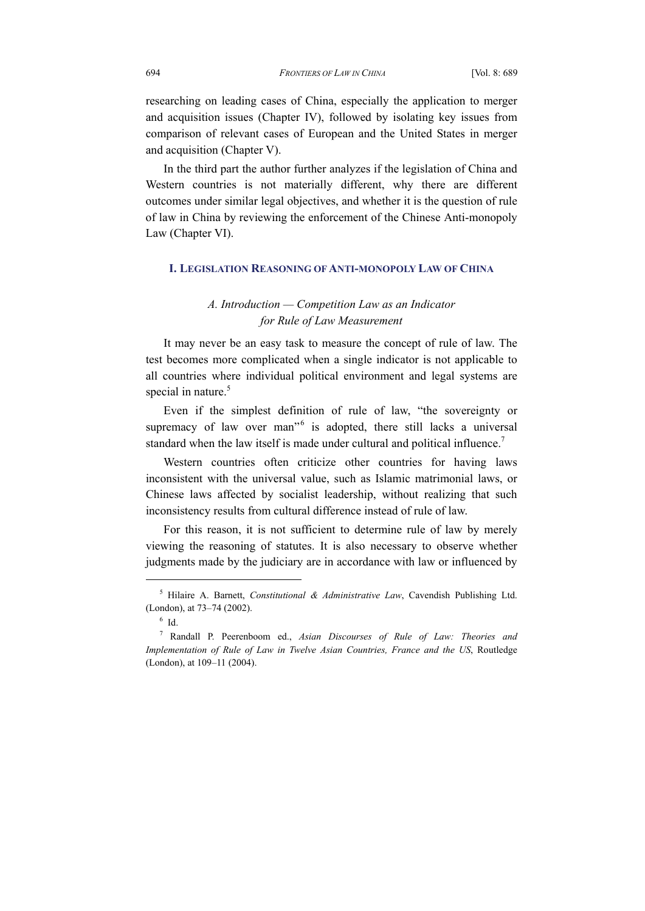researching on leading cases of China, especially the application to merger and acquisition issues (Chapter IV), followed by isolating key issues from comparison of relevant cases of European and the United States in merger and acquisition (Chapter V).

In the third part the author further analyzes if the legislation of China and Western countries is not materially different, why there are different outcomes under similar legal objectives, and whether it is the question of rule of law in China by reviewing the enforcement of the Chinese Anti-monopoly Law (Chapter VI).

## I. Legislation Reasoning of Anti-monopoly Law of China

### *A. Introduction — Competition Law as an Indicator for Rule of Law Measurement*

It may never be an easy task to measure the concept of rule of law. The test becomes more complicated when a single indicator is not applicable to all countries where individual political environment and legal systems are special in nature.[5]

Even if the simplest definition of rule of law, "the sovereignty or supremacy of law over man"[6] is adopted, there still lacks a universal standard when the law itself is made under cultural and political influence.[7]

Western countries often criticize other countries for having laws inconsistent with the universal value, such as Islamic matrimonial laws, or Chinese laws affected by socialist leadership, without realizing that such inconsistency results from cultural difference instead of rule of law.

For this reason, it is not sufficient to determine rule of law by merely viewing the reasoning of statutes. It is also necessary to observe whether judgments made by the judiciary are in accordance with law or influenced by

---

[5] Hilaire A. Barnett, *Constitutional & Administrative Law*, Cavendish Publishing Ltd. (London), at 73–74 (2002).

[6] Id.

[7] Randall P. Peerenboom ed., *Asian Discourses of Rule of Law: Theories and Implementation of Rule of Law in Twelve Asian Countries, France and the US*, Routledge (London), at 109–11 (2004).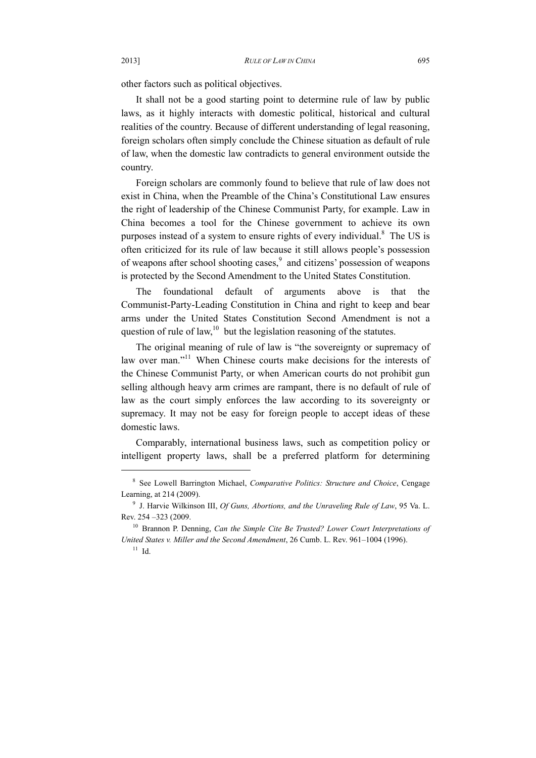other factors such as political objectives.

It shall not be a good starting point to determine rule of law by public laws, as it highly interacts with domestic political, historical and cultural realities of the country. Because of different understanding of legal reasoning, foreign scholars often simply conclude the Chinese situation as default of rule of law, when the domestic law contradicts to general environment outside the country.

Foreign scholars are commonly found to believe that rule of law does not exist in China, when the Preamble of the China's Constitutional Law ensures the right of leadership of the Chinese Communist Party, for example. Law in China becomes a tool for the Chinese government to achieve its own purposes instead of a system to ensure rights of every individual.[8] The US is often criticized for its rule of law because it still allows people's possession of weapons after school shooting cases,[9] and citizens' possession of weapons is protected by the Second Amendment to the United States Constitution.

The foundational default of arguments above is that the Communist-Party-Leading Constitution in China and right to keep and bear arms under the United States Constitution Second Amendment is not a question of rule of law,[10] but the legislation reasoning of the statutes.

The original meaning of rule of law is "the sovereignty or supremacy of law over man."[11] When Chinese courts make decisions for the interests of the Chinese Communist Party, or when American courts do not prohibit gun selling although heavy arm crimes are rampant, there is no default of rule of law as the court simply enforces the law according to its sovereignty or supremacy. It may not be easy for foreign people to accept ideas of these domestic laws.

Comparably, international business laws, such as competition policy or intelligent property laws, shall be a preferred platform for determining

---

[8] See Lowell Barrington Michael, *Comparative Politics: Structure and Choice*, Cengage Learning, at 214 (2009).

[9] J. Harvie Wilkinson III, *Of Guns, Abortions, and the Unraveling Rule of Law*, 95 Va. L. Rev. 254 –323 (2009.

[10] Brannon P. Denning, *Can the Simple Cite Be Trusted? Lower Court Interpretations of United States v. Miller and the Second Amendment*, 26 Cumb. L. Rev. 961–1004 (1996).

[11] Id.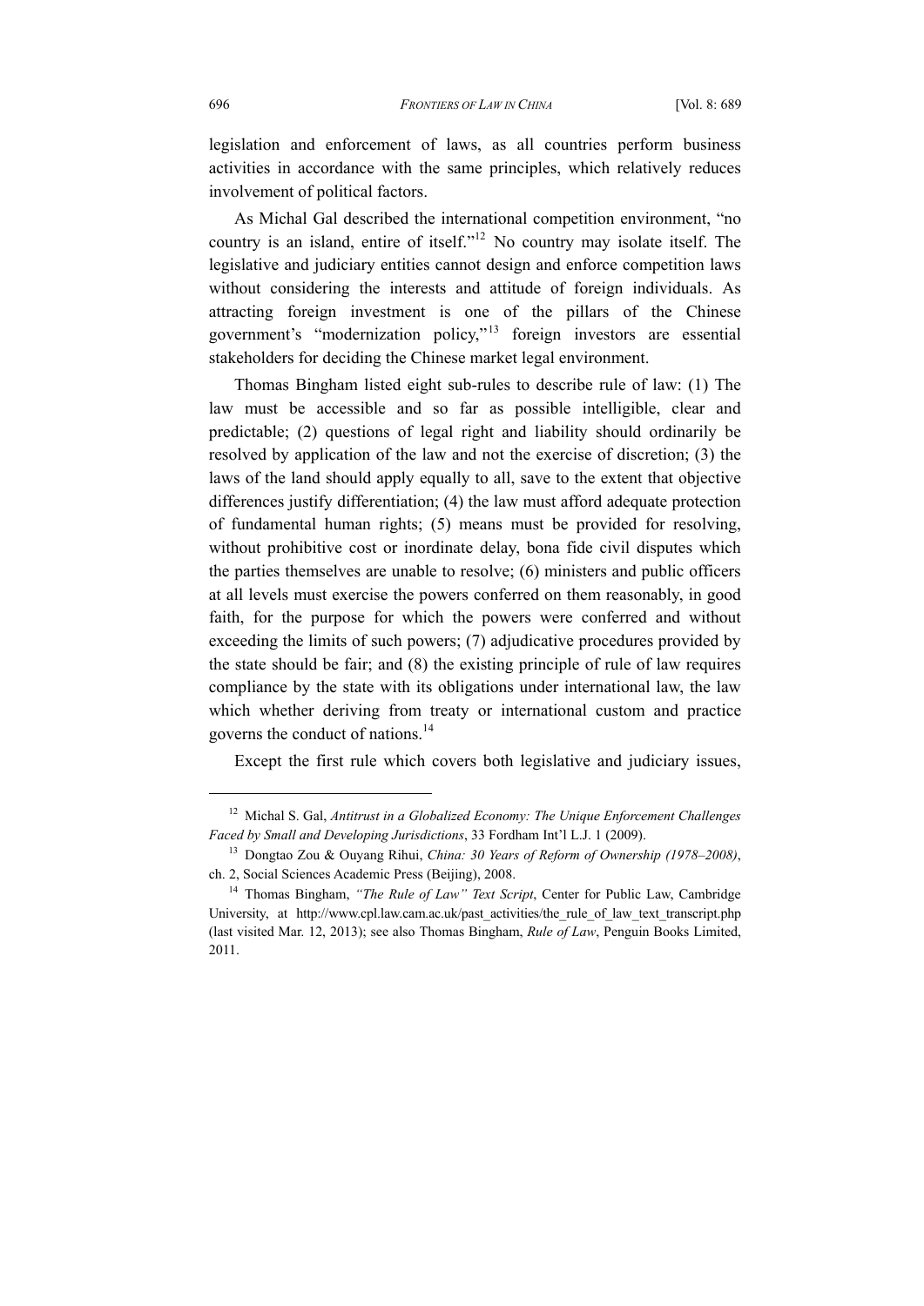legislation and enforcement of laws, as all countries perform business activities in accordance with the same principles, which relatively reduces involvement of political factors.

As Michal Gal described the international competition environment, "no country is an island, entire of itself."[12] No country may isolate itself. The legislative and judiciary entities cannot design and enforce competition laws without considering the interests and attitude of foreign individuals. As attracting foreign investment is one of the pillars of the Chinese government's "modernization policy,"[13] foreign investors are essential stakeholders for deciding the Chinese market legal environment.

Thomas Bingham listed eight sub-rules to describe rule of law: (1) The law must be accessible and so far as possible intelligible, clear and predictable; (2) questions of legal right and liability should ordinarily be resolved by application of the law and not the exercise of discretion; (3) the laws of the land should apply equally to all, save to the extent that objective differences justify differentiation; (4) the law must afford adequate protection of fundamental human rights; (5) means must be provided for resolving, without prohibitive cost or inordinate delay, bona fide civil disputes which the parties themselves are unable to resolve; (6) ministers and public officers at all levels must exercise the powers conferred on them reasonably, in good faith, for the purpose for which the powers were conferred and without exceeding the limits of such powers; (7) adjudicative procedures provided by the state should be fair; and (8) the existing principle of rule of law requires compliance by the state with its obligations under international law, the law which whether deriving from treaty or international custom and practice governs the conduct of nations.[14]

Except the first rule which covers both legislative and judiciary issues,

---

[12] Michal S. Gal, *Antitrust in a Globalized Economy: The Unique Enforcement Challenges Faced by Small and Developing Jurisdictions*, 33 Fordham Int'l L.J. 1 (2009).

[13] Dongtao Zou & Ouyang Rihui, *China: 30 Years of Reform of Ownership (1978–2008)*, ch. 2, Social Sciences Academic Press (Beijing), 2008.

[14] Thomas Bingham, *"The Rule of Law" Text Script*, Center for Public Law, Cambridge University, at http://www.cpl.law.cam.ac.uk/past_activities/the_rule_of_law_text_transcript.php (last visited Mar. 12, 2013); see also Thomas Bingham, *Rule of Law*, Penguin Books Limited, 2011.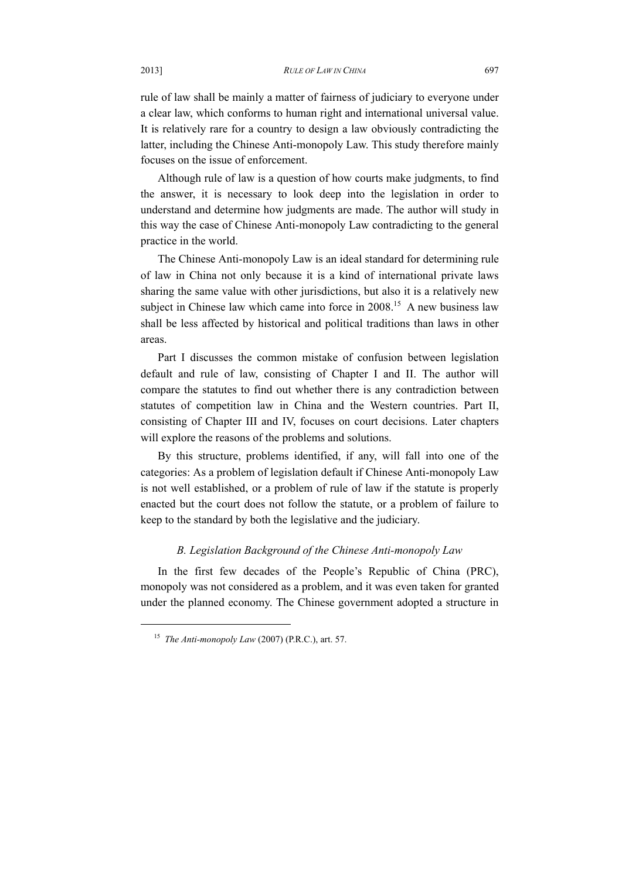rule of law shall be mainly a matter of fairness of judiciary to everyone under a clear law, which conforms to human right and international universal value. It is relatively rare for a country to design a law obviously contradicting the latter, including the Chinese Anti-monopoly Law. This study therefore mainly focuses on the issue of enforcement.

Although rule of law is a question of how courts make judgments, to find the answer, it is necessary to look deep into the legislation in order to understand and determine how judgments are made. The author will study in this way the case of Chinese Anti-monopoly Law contradicting to the general practice in the world.

The Chinese Anti-monopoly Law is an ideal standard for determining rule of law in China not only because it is a kind of international private laws sharing the same value with other jurisdictions, but also it is a relatively new subject in Chinese law which came into force in 2008.[15] A new business law shall be less affected by historical and political traditions than laws in other areas.

Part I discusses the common mistake of confusion between legislation default and rule of law, consisting of Chapter I and II. The author will compare the statutes to find out whether there is any contradiction between statutes of competition law in China and the Western countries. Part II, consisting of Chapter III and IV, focuses on court decisions. Later chapters will explore the reasons of the problems and solutions.

By this structure, problems identified, if any, will fall into one of the categories: As a problem of legislation default if Chinese Anti-monopoly Law is not well established, or a problem of rule of law if the statute is properly enacted but the court does not follow the statute, or a problem of failure to keep to the standard by both the legislative and the judiciary.

### *B. Legislation Background of the Chinese Anti-monopoly Law*

In the first few decades of the People's Republic of China (PRC), monopoly was not considered as a problem, and it was even taken for granted under the planned economy. The Chinese government adopted a structure in

---

[15] *The Anti-monopoly Law* (2007) (P.R.C.), art. 57.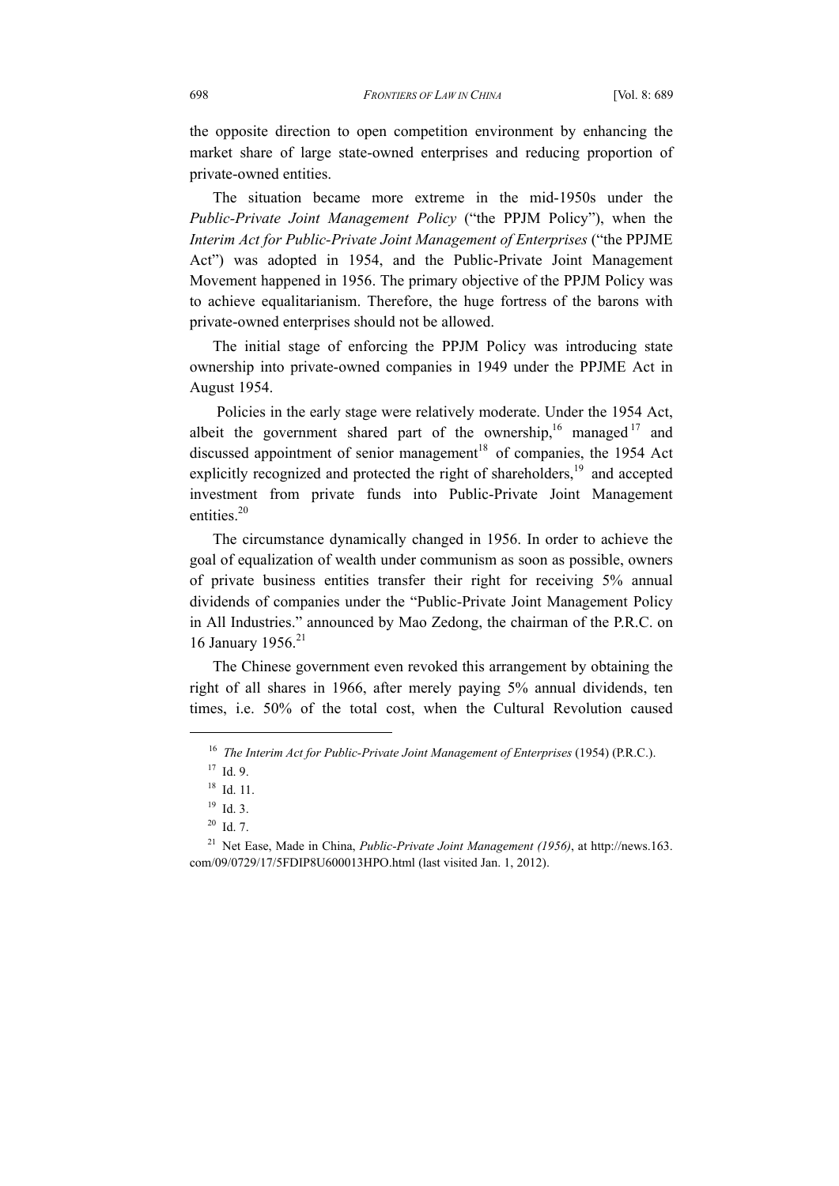the opposite direction to open competition environment by enhancing the market share of large state-owned enterprises and reducing proportion of private-owned entities.

The situation became more extreme in the mid-1950s under the *Public-Private Joint Management Policy* ("the PPJM Policy"), when the *Interim Act for Public-Private Joint Management of Enterprises* ("the PPJME Act") was adopted in 1954, and the Public-Private Joint Management Movement happened in 1956. The primary objective of the PPJM Policy was to achieve equalitarianism. Therefore, the huge fortress of the barons with private-owned enterprises should not be allowed.

The initial stage of enforcing the PPJM Policy was introducing state ownership into private-owned companies in 1949 under the PPJME Act in August 1954.

Policies in the early stage were relatively moderate. Under the 1954 Act, albeit the government shared part of the ownership,[16] managed[17] and discussed appointment of senior management[18] of companies, the 1954 Act explicitly recognized and protected the right of shareholders,[19] and accepted investment from private funds into Public-Private Joint Management entities.[20]

The circumstance dynamically changed in 1956. In order to achieve the goal of equalization of wealth under communism as soon as possible, owners of private business entities transfer their right for receiving 5% annual dividends of companies under the "Public-Private Joint Management Policy in All Industries." announced by Mao Zedong, the chairman of the P.R.C. on 16 January 1956.[21]

The Chinese government even revoked this arrangement by obtaining the right of all shares in 1966, after merely paying 5% annual dividends, ten times, i.e. 50% of the total cost, when the Cultural Revolution caused

---

[16] *The Interim Act for Public-Private Joint Management of Enterprises* (1954) (P.R.C.).

[17] Id. 9.

[18] Id. 11.

[19] Id. 3.

[20] Id. 7.

[21] Net Ease, Made in China, *Public-Private Joint Management (1956)*, at http://news.163.com/09/0729/17/5FDIP8U600013HPO.html (last visited Jan. 1, 2012).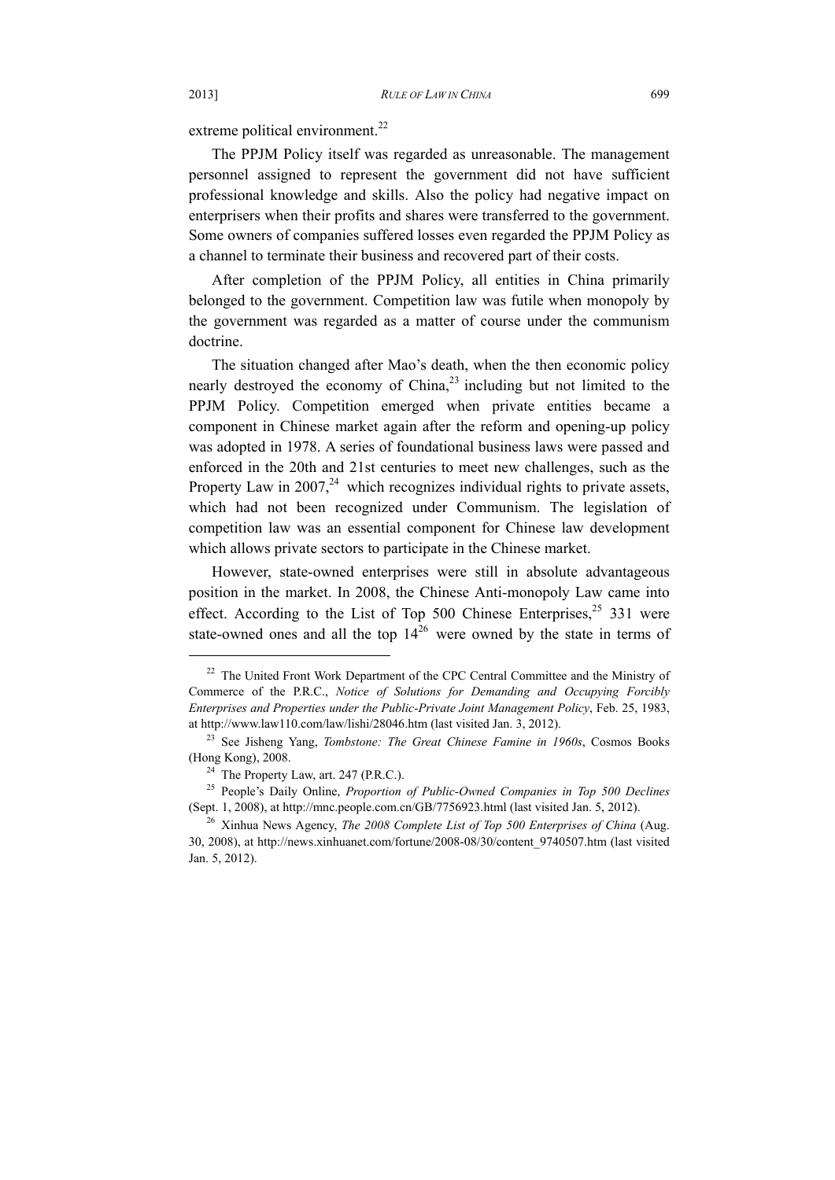extreme political environment.[22]

The PPJM Policy itself was regarded as unreasonable. The management personnel assigned to represent the government did not have sufficient professional knowledge and skills. Also the policy had negative impact on enterprisers when their profits and shares were transferred to the government. Some owners of companies suffered losses even regarded the PPJM Policy as a channel to terminate their business and recovered part of their costs.

After completion of the PPJM Policy, all entities in China primarily belonged to the government. Competition law was futile when monopoly by the government was regarded as a matter of course under the communism doctrine.

The situation changed after Mao's death, when the then economic policy nearly destroyed the economy of China,[23] including but not limited to the PPJM Policy. Competition emerged when private entities became a component in Chinese market again after the reform and opening-up policy was adopted in 1978. A series of foundational business laws were passed and enforced in the 20th and 21st centuries to meet new challenges, such as the Property Law in 2007,[24] which recognizes individual rights to private assets, which had not been recognized under Communism. The legislation of competition law was an essential component for Chinese law development which allows private sectors to participate in the Chinese market.

However, state-owned enterprises were still in absolute advantageous position in the market. In 2008, the Chinese Anti-monopoly Law came into effect. According to the List of Top 500 Chinese Enterprises,[25] 331 were state-owned ones and all the top 14[26] were owned by the state in terms of

---

[22] The United Front Work Department of the CPC Central Committee and the Ministry of Commerce of the P.R.C., *Notice of Solutions for Demanding and Occupying Forcibly Enterprises and Properties under the Public-Private Joint Management Policy*, Feb. 25, 1983, at http://www.law110.com/law/lishi/28046.htm (last visited Jan. 3, 2012).

[23] See Jisheng Yang, *Tombstone: The Great Chinese Famine in 1960s*, Cosmos Books (Hong Kong), 2008.

[24] The Property Law, art. 247 (P.R.C.).

[25] People's Daily Online, *Proportion of Public-Owned Companies in Top 500 Declines* (Sept. 1, 2008), at http://mnc.people.com.cn/GB/7756923.html (last visited Jan. 5, 2012).

[26] Xinhua News Agency, *The 2008 Complete List of Top 500 Enterprises of China* (Aug. 30, 2008), at http://news.xinhuanet.com/fortune/2008-08/30/content_9740507.htm (last visited Jan. 5, 2012).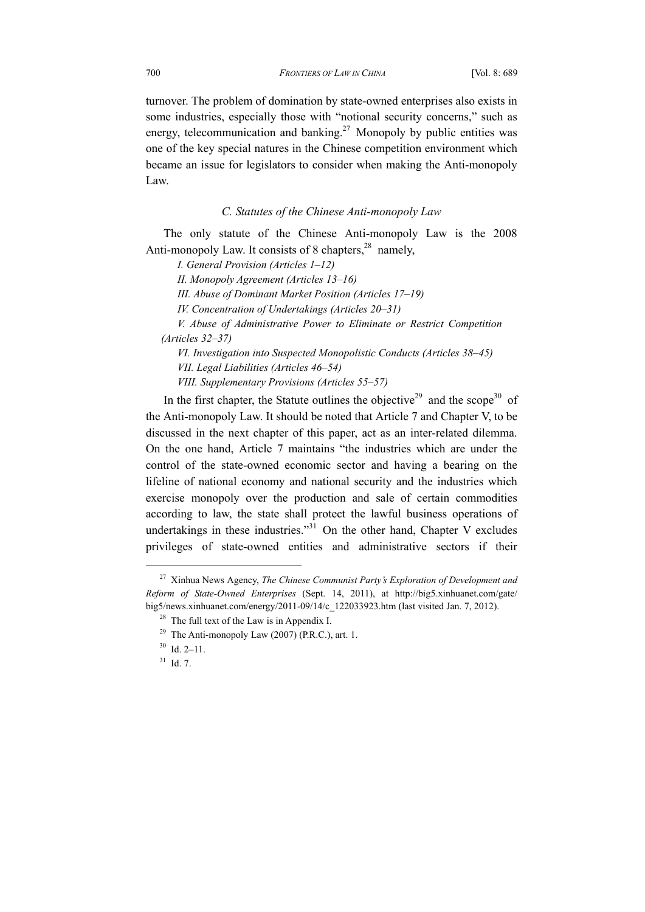turnover. The problem of domination by state-owned enterprises also exists in some industries, especially those with "notional security concerns," such as energy, telecommunication and banking.[27] Monopoly by public entities was one of the key special natures in the Chinese competition environment which became an issue for legislators to consider when making the Anti-monopoly Law.

### *C. Statutes of the Chinese Anti-monopoly Law*

The only statute of the Chinese Anti-monopoly Law is the 2008 Anti-monopoly Law. It consists of 8 chapters,[28] namely,

*I. General Provision (Articles 1–12)*

*II. Monopoly Agreement (Articles 13–16)*

*III. Abuse of Dominant Market Position (Articles 17–19)*

*IV. Concentration of Undertakings (Articles 20–31)*

*V. Abuse of Administrative Power to Eliminate or Restrict Competition (Articles 32–37)*

*VI. Investigation into Suspected Monopolistic Conducts (Articles 38–45)*

*VII. Legal Liabilities (Articles 46–54)*

*VIII. Supplementary Provisions (Articles 55–57)*

In the first chapter, the Statute outlines the objective[29] and the scope[30] of the Anti-monopoly Law. It should be noted that Article 7 and Chapter V, to be discussed in the next chapter of this paper, act as an inter-related dilemma. On the one hand, Article 7 maintains "the industries which are under the control of the state-owned economic sector and having a bearing on the lifeline of national economy and national security and the industries which exercise monopoly over the production and sale of certain commodities according to law, the state shall protect the lawful business operations of undertakings in these industries."[31] On the other hand, Chapter V excludes privileges of state-owned entities and administrative sectors if their

---

[27] Xinhua News Agency, *The Chinese Communist Party's Exploration of Development and Reform of State-Owned Enterprises* (Sept. 14, 2011), at http://big5.xinhuanet.com/gate/big5/news.xinhuanet.com/energy/2011-09/14/c_122033923.htm (last visited Jan. 7, 2012).

[28] The full text of the Law is in Appendix I.

[29] The Anti-monopoly Law (2007) (P.R.C.), art. 1.

[30] Id. 2–11.

[31] Id. 7.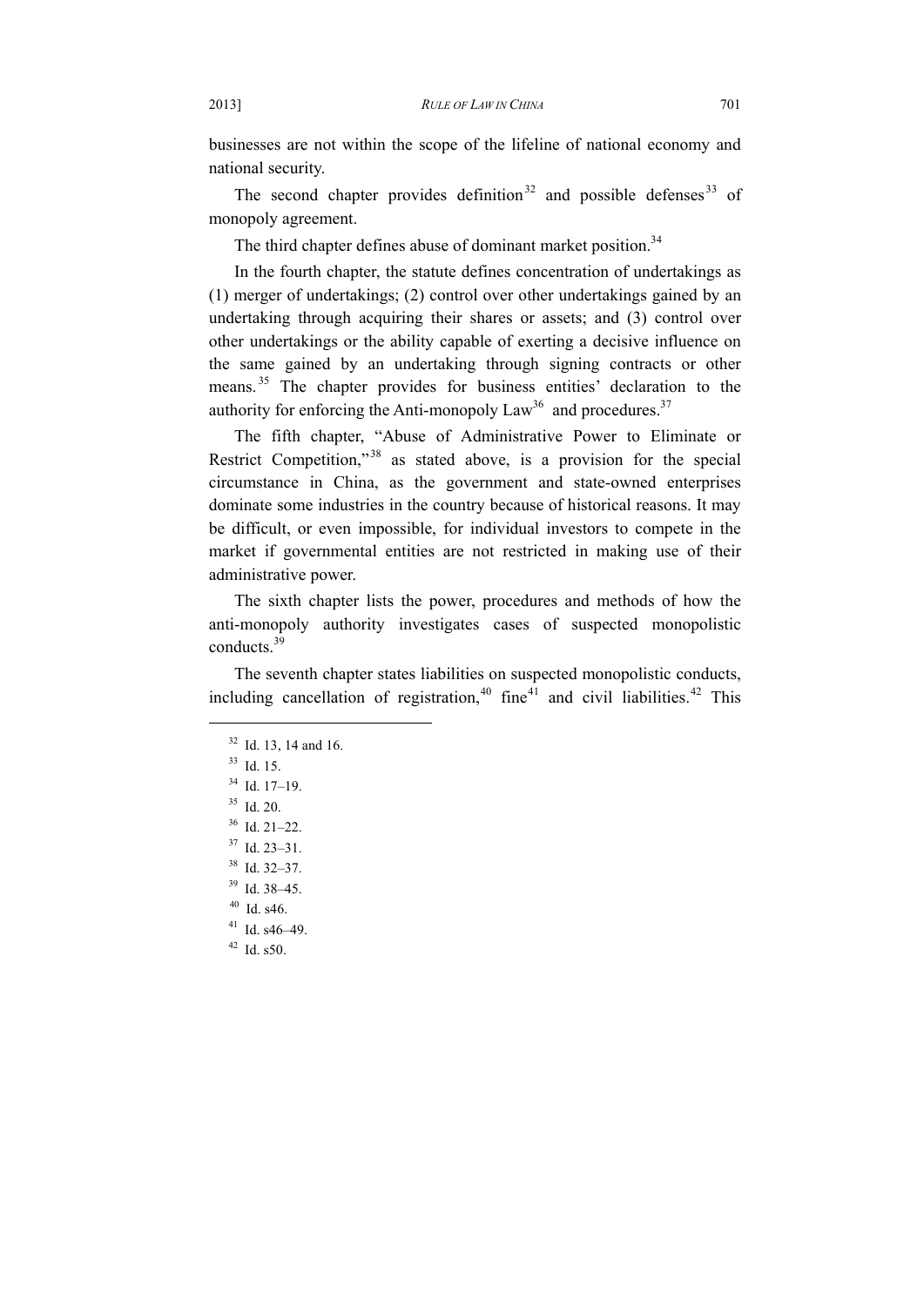businesses are not within the scope of the lifeline of national economy and national security.

The second chapter provides definition[32] and possible defenses[33] of monopoly agreement.

The third chapter defines abuse of dominant market position.[34]

In the fourth chapter, the statute defines concentration of undertakings as (1) merger of undertakings; (2) control over other undertakings gained by an undertaking through acquiring their shares or assets; and (3) control over other undertakings or the ability capable of exerting a decisive influence on the same gained by an undertaking through signing contracts or other means.[35] The chapter provides for business entities' declaration to the authority for enforcing the Anti-monopoly Law[36] and procedures.[37]

The fifth chapter, "Abuse of Administrative Power to Eliminate or Restrict Competition,"[38] as stated above, is a provision for the special circumstance in China, as the government and state-owned enterprises dominate some industries in the country because of historical reasons. It may be difficult, or even impossible, for individual investors to compete in the market if governmental entities are not restricted in making use of their administrative power.

The sixth chapter lists the power, procedures and methods of how the anti-monopoly authority investigates cases of suspected monopolistic conducts.[39]

The seventh chapter states liabilities on suspected monopolistic conducts, including cancellation of registration,[40] fine[41] and civil liabilities.[42] This

---

[32] Id. 13, 14 and 16.

[33] Id. 15.

[34] Id. 17–19.

[35] Id. 20.

[36] Id. 21–22.

[37] Id. 23–31.

[38] Id. 32–37.

[39] Id. 38–45.

[40] Id. s46.

[41] Id. s46–49.

[42] Id. s50.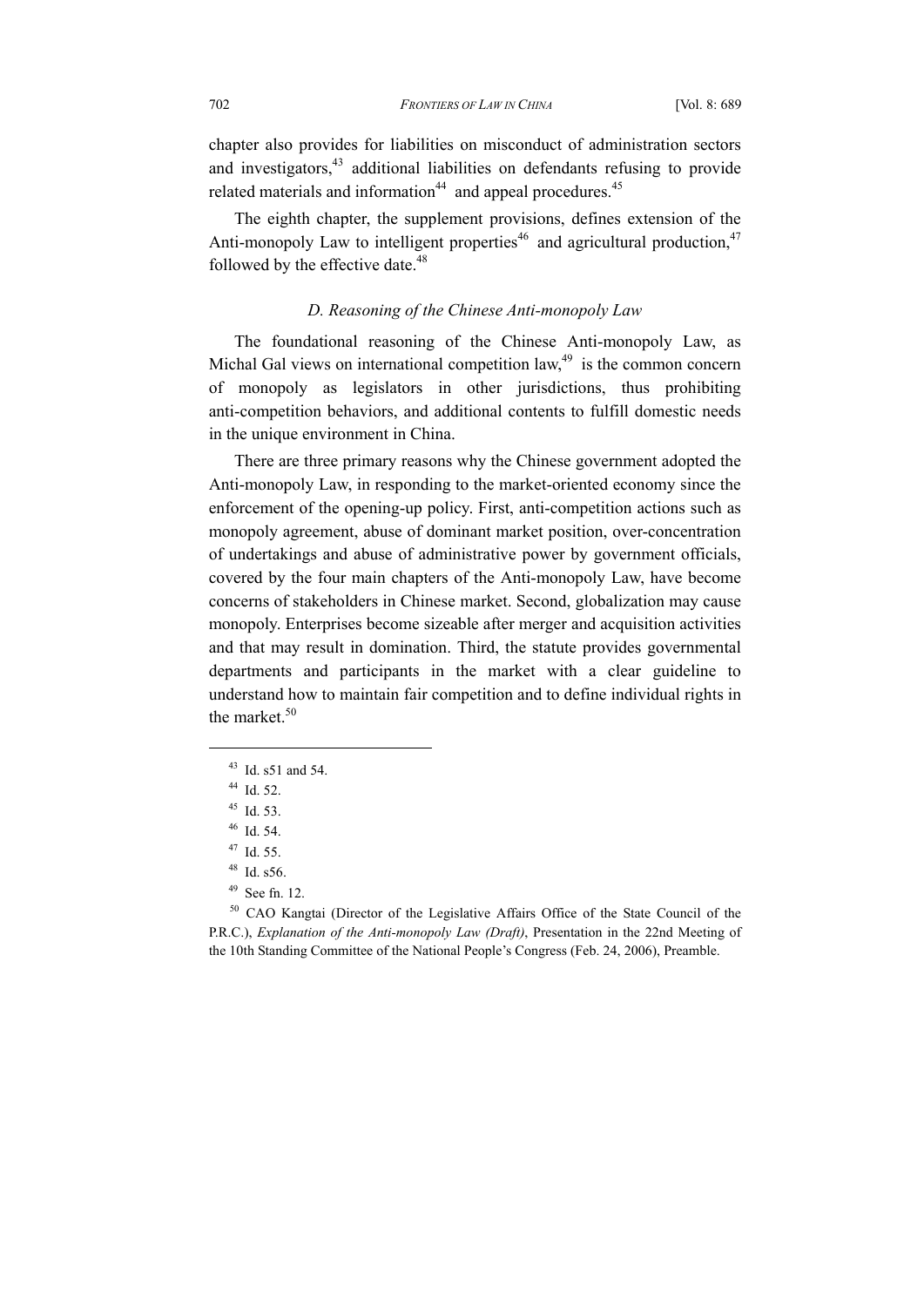chapter also provides for liabilities on misconduct of administration sectors and investigators,[43] additional liabilities on defendants refusing to provide related materials and information[44] and appeal procedures.[45]

The eighth chapter, the supplement provisions, defines extension of the Anti-monopoly Law to intelligent properties[46] and agricultural production,[47] followed by the effective date.[48]

### *D. Reasoning of the Chinese Anti-monopoly Law*

The foundational reasoning of the Chinese Anti-monopoly Law, as Michal Gal views on international competition law,[49] is the common concern of monopoly as legislators in other jurisdictions, thus prohibiting anti-competition behaviors, and additional contents to fulfill domestic needs in the unique environment in China.

There are three primary reasons why the Chinese government adopted the Anti-monopoly Law, in responding to the market-oriented economy since the enforcement of the opening-up policy. First, anti-competition actions such as monopoly agreement, abuse of dominant market position, over-concentration of undertakings and abuse of administrative power by government officials, covered by the four main chapters of the Anti-monopoly Law, have become concerns of stakeholders in Chinese market. Second, globalization may cause monopoly. Enterprises become sizeable after merger and acquisition activities and that may result in domination. Third, the statute provides governmental departments and participants in the market with a clear guideline to understand how to maintain fair competition and to define individual rights in the market.[50]

---

[43] Id. s51 and 54.

[44] Id. 52.

[45] Id. 53.

[46] Id. 54.

[47] Id. 55.

[48] Id. s56.

[49] See fn. 12.

[50] CAO Kangtai (Director of the Legislative Affairs Office of the State Council of the P.R.C.), *Explanation of the Anti-monopoly Law (Draft)*, Presentation in the 22nd Meeting of the 10th Standing Committee of the National People's Congress (Feb. 24, 2006), Preamble.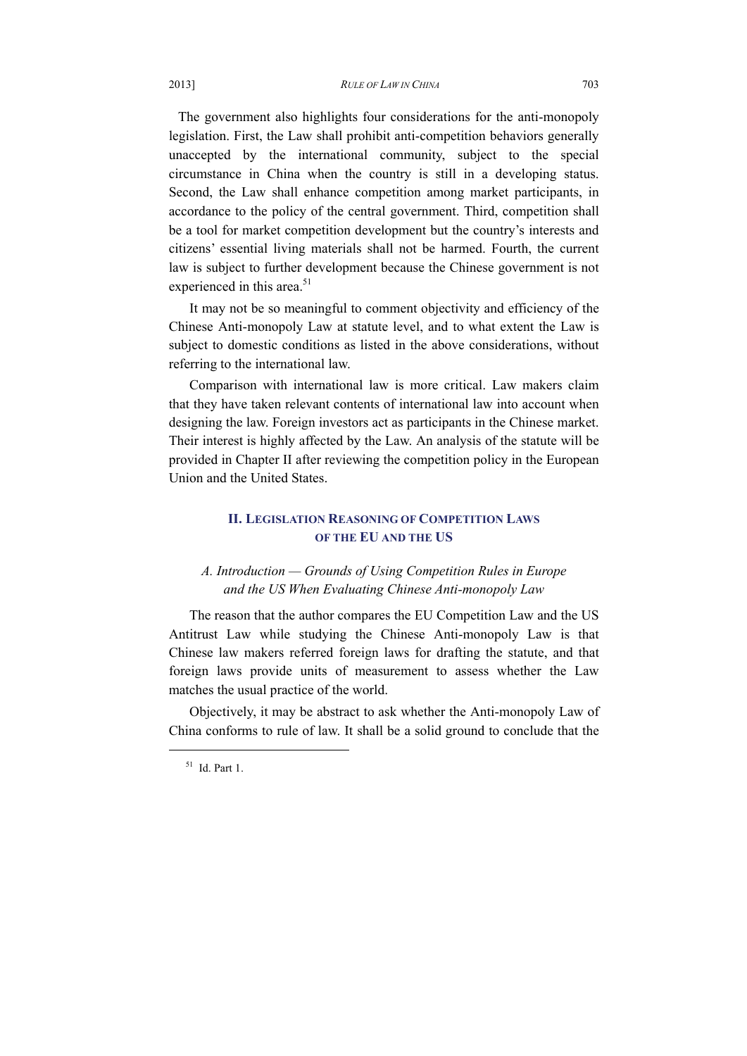The government also highlights four considerations for the anti-monopoly legislation. First, the Law shall prohibit anti-competition behaviors generally unaccepted by the international community, subject to the special circumstance in China when the country is still in a developing status. Second, the Law shall enhance competition among market participants, in accordance to the policy of the central government. Third, competition shall be a tool for market competition development but the country's interests and citizens' essential living materials shall not be harmed. Fourth, the current law is subject to further development because the Chinese government is not experienced in this area.[51]

It may not be so meaningful to comment objectivity and efficiency of the Chinese Anti-monopoly Law at statute level, and to what extent the Law is subject to domestic conditions as listed in the above considerations, without referring to the international law.

Comparison with international law is more critical. Law makers claim that they have taken relevant contents of international law into account when designing the law. Foreign investors act as participants in the Chinese market. Their interest is highly affected by the Law. An analysis of the statute will be provided in Chapter II after reviewing the competition policy in the European Union and the United States.

## II. Legislation Reasoning of Competition Laws of the EU and the US

### *A. Introduction — Grounds of Using Competition Rules in Europe and the US When Evaluating Chinese Anti-monopoly Law*

The reason that the author compares the EU Competition Law and the US Antitrust Law while studying the Chinese Anti-monopoly Law is that Chinese law makers referred foreign laws for drafting the statute, and that foreign laws provide units of measurement to assess whether the Law matches the usual practice of the world.

Objectively, it may be abstract to ask whether the Anti-monopoly Law of China conforms to rule of law. It shall be a solid ground to conclude that the

[51] Id. Part 1.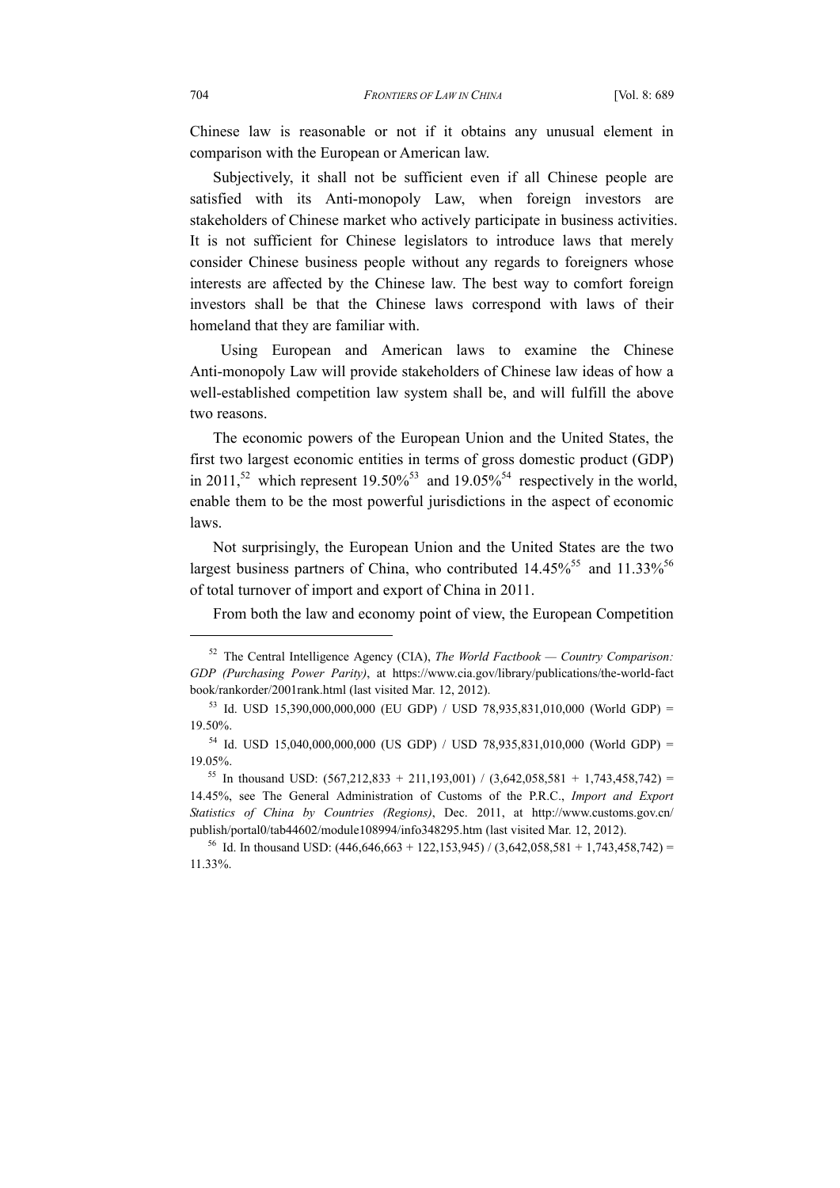Chinese law is reasonable or not if it obtains any unusual element in comparison with the European or American law.

Subjectively, it shall not be sufficient even if all Chinese people are satisfied with its Anti-monopoly Law, when foreign investors are stakeholders of Chinese market who actively participate in business activities. It is not sufficient for Chinese legislators to introduce laws that merely consider Chinese business people without any regards to foreigners whose interests are affected by the Chinese law. The best way to comfort foreign investors shall be that the Chinese laws correspond with laws of their homeland that they are familiar with.

Using European and American laws to examine the Chinese Anti-monopoly Law will provide stakeholders of Chinese law ideas of how a well-established competition law system shall be, and will fulfill the above two reasons.

The economic powers of the European Union and the United States, the first two largest economic entities in terms of gross domestic product (GDP) in 2011,[52] which represent 19.50%[53] and 19.05%[54] respectively in the world, enable them to be the most powerful jurisdictions in the aspect of economic laws.

Not surprisingly, the European Union and the United States are the two largest business partners of China, who contributed 14.45%[55] and 11.33%[56] of total turnover of import and export of China in 2011.

From both the law and economy point of view, the European Competition

---

[52] The Central Intelligence Agency (CIA), *The World Factbook — Country Comparison: GDP (Purchasing Power Parity)*, at https://www.cia.gov/library/publications/the-world-factbook/rankorder/2001rank.html (last visited Mar. 12, 2012).

[53] Id. USD 15,390,000,000,000 (EU GDP) / USD 78,935,831,010,000 (World GDP) = 19.50%.

[54] Id. USD 15,040,000,000,000 (US GDP) / USD 78,935,831,010,000 (World GDP) = 19.05%.

[55] In thousand USD: (567,212,833 + 211,193,001) / (3,642,058,581 + 1,743,458,742) = 14.45%, see The General Administration of Customs of the P.R.C., *Import and Export Statistics of China by Countries (Regions)*, Dec. 2011, at http://www.customs.gov.cn/publish/portal0/tab44602/module108994/info348295.htm (last visited Mar. 12, 2012).

[56] Id. In thousand USD: (446,646,663 + 122,153,945) / (3,642,058,581 + 1,743,458,742) = 11.33%.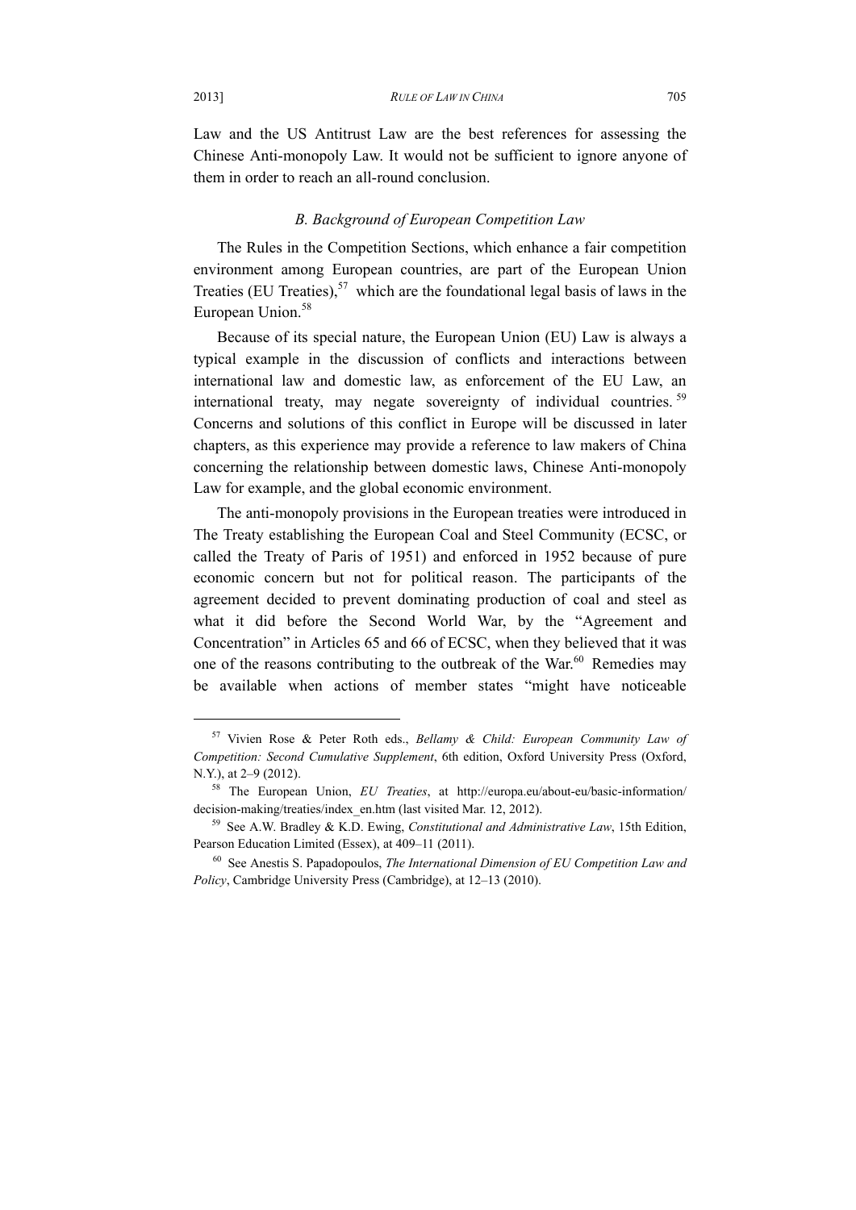Law and the US Antitrust Law are the best references for assessing the Chinese Anti-monopoly Law. It would not be sufficient to ignore anyone of them in order to reach an all-round conclusion.

### *B. Background of European Competition Law*

The Rules in the Competition Sections, which enhance a fair competition environment among European countries, are part of the European Union Treaties (EU Treaties),[57] which are the foundational legal basis of laws in the European Union.[58]

Because of its special nature, the European Union (EU) Law is always a typical example in the discussion of conflicts and interactions between international law and domestic law, as enforcement of the EU Law, an international treaty, may negate sovereignty of individual countries.[59] Concerns and solutions of this conflict in Europe will be discussed in later chapters, as this experience may provide a reference to law makers of China concerning the relationship between domestic laws, Chinese Anti-monopoly Law for example, and the global economic environment.

The anti-monopoly provisions in the European treaties were introduced in The Treaty establishing the European Coal and Steel Community (ECSC, or called the Treaty of Paris of 1951) and enforced in 1952 because of pure economic concern but not for political reason. The participants of the agreement decided to prevent dominating production of coal and steel as what it did before the Second World War, by the "Agreement and Concentration" in Articles 65 and 66 of ECSC, when they believed that it was one of the reasons contributing to the outbreak of the War.[60] Remedies may be available when actions of member states "might have noticeable

---

[57] Vivien Rose & Peter Roth eds., *Bellamy & Child: European Community Law of Competition: Second Cumulative Supplement*, 6th edition, Oxford University Press (Oxford, N.Y.), at 2–9 (2012).

[58] The European Union, *EU Treaties*, at http://europa.eu/about-eu/basic-information/decision-making/treaties/index_en.htm (last visited Mar. 12, 2012).

[59] See A.W. Bradley & K.D. Ewing, *Constitutional and Administrative Law*, 15th Edition, Pearson Education Limited (Essex), at 409–11 (2011).

[60] See Anestis S. Papadopoulos, *The International Dimension of EU Competition Law and Policy*, Cambridge University Press (Cambridge), at 12–13 (2010).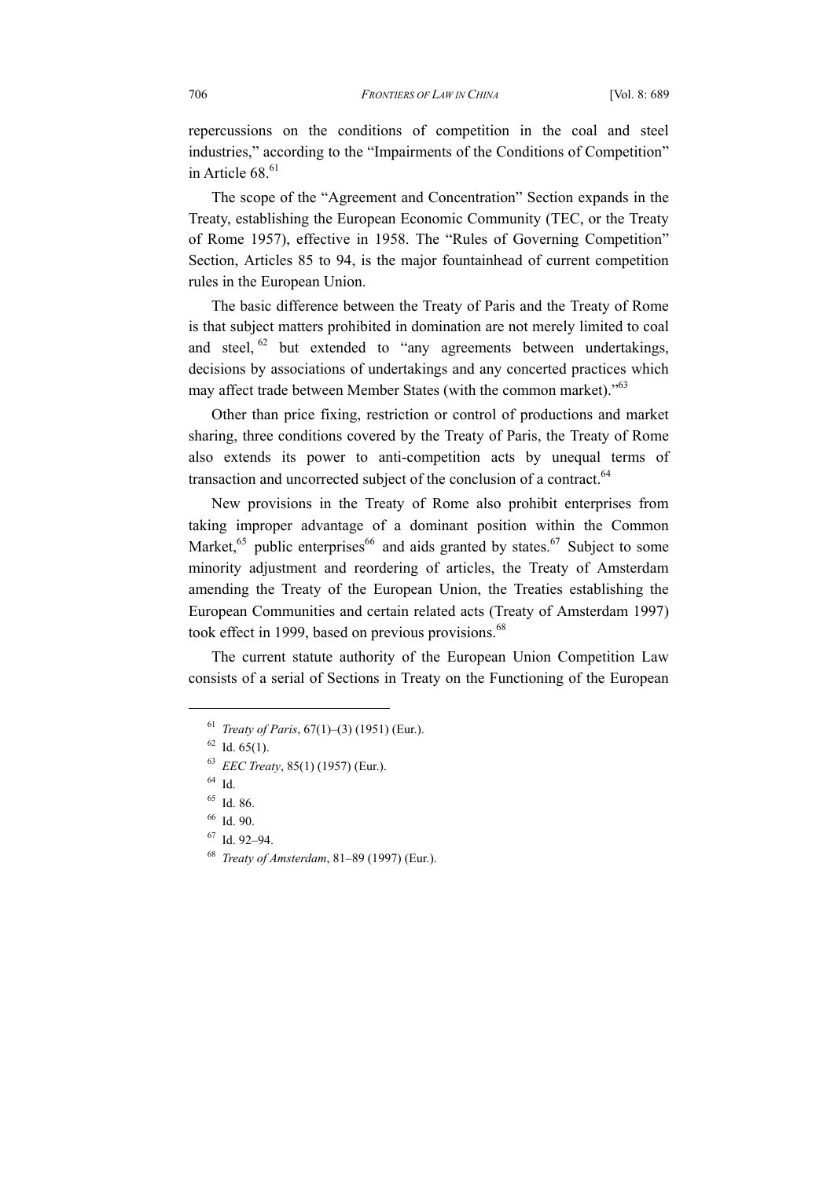repercussions on the conditions of competition in the coal and steel industries," according to the "Impairments of the Conditions of Competition" in Article 68.[61]

The scope of the "Agreement and Concentration" Section expands in the Treaty, establishing the European Economic Community (TEC, or the Treaty of Rome 1957), effective in 1958. The "Rules of Governing Competition" Section, Articles 85 to 94, is the major fountainhead of current competition rules in the European Union.

The basic difference between the Treaty of Paris and the Treaty of Rome is that subject matters prohibited in domination are not merely limited to coal and steel,[62] but extended to "any agreements between undertakings, decisions by associations of undertakings and any concerted practices which may affect trade between Member States (with the common market)."[63]

Other than price fixing, restriction or control of productions and market sharing, three conditions covered by the Treaty of Paris, the Treaty of Rome also extends its power to anti-competition acts by unequal terms of transaction and uncorrected subject of the conclusion of a contract.[64]

New provisions in the Treaty of Rome also prohibit enterprises from taking improper advantage of a dominant position within the Common Market,[65] public enterprises[66] and aids granted by states.[67] Subject to some minority adjustment and reordering of articles, the Treaty of Amsterdam amending the Treaty of the European Union, the Treaties establishing the European Communities and certain related acts (Treaty of Amsterdam 1997) took effect in 1999, based on previous provisions.[68]

The current statute authority of the European Union Competition Law consists of a serial of Sections in Treaty on the Functioning of the European

---

[61] *Treaty of Paris*, 67(1)–(3) (1951) (Eur.).

[62] Id. 65(1).

[63] *EEC Treaty*, 85(1) (1957) (Eur.).

[64] Id.

[65] Id. 86.

[66] Id. 90.

[67] Id. 92–94.

[68] *Treaty of Amsterdam*, 81–89 (1997) (Eur.).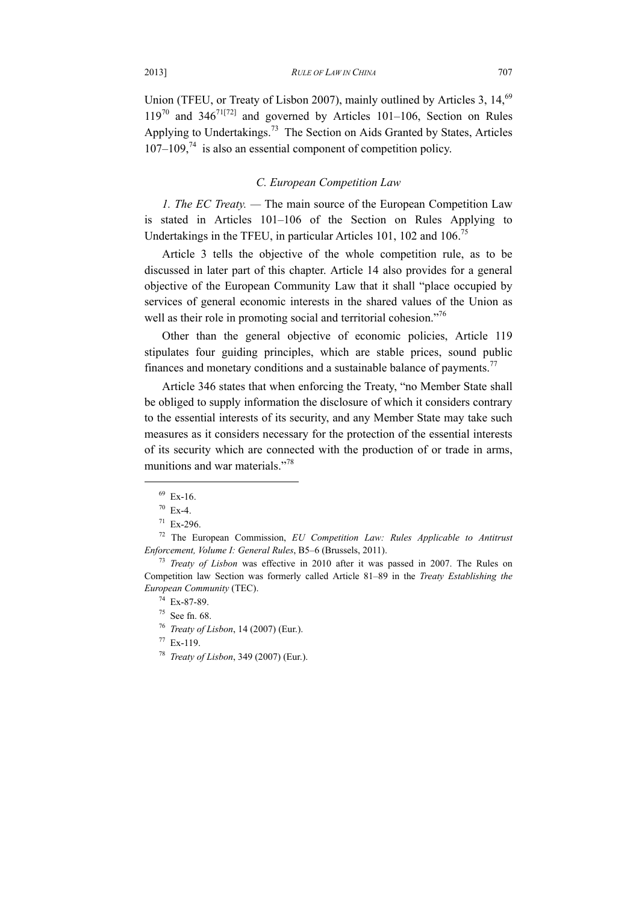Union (TFEU, or Treaty of Lisbon 2007), mainly outlined by Articles 3, 14,[69] 119[70] and 346[71][72] and governed by Articles 101–106, Section on Rules Applying to Undertakings.[73] The Section on Aids Granted by States, Articles 107–109,[74] is also an essential component of competition policy.

### *C. European Competition Law*

*1. The EC Treaty.* — The main source of the European Competition Law is stated in Articles 101–106 of the Section on Rules Applying to Undertakings in the TFEU, in particular Articles 101, 102 and 106.[75]

Article 3 tells the objective of the whole competition rule, as to be discussed in later part of this chapter. Article 14 also provides for a general objective of the European Community Law that it shall "place occupied by services of general economic interests in the shared values of the Union as well as their role in promoting social and territorial cohesion."[76]

Other than the general objective of economic policies, Article 119 stipulates four guiding principles, which are stable prices, sound public finances and monetary conditions and a sustainable balance of payments.[77]

Article 346 states that when enforcing the Treaty, "no Member State shall be obliged to supply information the disclosure of which it considers contrary to the essential interests of its security, and any Member State may take such measures as it considers necessary for the protection of the essential interests of its security which are connected with the production of or trade in arms, munitions and war materials."[78]

---

[69] Ex-16.

[70] Ex-4.

[71] Ex-296.

[72] The European Commission, *EU Competition Law: Rules Applicable to Antitrust Enforcement, Volume I: General Rules*, B5–6 (Brussels, 2011).

[73] *Treaty of Lisbon* was effective in 2010 after it was passed in 2007. The Rules on Competition law Section was formerly called Article 81–89 in the *Treaty Establishing the European Community* (TEC).

[74] Ex-87-89.

[75] See fn. 68.

[76] *Treaty of Lisbon*, 14 (2007) (Eur.).

[77] Ex-119.

[78] *Treaty of Lisbon*, 349 (2007) (Eur.).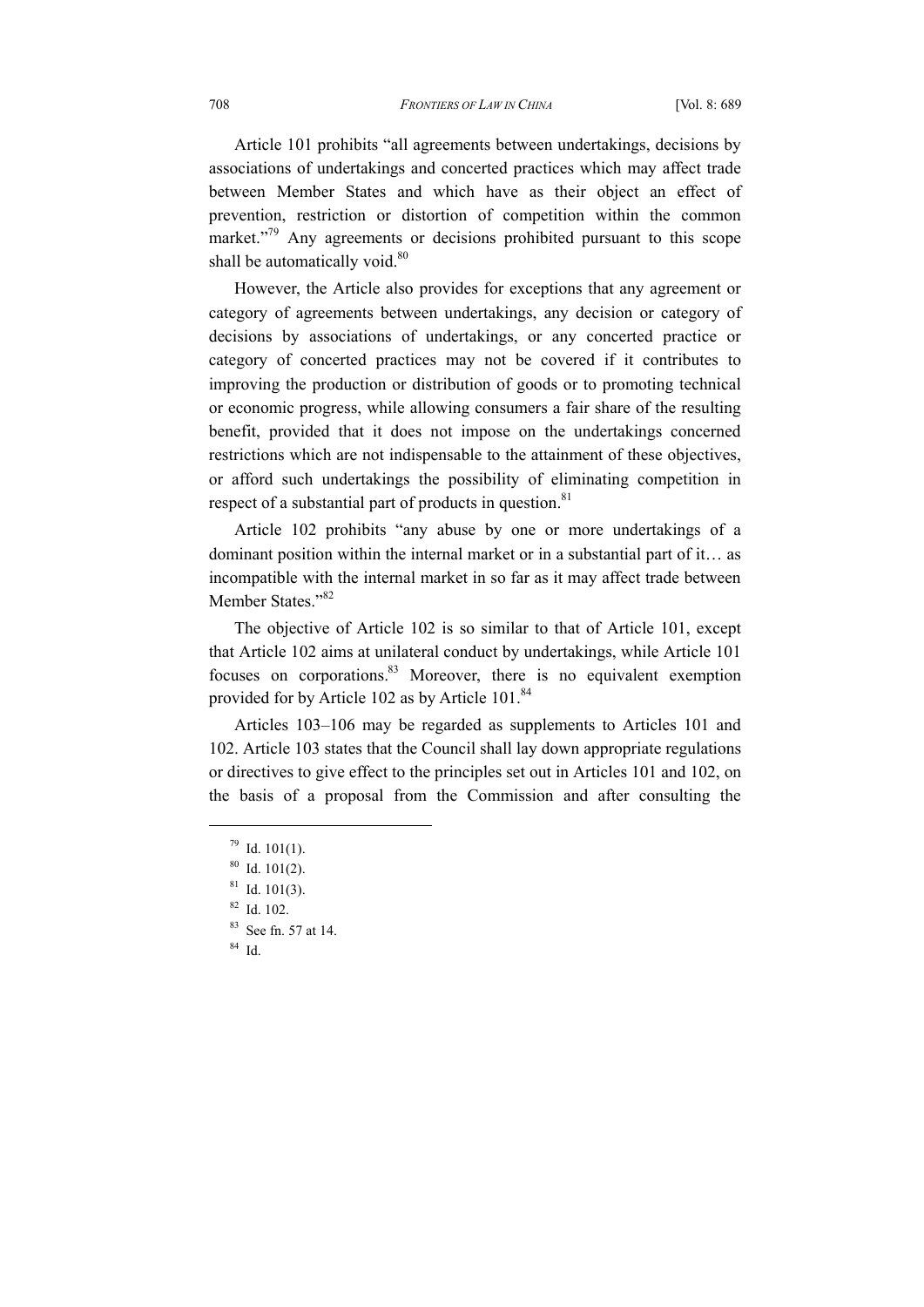Article 101 prohibits “all agreements between undertakings, decisions by associations of undertakings and concerted practices which may affect trade between Member States and which have as their object an effect of prevention, restriction or distortion of competition within the common market.”[79] Any agreements or decisions prohibited pursuant to this scope shall be automatically void.[80]

However, the Article also provides for exceptions that any agreement or category of agreements between undertakings, any decision or category of decisions by associations of undertakings, or any concerted practice or category of concerted practices may not be covered if it contributes to improving the production or distribution of goods or to promoting technical or economic progress, while allowing consumers a fair share of the resulting benefit, provided that it does not impose on the undertakings concerned restrictions which are not indispensable to the attainment of these objectives, or afford such undertakings the possibility of eliminating competition in respect of a substantial part of products in question.[81]

Article 102 prohibits “any abuse by one or more undertakings of a dominant position within the internal market or in a substantial part of it… as incompatible with the internal market in so far as it may affect trade between Member States.”[82]

The objective of Article 102 is so similar to that of Article 101, except that Article 102 aims at unilateral conduct by undertakings, while Article 101 focuses on corporations.[83] Moreover, there is no equivalent exemption provided for by Article 102 as by Article 101.[84]

Articles 103–106 may be regarded as supplements to Articles 101 and 102. Article 103 states that the Council shall lay down appropriate regulations or directives to give effect to the principles set out in Articles 101 and 102, on the basis of a proposal from the Commission and after consulting the

---

[79] Id. 101(1).

[80] Id. 101(2).

[81] Id. 101(3).

[82] Id. 102.

[83] See fn. 57 at 14.

[84] Id.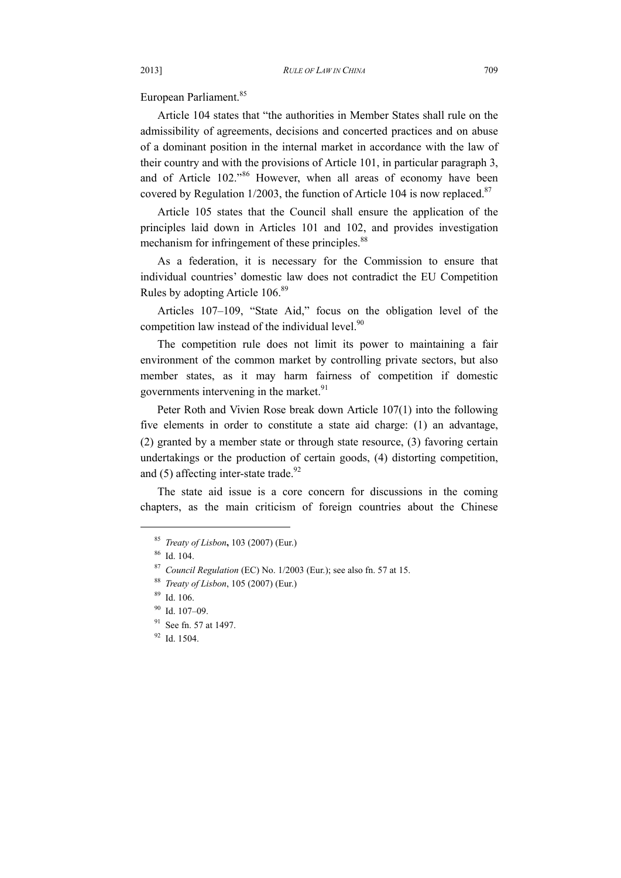European Parliament.[85]

Article 104 states that "the authorities in Member States shall rule on the admissibility of agreements, decisions and concerted practices and on abuse of a dominant position in the internal market in accordance with the law of their country and with the provisions of Article 101, in particular paragraph 3, and of Article 102."[86] However, when all areas of economy have been covered by Regulation 1/2003, the function of Article 104 is now replaced.[87]

Article 105 states that the Council shall ensure the application of the principles laid down in Articles 101 and 102, and provides investigation mechanism for infringement of these principles.[88]

As a federation, it is necessary for the Commission to ensure that individual countries' domestic law does not contradict the EU Competition Rules by adopting Article 106.[89]

Articles 107–109, "State Aid," focus on the obligation level of the competition law instead of the individual level.[90]

The competition rule does not limit its power to maintaining a fair environment of the common market by controlling private sectors, but also member states, as it may harm fairness of competition if domestic governments intervening in the market.[91]

Peter Roth and Vivien Rose break down Article 107(1) into the following five elements in order to constitute a state aid charge: (1) an advantage, (2) granted by a member state or through state resource, (3) favoring certain undertakings or the production of certain goods, (4) distorting competition, and (5) affecting inter-state trade.[92]

The state aid issue is a core concern for discussions in the coming chapters, as the main criticism of foreign countries about the Chinese

---

[85] *Treaty of Lisbon*, 103 (2007) (Eur.)

[86] Id. 104.

[87] *Council Regulation* (EC) No. 1/2003 (Eur.); see also fn. 57 at 15.

[88] *Treaty of Lisbon*, 105 (2007) (Eur.)

[89] Id. 106.

[90] Id. 107–09.

[91] See fn. 57 at 1497.

[92] Id. 1504.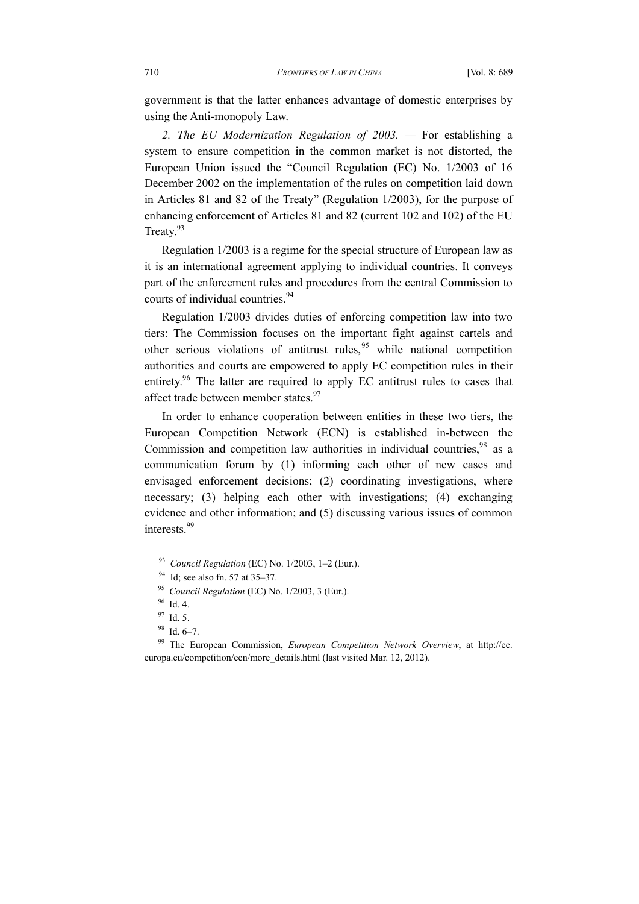government is that the latter enhances advantage of domestic enterprises by using the Anti-monopoly Law.

*2. The EU Modernization Regulation of 2003.* — For establishing a system to ensure competition in the common market is not distorted, the European Union issued the "Council Regulation (EC) No. 1/2003 of 16 December 2002 on the implementation of the rules on competition laid down in Articles 81 and 82 of the Treaty" (Regulation 1/2003), for the purpose of enhancing enforcement of Articles 81 and 82 (current 102 and 102) of the EU Treaty.[93]

Regulation 1/2003 is a regime for the special structure of European law as it is an international agreement applying to individual countries. It conveys part of the enforcement rules and procedures from the central Commission to courts of individual countries.[94]

Regulation 1/2003 divides duties of enforcing competition law into two tiers: The Commission focuses on the important fight against cartels and other serious violations of antitrust rules,[95] while national competition authorities and courts are empowered to apply EC competition rules in their entirety.[96] The latter are required to apply EC antitrust rules to cases that affect trade between member states.[97]

In order to enhance cooperation between entities in these two tiers, the European Competition Network (ECN) is established in-between the Commission and competition law authorities in individual countries,[98] as a communication forum by (1) informing each other of new cases and envisaged enforcement decisions; (2) coordinating investigations, where necessary; (3) helping each other with investigations; (4) exchanging evidence and other information; and (5) discussing various issues of common interests.[99]

---

[93] *Council Regulation* (EC) No. 1/2003, 1–2 (Eur.).

[94] Id; see also fn. 57 at 35–37.

[95] *Council Regulation* (EC) No. 1/2003, 3 (Eur.).

[96] Id. 4.

[97] Id. 5.

[98] Id. 6–7.

[99] The European Commission, *European Competition Network Overview*, at http://ec.europa.eu/competition/ecn/more_details.html (last visited Mar. 12, 2012).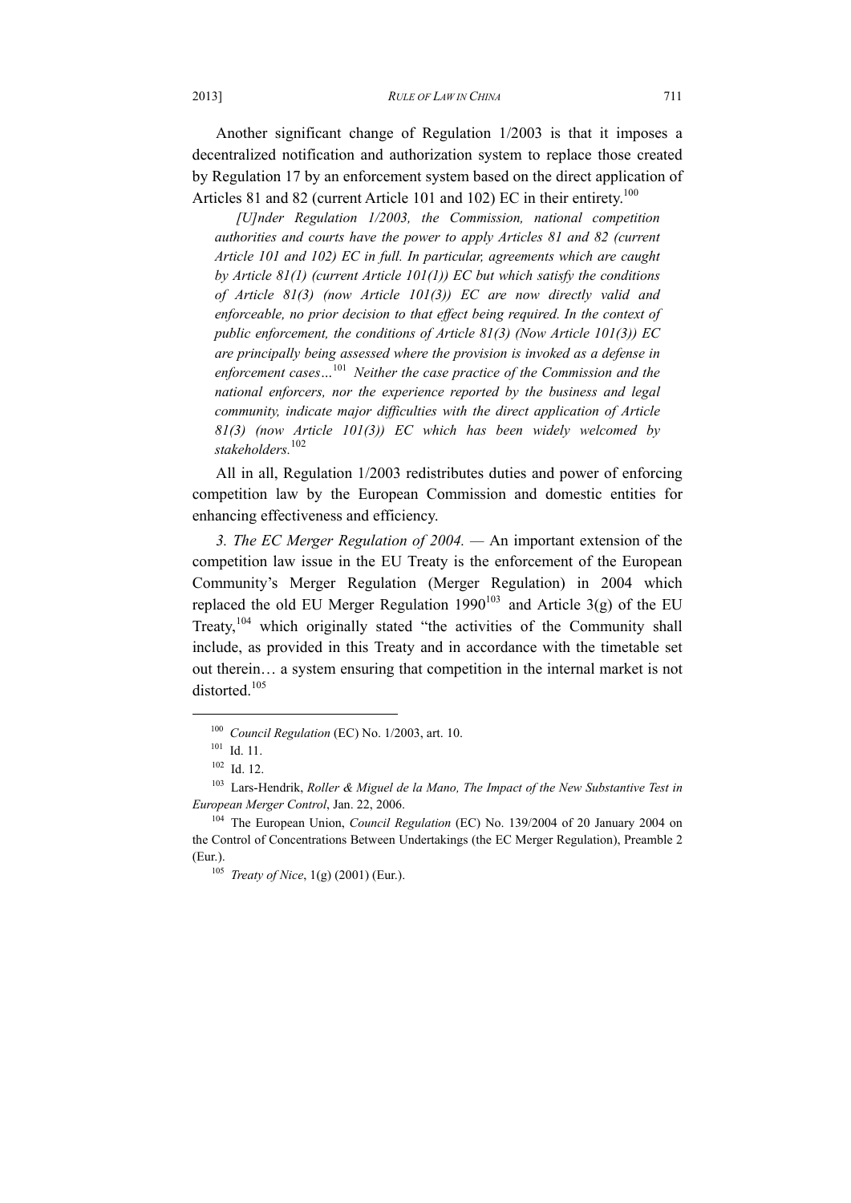Another significant change of Regulation 1/2003 is that it imposes a decentralized notification and authorization system to replace those created by Regulation 17 by an enforcement system based on the direct application of Articles 81 and 82 (current Article 101 and 102) EC in their entirety.[100]

> *[U]nder Regulation 1/2003, the Commission, national competition authorities and courts have the power to apply Articles 81 and 82 (current Article 101 and 102) EC in full. In particular, agreements which are caught by Article 81(1) (current Article 101(1)) EC but which satisfy the conditions of Article 81(3) (now Article 101(3)) EC are now directly valid and enforceable, no prior decision to that effect being required. In the context of public enforcement, the conditions of Article 81(3) (Now Article 101(3)) EC are principally being assessed where the provision is invoked as a defense in enforcement cases…*[101] *Neither the case practice of the Commission and the national enforcers, nor the experience reported by the business and legal community, indicate major difficulties with the direct application of Article 81(3) (now Article 101(3)) EC which has been widely welcomed by stakeholders.*[102]

All in all, Regulation 1/2003 redistributes duties and power of enforcing competition law by the European Commission and domestic entities for enhancing effectiveness and efficiency.

*3. The EC Merger Regulation of 2004.* — An important extension of the competition law issue in the EU Treaty is the enforcement of the European Community's Merger Regulation (Merger Regulation) in 2004 which replaced the old EU Merger Regulation 1990[103] and Article 3(g) of the EU Treaty,[104] which originally stated "the activities of the Community shall include, as provided in this Treaty and in accordance with the timetable set out therein… a system ensuring that competition in the internal market is not distorted.[105]

---

[100] *Council Regulation* (EC) No. 1/2003, art. 10.

[101] Id. 11.

[102] Id. 12.

[103] Lars-Hendrik, *Roller & Miguel de la Mano, The Impact of the New Substantive Test in European Merger Control*, Jan. 22, 2006.

[104] The European Union, *Council Regulation* (EC) No. 139/2004 of 20 January 2004 on the Control of Concentrations Between Undertakings (the EC Merger Regulation), Preamble 2 (Eur.).

[105] *Treaty of Nice*, 1(g) (2001) (Eur.).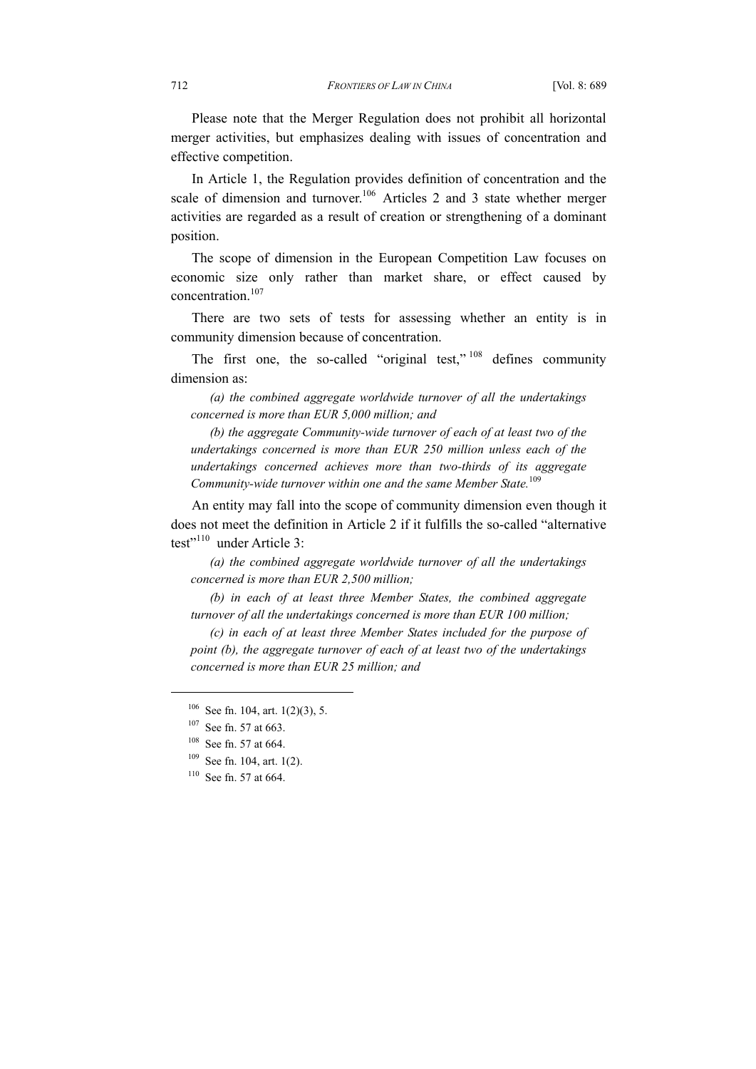Please note that the Merger Regulation does not prohibit all horizontal merger activities, but emphasizes dealing with issues of concentration and effective competition.

In Article 1, the Regulation provides definition of concentration and the scale of dimension and turnover.[106] Articles 2 and 3 state whether merger activities are regarded as a result of creation or strengthening of a dominant position.

The scope of dimension in the European Competition Law focuses on economic size only rather than market share, or effect caused by concentration.[107]

There are two sets of tests for assessing whether an entity is in community dimension because of concentration.

The first one, the so-called "original test,"[108] defines community dimension as:

> *(a) the combined aggregate worldwide turnover of all the undertakings concerned is more than EUR 5,000 million; and*
>
> *(b) the aggregate Community-wide turnover of each of at least two of the undertakings concerned is more than EUR 250 million unless each of the undertakings concerned achieves more than two-thirds of its aggregate Community-wide turnover within one and the same Member State.*[109]

An entity may fall into the scope of community dimension even though it does not meet the definition in Article 2 if it fulfills the so-called "alternative test"[110] under Article 3:

> *(a) the combined aggregate worldwide turnover of all the undertakings concerned is more than EUR 2,500 million;*
>
> *(b) in each of at least three Member States, the combined aggregate turnover of all the undertakings concerned is more than EUR 100 million;*
>
> *(c) in each of at least three Member States included for the purpose of point (b), the aggregate turnover of each of at least two of the undertakings concerned is more than EUR 25 million; and*

---

[106] See fn. 104, art. 1(2)(3), 5.

[107] See fn. 57 at 663.

[108] See fn. 57 at 664.

[109] See fn. 104, art. 1(2).

[110] See fn. 57 at 664.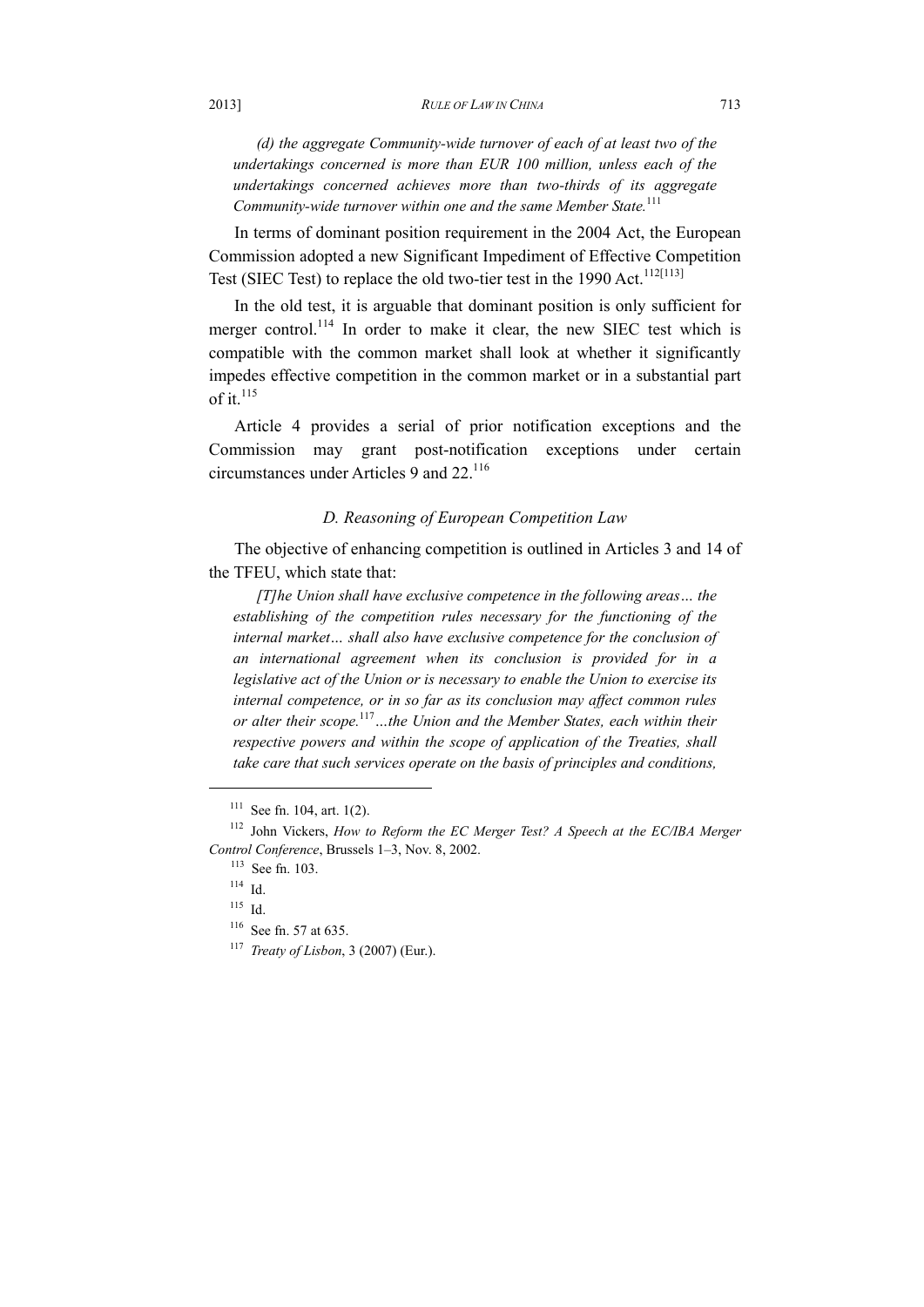*(d) the aggregate Community-wide turnover of each of at least two of the undertakings concerned is more than EUR 100 million, unless each of the undertakings concerned achieves more than two-thirds of its aggregate Community-wide turnover within one and the same Member State.*[111]

In terms of dominant position requirement in the 2004 Act, the European Commission adopted a new Significant Impediment of Effective Competition Test (SIEC Test) to replace the old two-tier test in the 1990 Act.[112][113]

In the old test, it is arguable that dominant position is only sufficient for merger control.[114] In order to make it clear, the new SIEC test which is compatible with the common market shall look at whether it significantly impedes effective competition in the common market or in a substantial part of it.[115]

Article 4 provides a serial of prior notification exceptions and the Commission may grant post-notification exceptions under certain circumstances under Articles 9 and 22.[116]

### *D. Reasoning of European Competition Law*

The objective of enhancing competition is outlined in Articles 3 and 14 of the TFEU, which state that:

*[T]he Union shall have exclusive competence in the following areas… the establishing of the competition rules necessary for the functioning of the internal market… shall also have exclusive competence for the conclusion of an international agreement when its conclusion is provided for in a legislative act of the Union or is necessary to enable the Union to exercise its internal competence, or in so far as its conclusion may affect common rules or alter their scope.*[117] *…the Union and the Member States, each within their respective powers and within the scope of application of the Treaties, shall take care that such services operate on the basis of principles and conditions,*

---

[111] See fn. 104, art. 1(2).

[112] John Vickers, *How to Reform the EC Merger Test? A Speech at the EC/IBA Merger Control Conference*, Brussels 1–3, Nov. 8, 2002.

[113] See fn. 103.

[114] Id.

[115] Id.

[116] See fn. 57 at 635.

[117] *Treaty of Lisbon*, 3 (2007) (Eur.).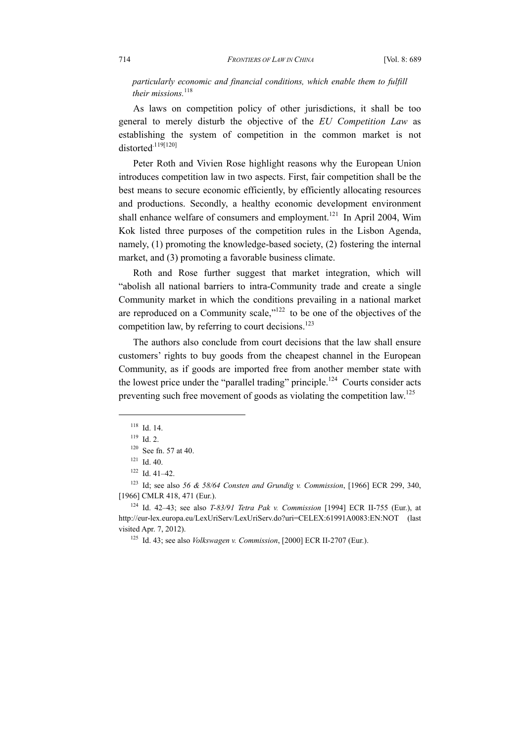*particularly economic and financial conditions, which enable them to fulfill their missions.*[118]

As laws on competition policy of other jurisdictions, it shall be too general to merely disturb the objective of the *EU Competition Law* as establishing the system of competition in the common market is not distorted.[119][120]

Peter Roth and Vivien Rose highlight reasons why the European Union introduces competition law in two aspects. First, fair competition shall be the best means to secure economic efficiently, by efficiently allocating resources and productions. Secondly, a healthy economic development environment shall enhance welfare of consumers and employment.[121] In April 2004, Wim Kok listed three purposes of the competition rules in the Lisbon Agenda, namely, (1) promoting the knowledge-based society, (2) fostering the internal market, and (3) promoting a favorable business climate.

Roth and Rose further suggest that market integration, which will "abolish all national barriers to intra-Community trade and create a single Community market in which the conditions prevailing in a national market are reproduced on a Community scale,"[122] to be one of the objectives of the competition law, by referring to court decisions.[123]

The authors also conclude from court decisions that the law shall ensure customers' rights to buy goods from the cheapest channel in the European Community, as if goods are imported free from another member state with the lowest price under the "parallel trading" principle.[124] Courts consider acts preventing such free movement of goods as violating the competition law.[125]

---

[118] Id. 14.

[119] Id. 2.

[120] See fn. 57 at 40.

[121] Id. 40.

[122] Id. 41–42.

[123] Id; see also *56 & 58/64 Consten and Grundig v. Commission*, [1966] ECR 299, 340, [1966] CMLR 418, 471 (Eur.).

[124] Id. 42–43; see also *T-83/91 Tetra Pak v. Commission* [1994] ECR II-755 (Eur.), at http://eur-lex.europa.eu/LexUriServ/LexUriServ.do?uri=CELEX:61991A0083:EN:NOT (last visited Apr. 7, 2012).

[125] Id. 43; see also *Volkswagen v. Commission*, [2000] ECR II-2707 (Eur.).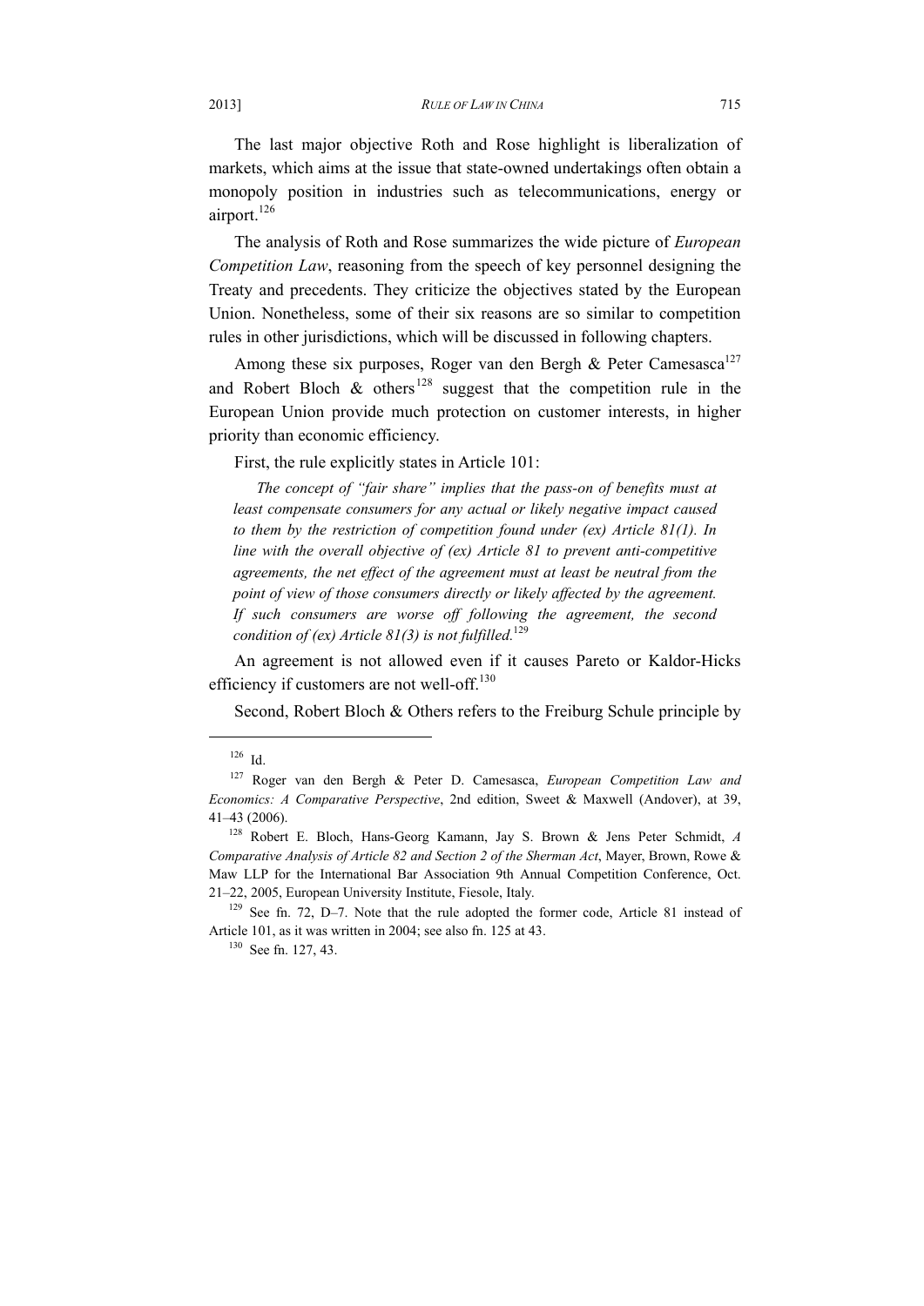The last major objective Roth and Rose highlight is liberalization of markets, which aims at the issue that state-owned undertakings often obtain a monopoly position in industries such as telecommunications, energy or airport.[126]

The analysis of Roth and Rose summarizes the wide picture of *European Competition Law*, reasoning from the speech of key personnel designing the Treaty and precedents. They criticize the objectives stated by the European Union. Nonetheless, some of their six reasons are so similar to competition rules in other jurisdictions, which will be discussed in following chapters.

Among these six purposes, Roger van den Bergh & Peter Camesasca[127] and Robert Bloch & others[128] suggest that the competition rule in the European Union provide much protection on customer interests, in higher priority than economic efficiency.

First, the rule explicitly states in Article 101:

> *The concept of "fair share" implies that the pass-on of benefits must at least compensate consumers for any actual or likely negative impact caused to them by the restriction of competition found under (ex) Article 81(1). In line with the overall objective of (ex) Article 81 to prevent anti-competitive agreements, the net effect of the agreement must at least be neutral from the point of view of those consumers directly or likely affected by the agreement. If such consumers are worse off following the agreement, the second condition of (ex) Article 81(3) is not fulfilled.*[129]

An agreement is not allowed even if it causes Pareto or Kaldor-Hicks efficiency if customers are not well-off.[130]

Second, Robert Bloch & Others refers to the Freiburg Schule principle by

---

[126] Id.

[127] Roger van den Bergh & Peter D. Camesasca, *European Competition Law and Economics: A Comparative Perspective*, 2nd edition, Sweet & Maxwell (Andover), at 39, 41–43 (2006).

[128] Robert E. Bloch, Hans-Georg Kamann, Jay S. Brown & Jens Peter Schmidt, *A Comparative Analysis of Article 82 and Section 2 of the Sherman Act*, Mayer, Brown, Rowe & Maw LLP for the International Bar Association 9th Annual Competition Conference, Oct. 21–22, 2005, European University Institute, Fiesole, Italy.

[129] See fn. 72, D–7. Note that the rule adopted the former code, Article 81 instead of Article 101, as it was written in 2004; see also fn. 125 at 43.

[130] See fn. 127, 43.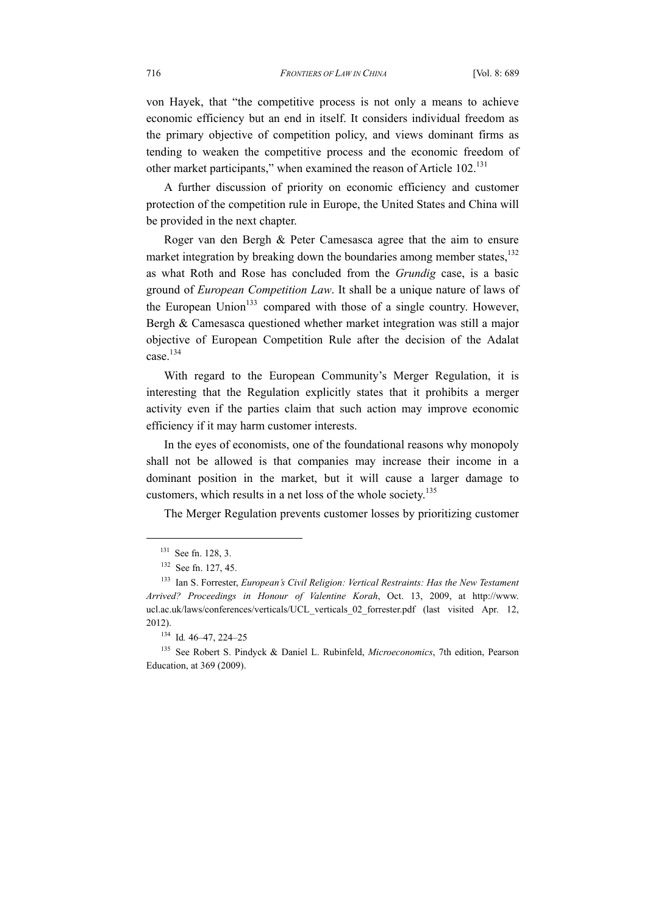von Hayek, that "the competitive process is not only a means to achieve economic efficiency but an end in itself. It considers individual freedom as the primary objective of competition policy, and views dominant firms as tending to weaken the competitive process and the economic freedom of other market participants," when examined the reason of Article 102.[131]

A further discussion of priority on economic efficiency and customer protection of the competition rule in Europe, the United States and China will be provided in the next chapter.

Roger van den Bergh & Peter Camesasca agree that the aim to ensure market integration by breaking down the boundaries among member states,[132] as what Roth and Rose has concluded from the *Grundig* case, is a basic ground of *European Competition Law*. It shall be a unique nature of laws of the European Union[133] compared with those of a single country. However, Bergh & Camesasca questioned whether market integration was still a major objective of European Competition Rule after the decision of the Adalat case.[134]

With regard to the European Community's Merger Regulation, it is interesting that the Regulation explicitly states that it prohibits a merger activity even if the parties claim that such action may improve economic efficiency if it may harm customer interests.

In the eyes of economists, one of the foundational reasons why monopoly shall not be allowed is that companies may increase their income in a dominant position in the market, but it will cause a larger damage to customers, which results in a net loss of the whole society.[135]

The Merger Regulation prevents customer losses by prioritizing customer

---

[131] See fn. 128, 3.

[132] See fn. 127, 45.

[133] Ian S. Forrester, *European's Civil Religion: Vertical Restraints: Has the New Testament Arrived? Proceedings in Honour of Valentine Korah*, Oct. 13, 2009, at http://www.ucl.ac.uk/laws/conferences/verticals/UCL_verticals_02_forrester.pdf (last visited Apr. 12, 2012).

[134] Id. 46–47, 224–25

[135] See Robert S. Pindyck & Daniel L. Rubinfeld, *Microeconomics*, 7th edition, Pearson Education, at 369 (2009).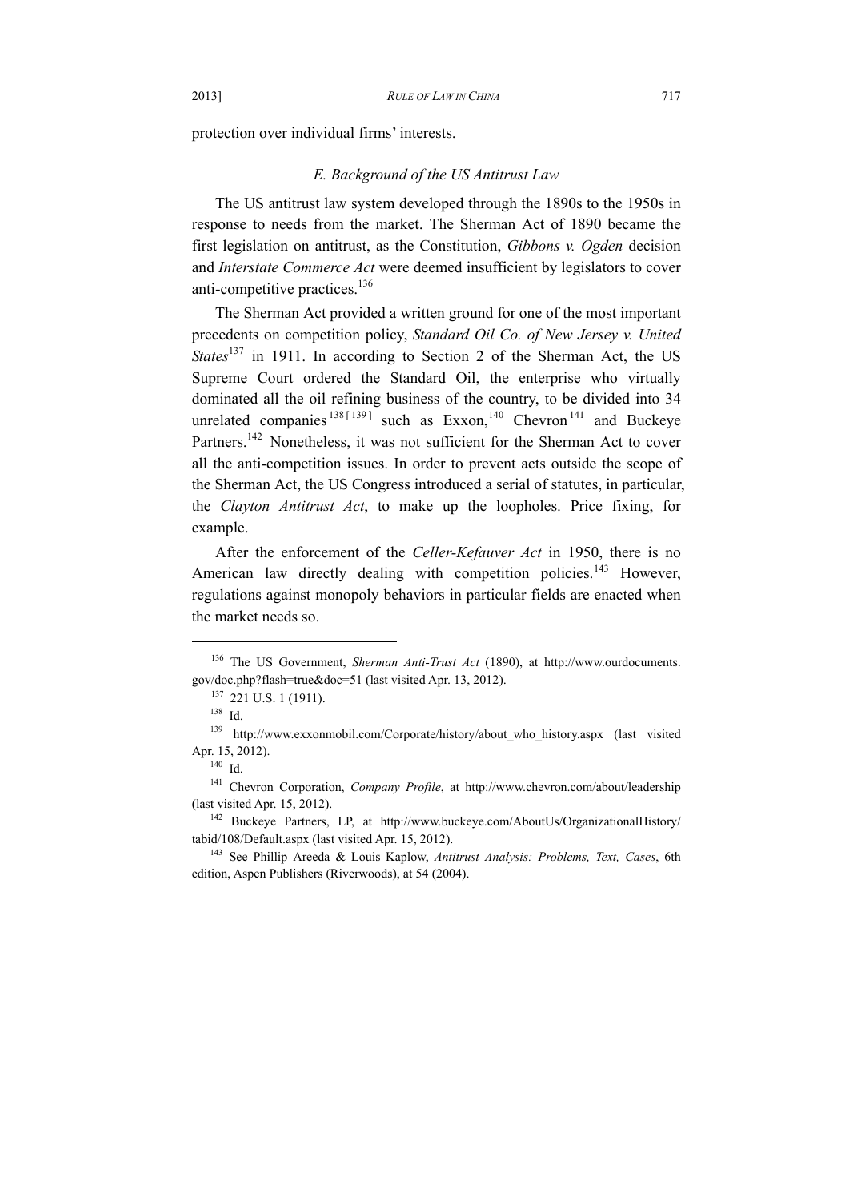protection over individual firms' interests.

### *E. Background of the US Antitrust Law*

The US antitrust law system developed through the 1890s to the 1950s in response to needs from the market. The Sherman Act of 1890 became the first legislation on antitrust, as the Constitution, *Gibbons v. Ogden* decision and *Interstate Commerce Act* were deemed insufficient by legislators to cover anti-competitive practices.[136]

The Sherman Act provided a written ground for one of the most important precedents on competition policy, *Standard Oil Co. of New Jersey v. United States*[137] in 1911. In according to Section 2 of the Sherman Act, the US Supreme Court ordered the Standard Oil, the enterprise who virtually dominated all the oil refining business of the country, to be divided into 34 unrelated companies[138][139] such as Exxon,[140] Chevron[141] and Buckeye Partners.[142] Nonetheless, it was not sufficient for the Sherman Act to cover all the anti-competition issues. In order to prevent acts outside the scope of the Sherman Act, the US Congress introduced a serial of statutes, in particular, the *Clayton Antitrust Act*, to make up the loopholes. Price fixing, for example.

After the enforcement of the *Celler-Kefauver Act* in 1950, there is no American law directly dealing with competition policies.[143] However, regulations against monopoly behaviors in particular fields are enacted when the market needs so.

---

[136] The US Government, *Sherman Anti-Trust Act* (1890), at http://www.ourdocuments.gov/doc.php?flash=true&doc=51 (last visited Apr. 13, 2012).

[137] 221 U.S. 1 (1911).

[138] Id.

[139] http://www.exxonmobil.com/Corporate/history/about_who_history.aspx (last visited Apr. 15, 2012).

[140] Id.

[141] Chevron Corporation, *Company Profile*, at http://www.chevron.com/about/leadership (last visited Apr. 15, 2012).

[142] Buckeye Partners, LP, at http://www.buckeye.com/AboutUs/OrganizationalHistory/tabid/108/Default.aspx (last visited Apr. 15, 2012).

[143] See Phillip Areeda & Louis Kaplow, *Antitrust Analysis: Problems, Text, Cases*, 6th edition, Aspen Publishers (Riverwoods), at 54 (2004).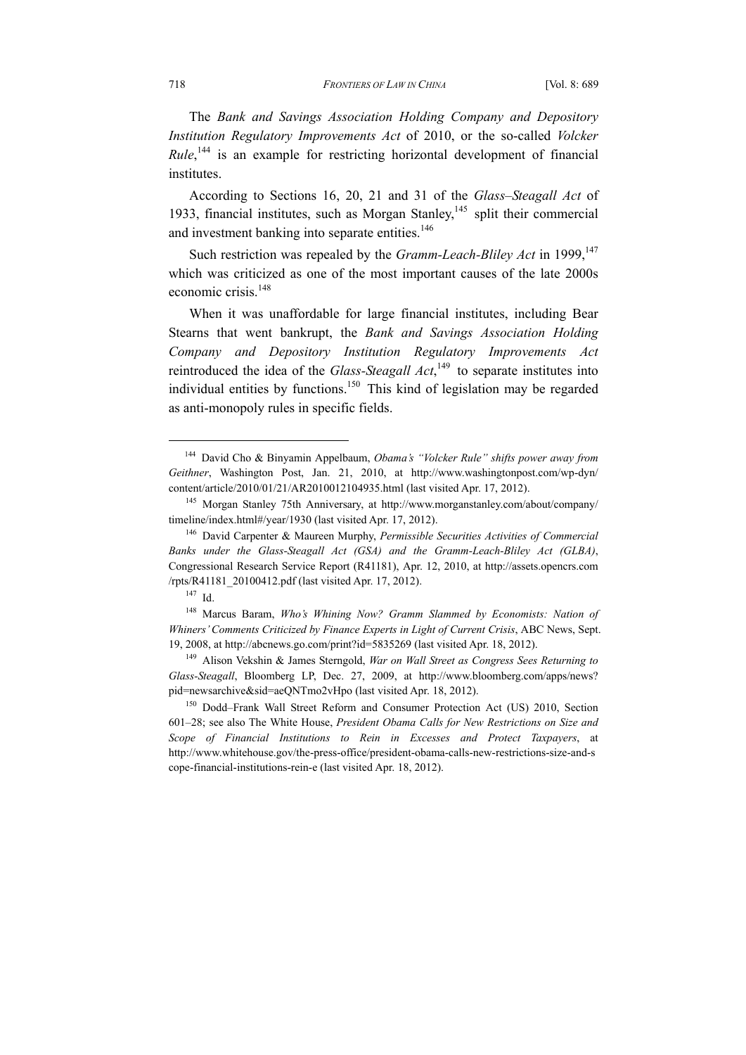The *Bank and Savings Association Holding Company and Depository Institution Regulatory Improvements Act* of 2010, or the so-called *Volcker Rule*,[144] is an example for restricting horizontal development of financial institutes.

According to Sections 16, 20, 21 and 31 of the *Glass–Steagall Act* of 1933, financial institutes, such as Morgan Stanley,[145] split their commercial and investment banking into separate entities.[146]

Such restriction was repealed by the *Gramm-Leach-Bliley Act* in 1999,[147] which was criticized as one of the most important causes of the late 2000s economic crisis.[148]

When it was unaffordable for large financial institutes, including Bear Stearns that went bankrupt, the *Bank and Savings Association Holding Company and Depository Institution Regulatory Improvements Act* reintroduced the idea of the *Glass-Steagall Act*,[149] to separate institutes into individual entities by functions.[150] This kind of legislation may be regarded as anti-monopoly rules in specific fields.

---

[144] David Cho & Binyamin Appelbaum, *Obama's "Volcker Rule" shifts power away from Geithner*, Washington Post, Jan. 21, 2010, at http://www.washingtonpost.com/wp-dyn/content/article/2010/01/21/AR2010012104935.html (last visited Apr. 17, 2012).

[145] Morgan Stanley 75th Anniversary, at http://www.morganstanley.com/about/company/timeline/index.html#/year/1930 (last visited Apr. 17, 2012).

[146] David Carpenter & Maureen Murphy, *Permissible Securities Activities of Commercial Banks under the Glass-Steagall Act (GSA) and the Gramm-Leach-Bliley Act (GLBA)*, Congressional Research Service Report (R41181), Apr. 12, 2010, at http://assets.opencrs.com/rpts/R41181_20100412.pdf (last visited Apr. 17, 2012).

[147] Id.

[148] Marcus Baram, *Who's Whining Now? Gramm Slammed by Economists: Nation of Whiners' Comments Criticized by Finance Experts in Light of Current Crisis*, ABC News, Sept. 19, 2008, at http://abcnews.go.com/print?id=5835269 (last visited Apr. 18, 2012).

[149] Alison Vekshin & James Sterngold, *War on Wall Street as Congress Sees Returning to Glass-Steagall*, Bloomberg LP, Dec. 27, 2009, at http://www.bloomberg.com/apps/news?pid=newsarchive&sid=aeQNTmo2vHpo (last visited Apr. 18, 2012).

[150] Dodd–Frank Wall Street Reform and Consumer Protection Act (US) 2010, Section 601–28; see also The White House, *President Obama Calls for New Restrictions on Size and Scope of Financial Institutions to Rein in Excesses and Protect Taxpayers*, at http://www.whitehouse.gov/the-press-office/president-obama-calls-new-restrictions-size-and-scope-financial-institutions-rein-e (last visited Apr. 18, 2012).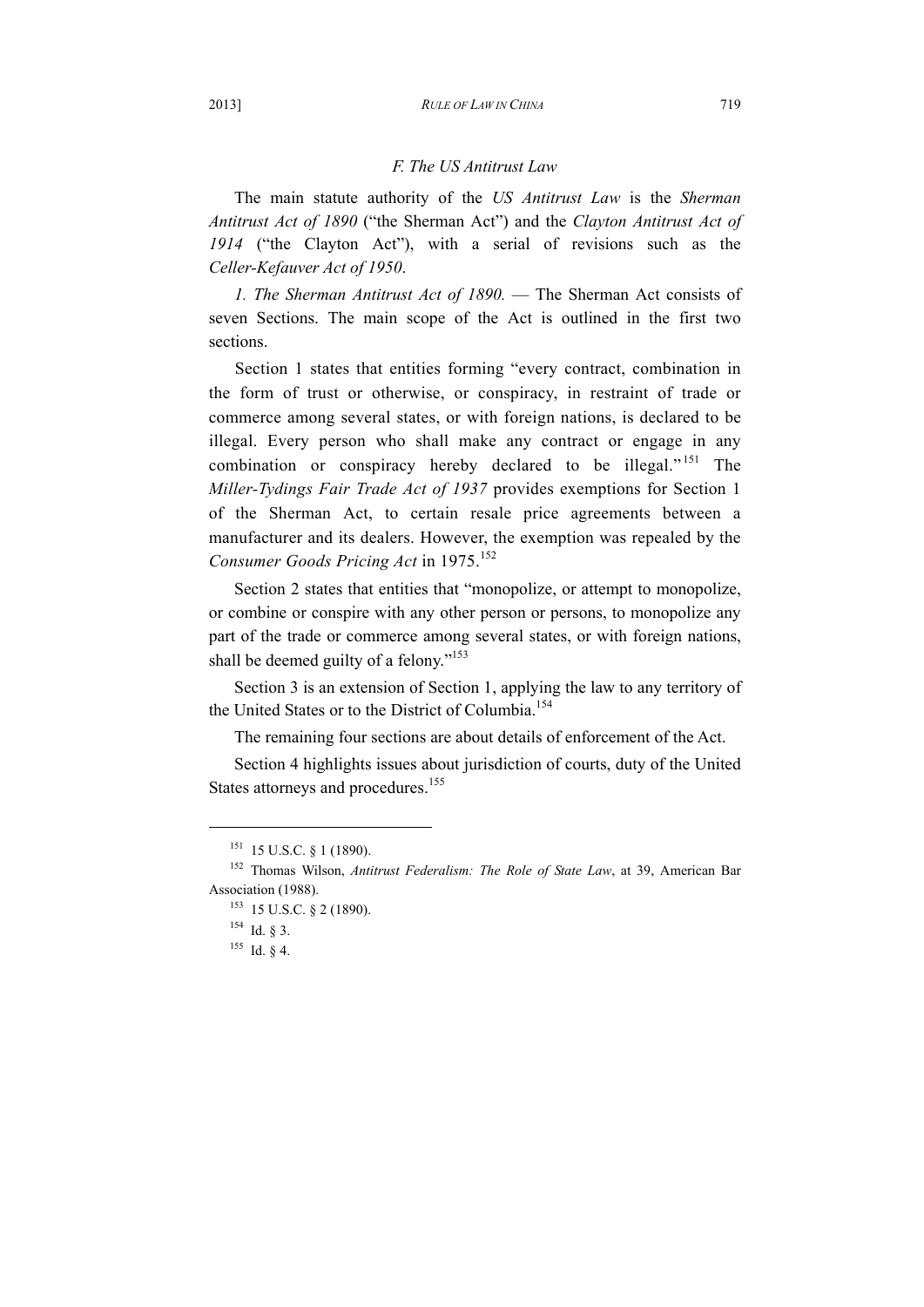### *F. The US Antitrust Law*

The main statute authority of the *US Antitrust Law* is the *Sherman Antitrust Act of 1890* ("the Sherman Act") and the *Clayton Antitrust Act of 1914* ("the Clayton Act"), with a serial of revisions such as the *Celler-Kefauver Act of 1950*.

*1. The Sherman Antitrust Act of 1890.* — The Sherman Act consists of seven Sections. The main scope of the Act is outlined in the first two sections.

Section 1 states that entities forming "every contract, combination in the form of trust or otherwise, or conspiracy, in restraint of trade or commerce among several states, or with foreign nations, is declared to be illegal. Every person who shall make any contract or engage in any combination or conspiracy hereby declared to be illegal."[151] The *Miller-Tydings Fair Trade Act of 1937* provides exemptions for Section 1 of the Sherman Act, to certain resale price agreements between a manufacturer and its dealers. However, the exemption was repealed by the *Consumer Goods Pricing Act* in 1975.[152]

Section 2 states that entities that "monopolize, or attempt to monopolize, or combine or conspire with any other person or persons, to monopolize any part of the trade or commerce among several states, or with foreign nations, shall be deemed guilty of a felony."[153]

Section 3 is an extension of Section 1, applying the law to any territory of the United States or to the District of Columbia.[154]

The remaining four sections are about details of enforcement of the Act.

Section 4 highlights issues about jurisdiction of courts, duty of the United States attorneys and procedures.[155]

---

[151] 15 U.S.C. § 1 (1890).

[152] Thomas Wilson, *Antitrust Federalism: The Role of State Law*, at 39, American Bar Association (1988).

[153] 15 U.S.C. § 2 (1890).

[154] Id. § 3.

[155] Id. § 4.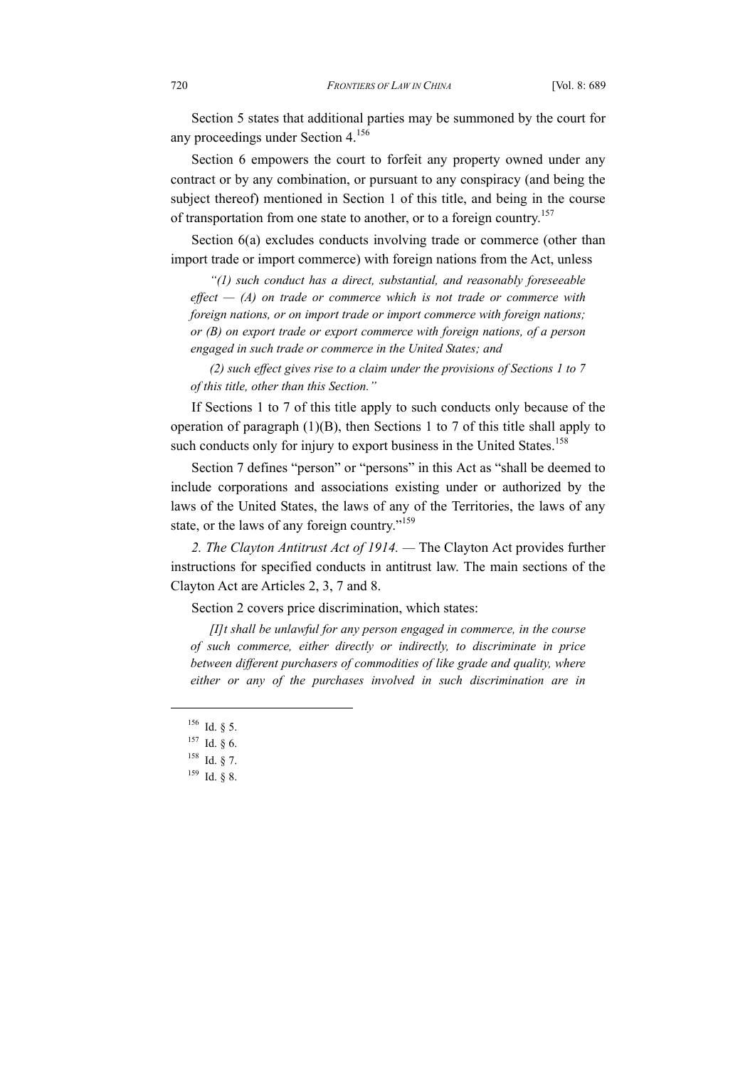Section 5 states that additional parties may be summoned by the court for any proceedings under Section 4.[156]

Section 6 empowers the court to forfeit any property owned under any contract or by any combination, or pursuant to any conspiracy (and being the subject thereof) mentioned in Section 1 of this title, and being in the course of transportation from one state to another, or to a foreign country.[157]

Section 6(a) excludes conducts involving trade or commerce (other than import trade or import commerce) with foreign nations from the Act, unless

> *"(1) such conduct has a direct, substantial, and reasonably foreseeable effect — (A) on trade or commerce which is not trade or commerce with foreign nations, or on import trade or import commerce with foreign nations; or (B) on export trade or export commerce with foreign nations, of a person engaged in such trade or commerce in the United States; and*
>
> *(2) such effect gives rise to a claim under the provisions of Sections 1 to 7 of this title, other than this Section."*

If Sections 1 to 7 of this title apply to such conducts only because of the operation of paragraph (1)(B), then Sections 1 to 7 of this title shall apply to such conducts only for injury to export business in the United States.[158]

Section 7 defines "person" or "persons" in this Act as "shall be deemed to include corporations and associations existing under or authorized by the laws of the United States, the laws of any of the Territories, the laws of any state, or the laws of any foreign country."[159]

*2. The Clayton Antitrust Act of 1914.* — The Clayton Act provides further instructions for specified conducts in antitrust law. The main sections of the Clayton Act are Articles 2, 3, 7 and 8.

Section 2 covers price discrimination, which states:

> *[I]t shall be unlawful for any person engaged in commerce, in the course of such commerce, either directly or indirectly, to discriminate in price between different purchasers of commodities of like grade and quality, where either or any of the purchases involved in such discrimination are in*

---

[156] Id. § 5.

[157] Id. § 6.

[158] Id. § 7.

[159] Id. § 8.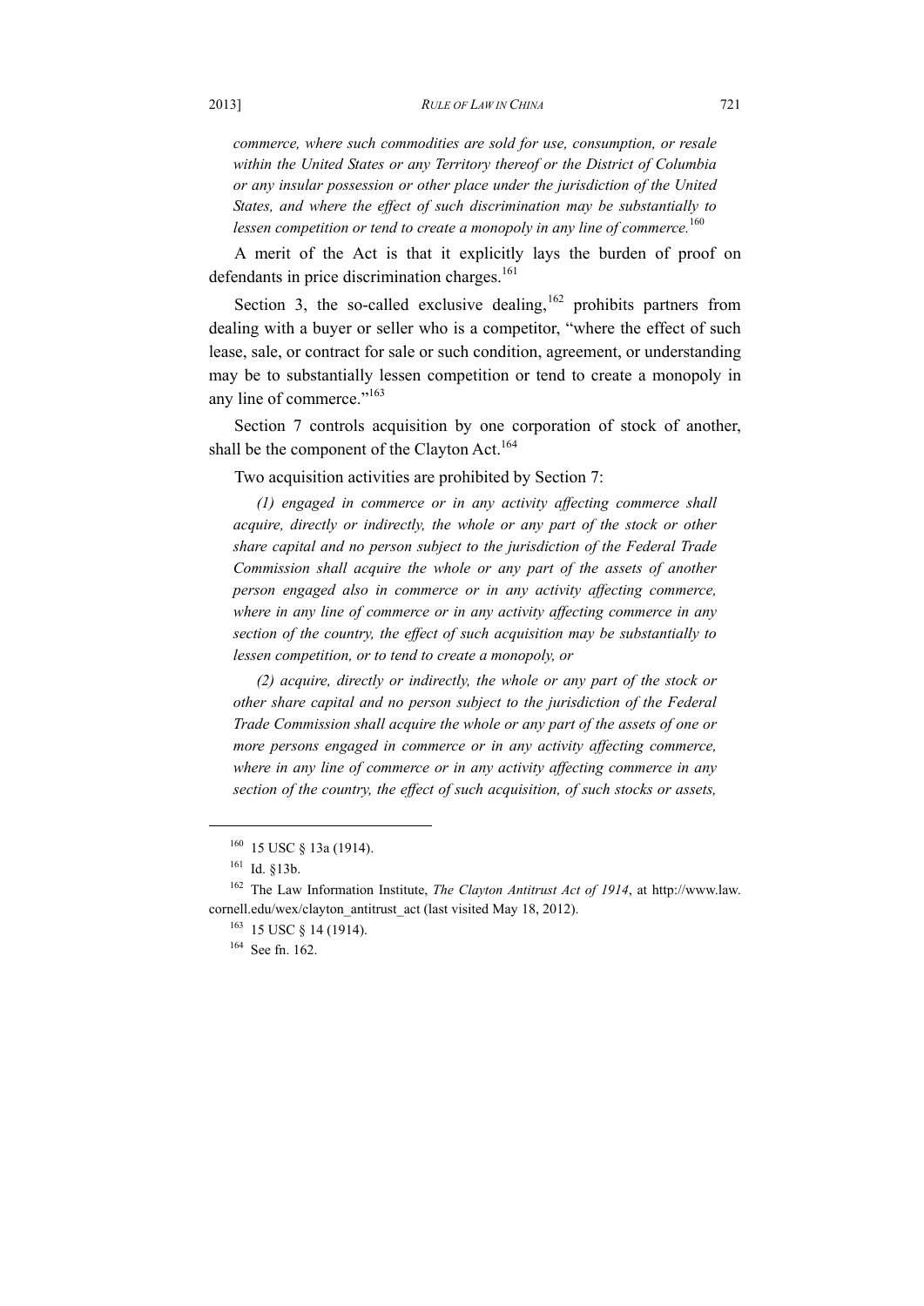*commerce, where such commodities are sold for use, consumption, or resale within the United States or any Territory thereof or the District of Columbia or any insular possession or other place under the jurisdiction of the United States, and where the effect of such discrimination may be substantially to lessen competition or tend to create a monopoly in any line of commerce.*[160]

A merit of the Act is that it explicitly lays the burden of proof on defendants in price discrimination charges.[161]

Section 3, the so-called exclusive dealing,[162] prohibits partners from dealing with a buyer or seller who is a competitor, "where the effect of such lease, sale, or contract for sale or such condition, agreement, or understanding may be to substantially lessen competition or tend to create a monopoly in any line of commerce."[163]

Section 7 controls acquisition by one corporation of stock of another, shall be the component of the Clayton Act.[164]

Two acquisition activities are prohibited by Section 7:

*(1) engaged in commerce or in any activity affecting commerce shall acquire, directly or indirectly, the whole or any part of the stock or other share capital and no person subject to the jurisdiction of the Federal Trade Commission shall acquire the whole or any part of the assets of another person engaged also in commerce or in any activity affecting commerce, where in any line of commerce or in any activity affecting commerce in any section of the country, the effect of such acquisition may be substantially to lessen competition, or to tend to create a monopoly, or*

*(2) acquire, directly or indirectly, the whole or any part of the stock or other share capital and no person subject to the jurisdiction of the Federal Trade Commission shall acquire the whole or any part of the assets of one or more persons engaged in commerce or in any activity affecting commerce, where in any line of commerce or in any activity affecting commerce in any section of the country, the effect of such acquisition, of such stocks or assets,*

---

[160] 15 USC § 13a (1914).

[161] Id. §13b.

[162] The Law Information Institute, *The Clayton Antitrust Act of 1914*, at http://www.law.cornell.edu/wex/clayton_antitrust_act (last visited May 18, 2012).

[163] 15 USC § 14 (1914).

[164] See fn. 162.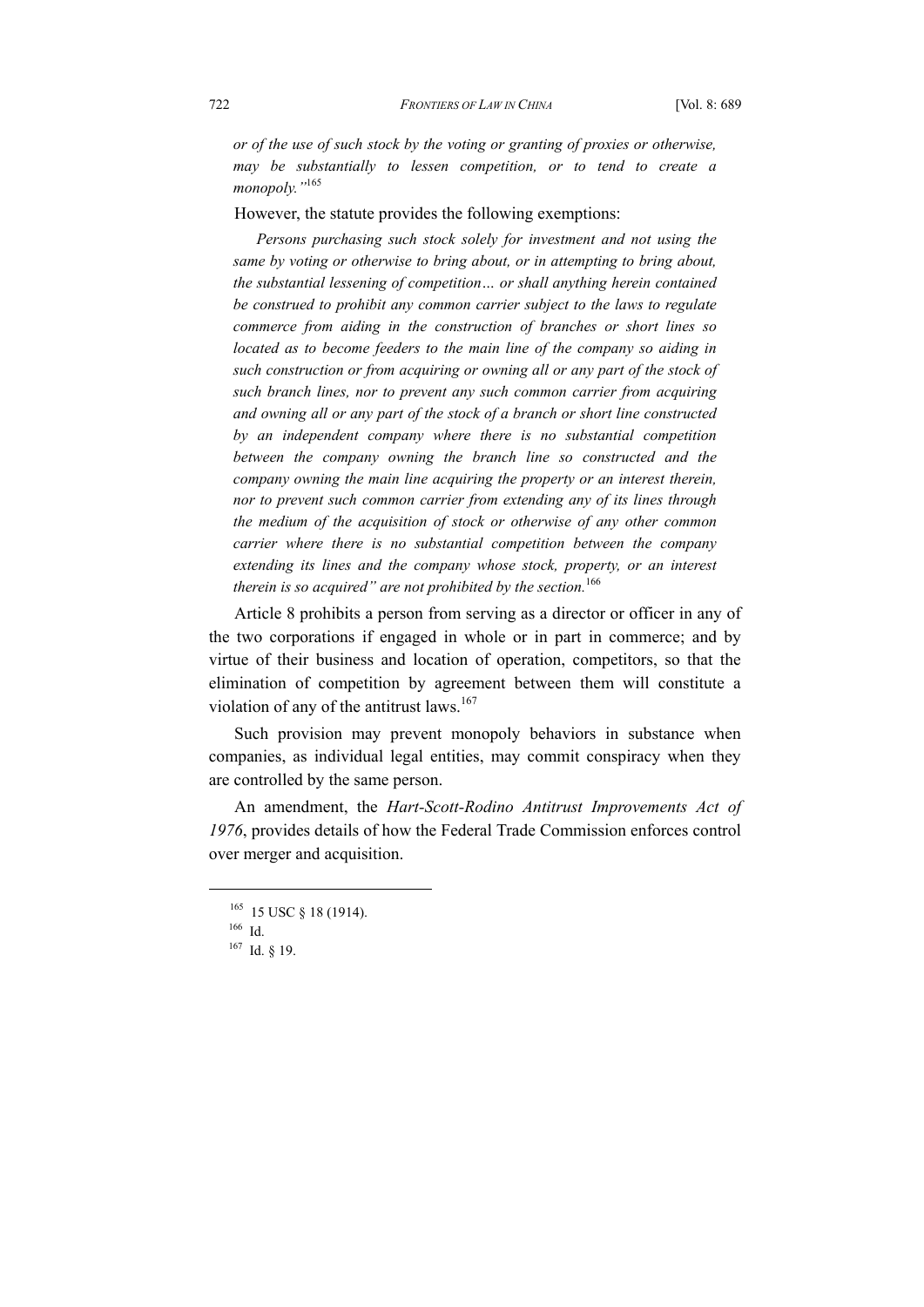*or of the use of such stock by the voting or granting of proxies or otherwise, may be substantially to lessen competition, or to tend to create a monopoly."*[165]

However, the statute provides the following exemptions:

*Persons purchasing such stock solely for investment and not using the same by voting or otherwise to bring about, or in attempting to bring about, the substantial lessening of competition… or shall anything herein contained be construed to prohibit any common carrier subject to the laws to regulate commerce from aiding in the construction of branches or short lines so located as to become feeders to the main line of the company so aiding in such construction or from acquiring or owning all or any part of the stock of such branch lines, nor to prevent any such common carrier from acquiring and owning all or any part of the stock of a branch or short line constructed by an independent company where there is no substantial competition between the company owning the branch line so constructed and the company owning the main line acquiring the property or an interest therein, nor to prevent such common carrier from extending any of its lines through the medium of the acquisition of stock or otherwise of any other common carrier where there is no substantial competition between the company extending its lines and the company whose stock, property, or an interest therein is so acquired" are not prohibited by the section.*[166]

Article 8 prohibits a person from serving as a director or officer in any of the two corporations if engaged in whole or in part in commerce; and by virtue of their business and location of operation, competitors, so that the elimination of competition by agreement between them will constitute a violation of any of the antitrust laws.[167]

Such provision may prevent monopoly behaviors in substance when companies, as individual legal entities, may commit conspiracy when they are controlled by the same person.

An amendment, the *Hart-Scott-Rodino Antitrust Improvements Act of 1976*, provides details of how the Federal Trade Commission enforces control over merger and acquisition.

---

[165] 15 USC § 18 (1914).

[166] Id.

[167] Id. § 19.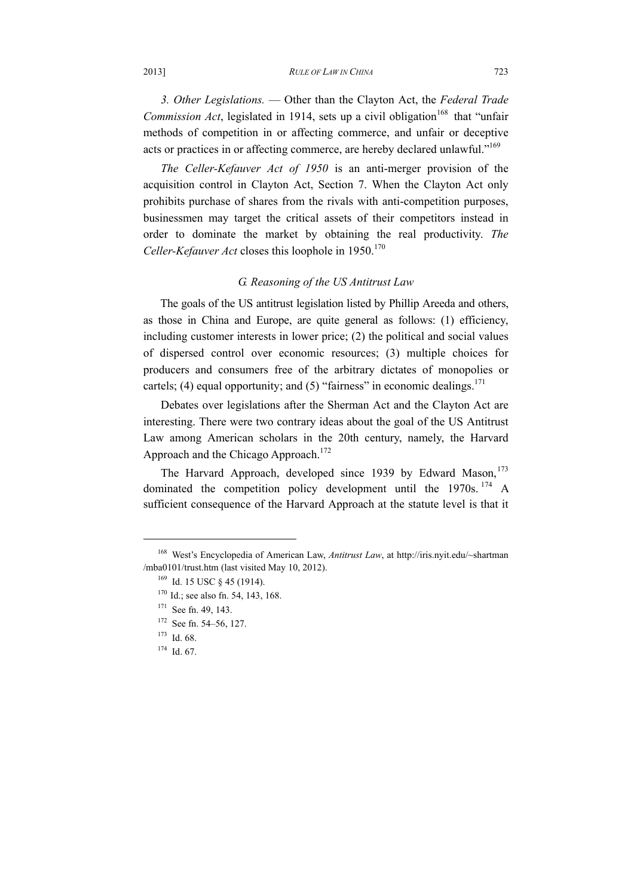*3. Other Legislations.* — Other than the Clayton Act, the *Federal Trade Commission Act*, legislated in 1914, sets up a civil obligation[168] that "unfair methods of competition in or affecting commerce, and unfair or deceptive acts or practices in or affecting commerce, are hereby declared unlawful."[169]

*The Celler-Kefauver Act of 1950* is an anti-merger provision of the acquisition control in Clayton Act, Section 7. When the Clayton Act only prohibits purchase of shares from the rivals with anti-competition purposes, businessmen may target the critical assets of their competitors instead in order to dominate the market by obtaining the real productivity. *The Celler-Kefauver Act* closes this loophole in 1950.[170]

### *G. Reasoning of the US Antitrust Law*

The goals of the US antitrust legislation listed by Phillip Areeda and others, as those in China and Europe, are quite general as follows: (1) efficiency, including customer interests in lower price; (2) the political and social values of dispersed control over economic resources; (3) multiple choices for producers and consumers free of the arbitrary dictates of monopolies or cartels; (4) equal opportunity; and (5) "fairness" in economic dealings.[171]

Debates over legislations after the Sherman Act and the Clayton Act are interesting. There were two contrary ideas about the goal of the US Antitrust Law among American scholars in the 20th century, namely, the Harvard Approach and the Chicago Approach.[172]

The Harvard Approach, developed since 1939 by Edward Mason,[173] dominated the competition policy development until the 1970s.[174] A sufficient consequence of the Harvard Approach at the statute level is that it

---

[168] West's Encyclopedia of American Law, *Antitrust Law*, at http://iris.nyit.edu/~shartman/mba0101/trust.htm (last visited May 10, 2012).

[169] Id. 15 USC § 45 (1914).

[170] Id.; see also fn. 54, 143, 168.

[171] See fn. 49, 143.

[172] See fn. 54–56, 127.

[173] Id. 68.

[174] Id. 67.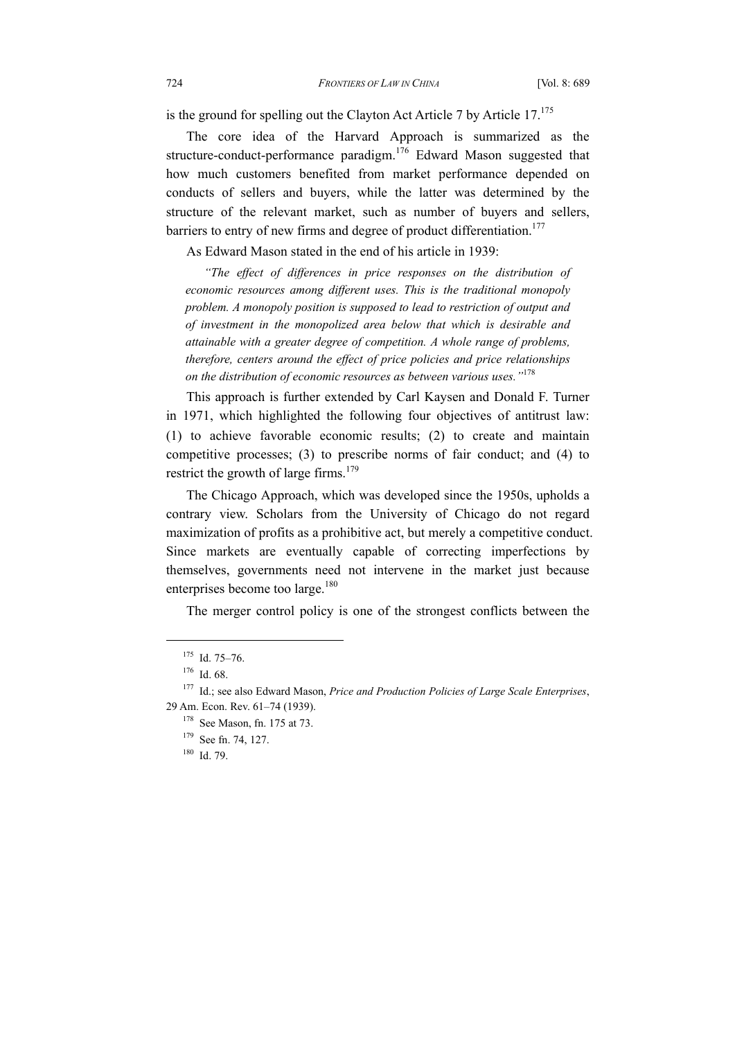is the ground for spelling out the Clayton Act Article 7 by Article 17.[175]

The core idea of the Harvard Approach is summarized as the structure-conduct-performance paradigm.[176] Edward Mason suggested that how much customers benefited from market performance depended on conducts of sellers and buyers, while the latter was determined by the structure of the relevant market, such as number of buyers and sellers, barriers to entry of new firms and degree of product differentiation.[177]

As Edward Mason stated in the end of his article in 1939:

> *"The effect of differences in price responses on the distribution of economic resources among different uses. This is the traditional monopoly problem. A monopoly position is supposed to lead to restriction of output and of investment in the monopolized area below that which is desirable and attainable with a greater degree of competition. A whole range of problems, therefore, centers around the effect of price policies and price relationships on the distribution of economic resources as between various uses."*[178]

This approach is further extended by Carl Kaysen and Donald F. Turner in 1971, which highlighted the following four objectives of antitrust law: (1) to achieve favorable economic results; (2) to create and maintain competitive processes; (3) to prescribe norms of fair conduct; and (4) to restrict the growth of large firms.[179]

The Chicago Approach, which was developed since the 1950s, upholds a contrary view. Scholars from the University of Chicago do not regard maximization of profits as a prohibitive act, but merely a competitive conduct. Since markets are eventually capable of correcting imperfections by themselves, governments need not intervene in the market just because enterprises become too large.[180]

The merger control policy is one of the strongest conflicts between the

---

[175] Id. 75–76.

[176] Id. 68.

[177] Id.; see also Edward Mason, *Price and Production Policies of Large Scale Enterprises*, 29 Am. Econ. Rev. 61–74 (1939).

[178] See Mason, fn. 175 at 73.

[179] See fn. 74, 127.

[180] Id. 79.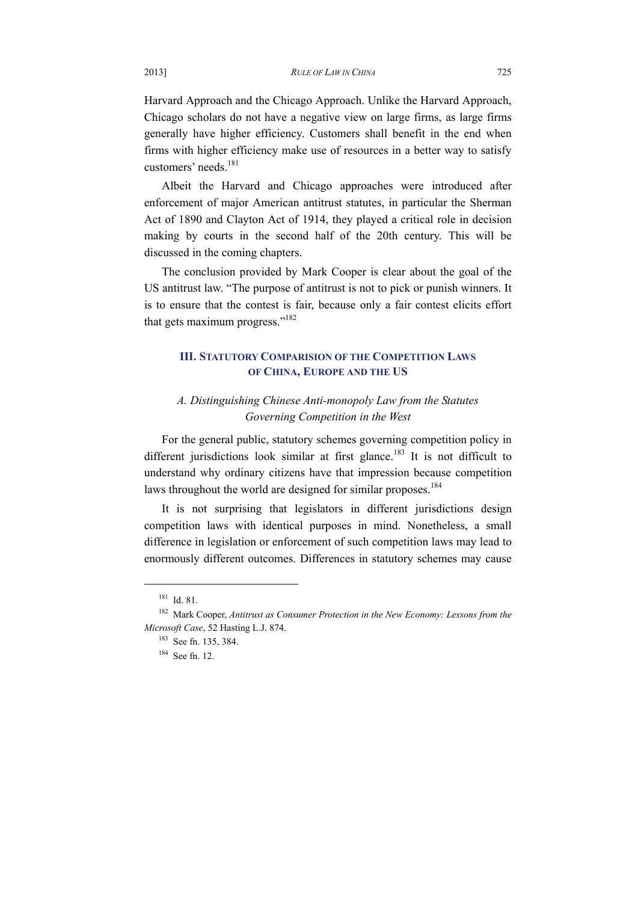Harvard Approach and the Chicago Approach. Unlike the Harvard Approach, Chicago scholars do not have a negative view on large firms, as large firms generally have higher efficiency. Customers shall benefit in the end when firms with higher efficiency make use of resources in a better way to satisfy customers' needs.[181]

Albeit the Harvard and Chicago approaches were introduced after enforcement of major American antitrust statutes, in particular the Sherman Act of 1890 and Clayton Act of 1914, they played a critical role in decision making by courts in the second half of the 20th century. This will be discussed in the coming chapters.

The conclusion provided by Mark Cooper is clear about the goal of the US antitrust law. "The purpose of antitrust is not to pick or punish winners. It is to ensure that the contest is fair, because only a fair contest elicits effort that gets maximum progress."[182]

## III. STATUTORY COMPARISION OF THE COMPETITION LAWS OF CHINA, EUROPE AND THE US

### *A. Distinguishing Chinese Anti-monopoly Law from the Statutes Governing Competition in the West*

For the general public, statutory schemes governing competition policy in different jurisdictions look similar at first glance.[183] It is not difficult to understand why ordinary citizens have that impression because competition laws throughout the world are designed for similar proposes.[184]

It is not surprising that legislators in different jurisdictions design competition laws with identical purposes in mind. Nonetheless, a small difference in legislation or enforcement of such competition laws may lead to enormously different outcomes. Differences in statutory schemes may cause

---

[181] Id. 81.

[182] Mark Cooper, *Antitrust as Consumer Protection in the New Economy: Lessons from the Microsoft Case*, 52 Hasting L.J. 874.

[183] See fn. 135, 384.

[184] See fn. 12.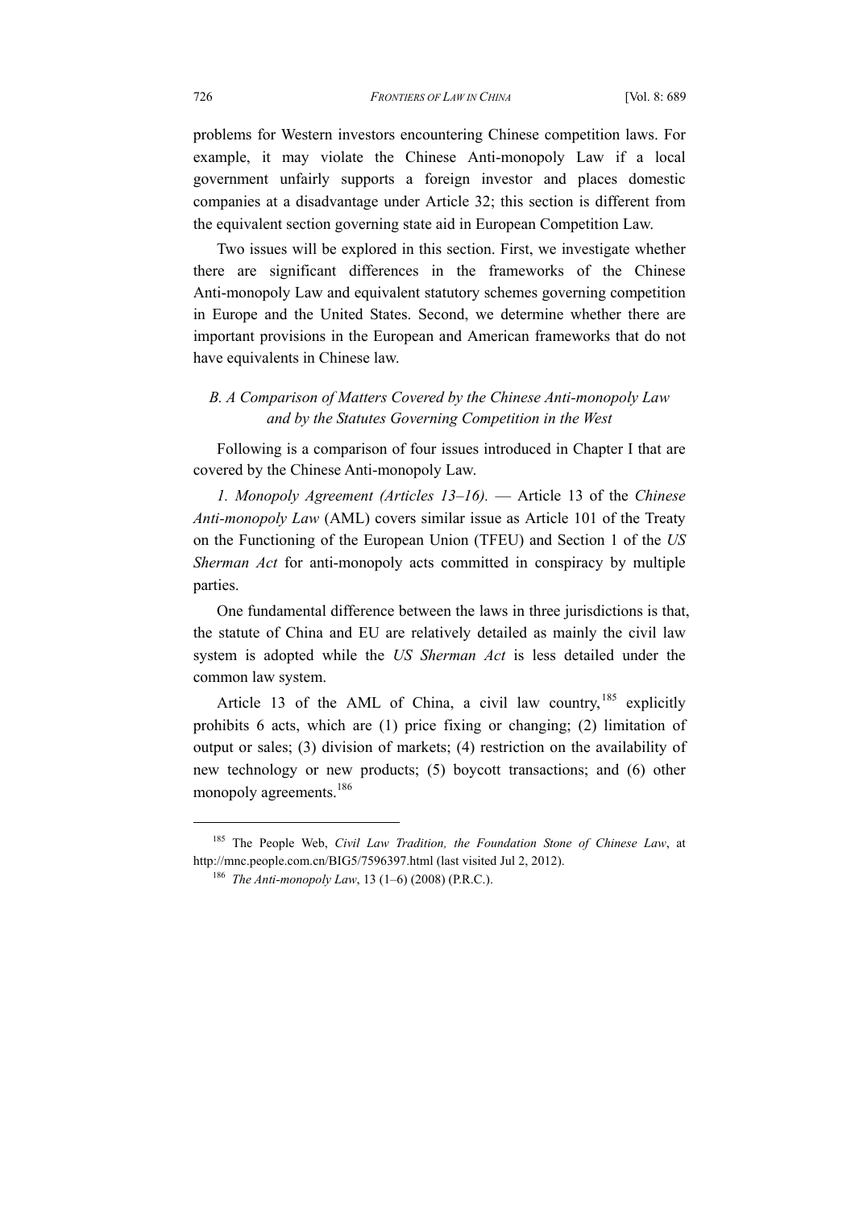problems for Western investors encountering Chinese competition laws. For example, it may violate the Chinese Anti-monopoly Law if a local government unfairly supports a foreign investor and places domestic companies at a disadvantage under Article 32; this section is different from the equivalent section governing state aid in European Competition Law.

Two issues will be explored in this section. First, we investigate whether there are significant differences in the frameworks of the Chinese Anti-monopoly Law and equivalent statutory schemes governing competition in Europe and the United States. Second, we determine whether there are important provisions in the European and American frameworks that do not have equivalents in Chinese law.

### *B. A Comparison of Matters Covered by the Chinese Anti-monopoly Law and by the Statutes Governing Competition in the West*

Following is a comparison of four issues introduced in Chapter I that are covered by the Chinese Anti-monopoly Law.

*1. Monopoly Agreement (Articles 13–16).* — Article 13 of the *Chinese Anti-monopoly Law* (AML) covers similar issue as Article 101 of the Treaty on the Functioning of the European Union (TFEU) and Section 1 of the *US Sherman Act* for anti-monopoly acts committed in conspiracy by multiple parties.

One fundamental difference between the laws in three jurisdictions is that, the statute of China and EU are relatively detailed as mainly the civil law system is adopted while the *US Sherman Act* is less detailed under the common law system.

Article 13 of the AML of China, a civil law country,[185] explicitly prohibits 6 acts, which are (1) price fixing or changing; (2) limitation of output or sales; (3) division of markets; (4) restriction on the availability of new technology or new products; (5) boycott transactions; and (6) other monopoly agreements.[186]

---

[185] The People Web, *Civil Law Tradition, the Foundation Stone of Chinese Law*, at http://mnc.people.com.cn/BIG5/7596397.html (last visited Jul 2, 2012).

[186] *The Anti-monopoly Law*, 13 (1–6) (2008) (P.R.C.).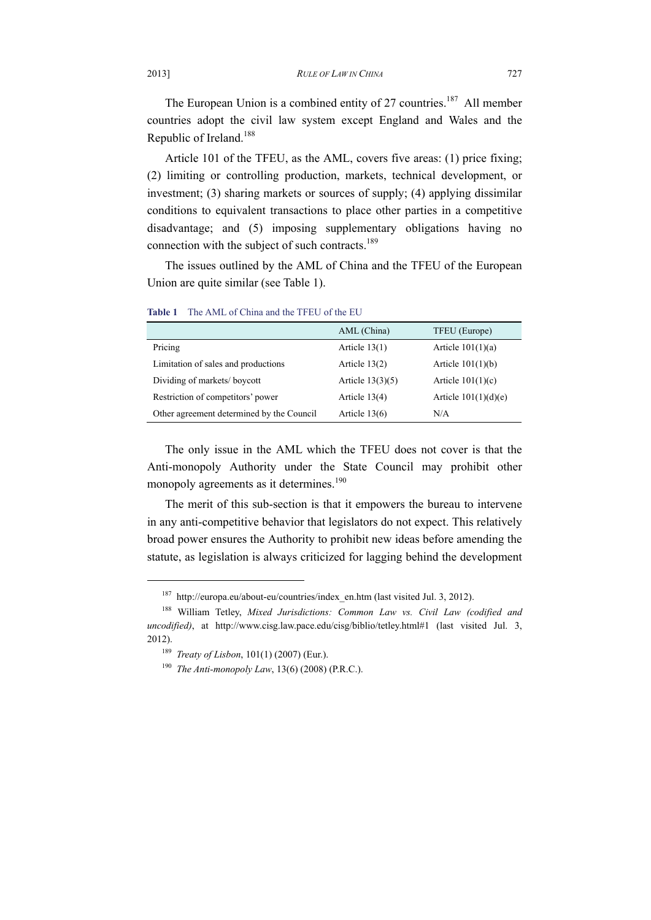The European Union is a combined entity of 27 countries.[187] All member countries adopt the civil law system except England and Wales and the Republic of Ireland.[188]

Article 101 of the TFEU, as the AML, covers five areas: (1) price fixing; (2) limiting or controlling production, markets, technical development, or investment; (3) sharing markets or sources of supply; (4) applying dissimilar conditions to equivalent transactions to place other parties in a competitive disadvantage; and (5) imposing supplementary obligations having no connection with the subject of such contracts.[189]

The issues outlined by the AML of China and the TFEU of the European Union are quite similar (see Table 1).

**Table 1** The AML of China and the TFEU of the EU

| | AML (China) | TFEU (Europe) |
|---|---|---|
| Pricing | Article 13(1) | Article 101(1)(a) |
| Limitation of sales and productions | Article 13(2) | Article 101(1)(b) |
| Dividing of markets/ boycott | Article 13(3)(5) | Article 101(1)(c) |
| Restriction of competitors' power | Article 13(4) | Article 101(1)(d)(e) |
| Other agreement determined by the Council | Article 13(6) | N/A |

The only issue in the AML which the TFEU does not cover is that the Anti-monopoly Authority under the State Council may prohibit other monopoly agreements as it determines.[190]

The merit of this sub-section is that it empowers the bureau to intervene in any anti-competitive behavior that legislators do not expect. This relatively broad power ensures the Authority to prohibit new ideas before amending the statute, as legislation is always criticized for lagging behind the development

---

[187] http://europa.eu/about-eu/countries/index_en.htm (last visited Jul. 3, 2012).

[188] William Tetley, *Mixed Jurisdictions: Common Law vs. Civil Law (codified and uncodified)*, at http://www.cisg.law.pace.edu/cisg/biblio/tetley.html#1 (last visited Jul. 3, 2012).

[189] *Treaty of Lisbon*, 101(1) (2007) (Eur.).

[190] *The Anti-monopoly Law*, 13(6) (2008) (P.R.C.).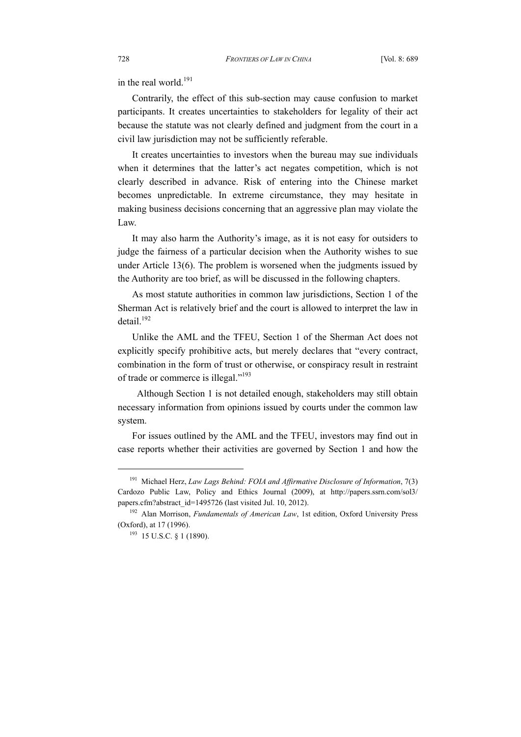in the real world.[191]

Contrarily, the effect of this sub-section may cause confusion to market participants. It creates uncertainties to stakeholders for legality of their act because the statute was not clearly defined and judgment from the court in a civil law jurisdiction may not be sufficiently referable.

It creates uncertainties to investors when the bureau may sue individuals when it determines that the latter's act negates competition, which is not clearly described in advance. Risk of entering into the Chinese market becomes unpredictable. In extreme circumstance, they may hesitate in making business decisions concerning that an aggressive plan may violate the Law.

It may also harm the Authority's image, as it is not easy for outsiders to judge the fairness of a particular decision when the Authority wishes to sue under Article 13(6). The problem is worsened when the judgments issued by the Authority are too brief, as will be discussed in the following chapters.

As most statute authorities in common law jurisdictions, Section 1 of the Sherman Act is relatively brief and the court is allowed to interpret the law in detail.[192]

Unlike the AML and the TFEU, Section 1 of the Sherman Act does not explicitly specify prohibitive acts, but merely declares that "every contract, combination in the form of trust or otherwise, or conspiracy result in restraint of trade or commerce is illegal."[193]

Although Section 1 is not detailed enough, stakeholders may still obtain necessary information from opinions issued by courts under the common law system.

For issues outlined by the AML and the TFEU, investors may find out in case reports whether their activities are governed by Section 1 and how the

---

[191] Michael Herz, *Law Lags Behind: FOIA and Affirmative Disclosure of Information*, 7(3) Cardozo Public Law, Policy and Ethics Journal (2009), at http://papers.ssrn.com/sol3/papers.cfm?abstract_id=1495726 (last visited Jul. 10, 2012).

[192] Alan Morrison, *Fundamentals of American Law*, 1st edition, Oxford University Press (Oxford), at 17 (1996).

[193] 15 U.S.C. § 1 (1890).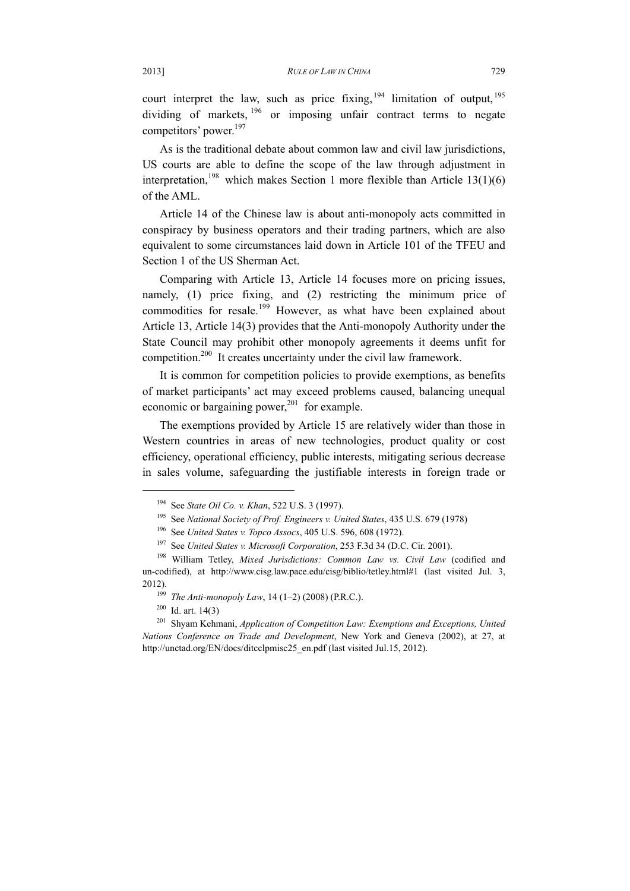court interpret the law, such as price fixing,[194] limitation of output,[195] dividing of markets,[196] or imposing unfair contract terms to negate competitors' power.[197]

As is the traditional debate about common law and civil law jurisdictions, US courts are able to define the scope of the law through adjustment in interpretation,[198] which makes Section 1 more flexible than Article 13(1)(6) of the AML.

Article 14 of the Chinese law is about anti-monopoly acts committed in conspiracy by business operators and their trading partners, which are also equivalent to some circumstances laid down in Article 101 of the TFEU and Section 1 of the US Sherman Act.

Comparing with Article 13, Article 14 focuses more on pricing issues, namely, (1) price fixing, and (2) restricting the minimum price of commodities for resale.[199] However, as what have been explained about Article 13, Article 14(3) provides that the Anti-monopoly Authority under the State Council may prohibit other monopoly agreements it deems unfit for competition.[200] It creates uncertainty under the civil law framework.

It is common for competition policies to provide exemptions, as benefits of market participants' act may exceed problems caused, balancing unequal economic or bargaining power,[201] for example.

The exemptions provided by Article 15 are relatively wider than those in Western countries in areas of new technologies, product quality or cost efficiency, operational efficiency, public interests, mitigating serious decrease in sales volume, safeguarding the justifiable interests in foreign trade or

---

[194] See *State Oil Co. v. Khan*, 522 U.S. 3 (1997).

[195] See *National Society of Prof. Engineers v. United States*, 435 U.S. 679 (1978)

[196] See *United States v. Topco Assocs*, 405 U.S. 596, 608 (1972).

[197] See *United States v. Microsoft Corporation*, 253 F.3d 34 (D.C. Cir. 2001).

[198] William Tetley, *Mixed Jurisdictions: Common Law vs. Civil Law* (codified and un-codified), at http://www.cisg.law.pace.edu/cisg/biblio/tetley.html#1 (last visited Jul. 3, 2012).

[199] *The Anti-monopoly Law*, 14 (1–2) (2008) (P.R.C.).

[200] Id. art. 14(3)

[201] Shyam Kehmani, *Application of Competition Law: Exemptions and Exceptions, United Nations Conference on Trade and Development*, New York and Geneva (2002), at 27, at http://unctad.org/EN/docs/ditcclpmisc25_en.pdf (last visited Jul.15, 2012).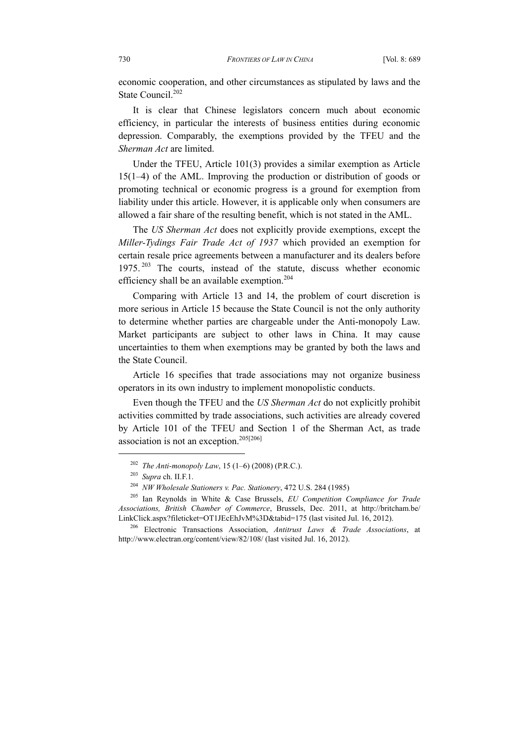economic cooperation, and other circumstances as stipulated by laws and the State Council.[202]

It is clear that Chinese legislators concern much about economic efficiency, in particular the interests of business entities during economic depression. Comparably, the exemptions provided by the TFEU and the *Sherman Act* are limited.

Under the TFEU, Article 101(3) provides a similar exemption as Article 15(1–4) of the AML. Improving the production or distribution of goods or promoting technical or economic progress is a ground for exemption from liability under this article. However, it is applicable only when consumers are allowed a fair share of the resulting benefit, which is not stated in the AML.

The *US Sherman Act* does not explicitly provide exemptions, except the *Miller-Tydings Fair Trade Act of 1937* which provided an exemption for certain resale price agreements between a manufacturer and its dealers before 1975.[203] The courts, instead of the statute, discuss whether economic efficiency shall be an available exemption.[204]

Comparing with Article 13 and 14, the problem of court discretion is more serious in Article 15 because the State Council is not the only authority to determine whether parties are chargeable under the Anti-monopoly Law. Market participants are subject to other laws in China. It may cause uncertainties to them when exemptions may be granted by both the laws and the State Council.

Article 16 specifies that trade associations may not organize business operators in its own industry to implement monopolistic conducts.

Even though the TFEU and the *US Sherman Act* do not explicitly prohibit activities committed by trade associations, such activities are already covered by Article 101 of the TFEU and Section 1 of the Sherman Act, as trade association is not an exception.[205][206]

---

[202] *The Anti-monopoly Law*, 15 (1–6) (2008) (P.R.C.).

[203] *Supra* ch. II.F.1.

[204] *NW Wholesale Stationers v. Pac. Stationery*, 472 U.S. 284 (1985)

[205] Ian Reynolds in White & Case Brussels, *EU Competition Compliance for Trade Associations, British Chamber of Commerce*, Brussels, Dec. 2011, at http://britcham.be/LinkClick.aspx?fileticket=OT1JEcEhJvM%3D&tabid=175 (last visited Jul. 16, 2012).

[206] Electronic Transactions Association, *Antitrust Laws & Trade Associations*, at http://www.electran.org/content/view/82/108/ (last visited Jul. 16, 2012).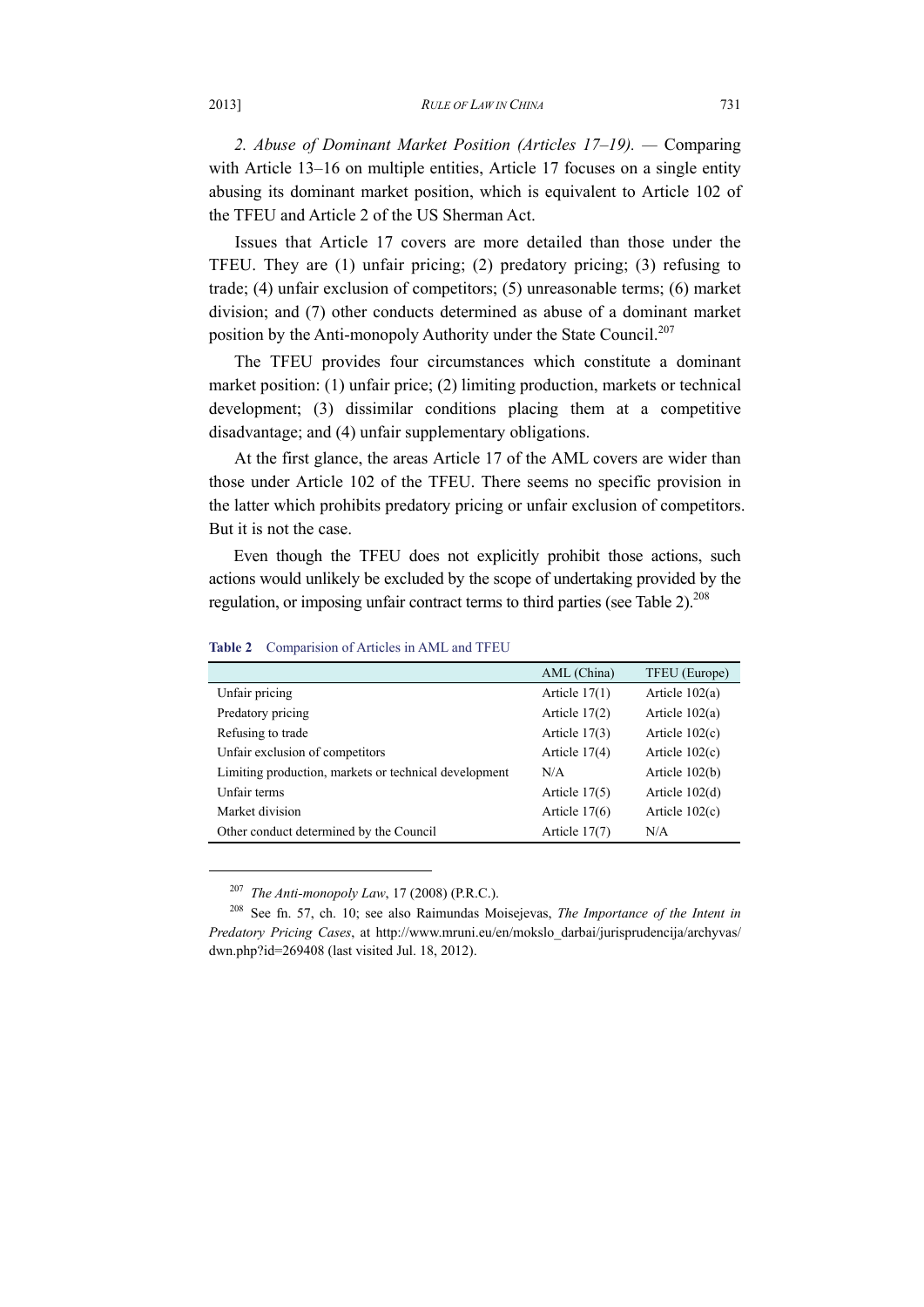*2. Abuse of Dominant Market Position (Articles 17–19).* — Comparing with Article 13–16 on multiple entities, Article 17 focuses on a single entity abusing its dominant market position, which is equivalent to Article 102 of the TFEU and Article 2 of the US Sherman Act.

Issues that Article 17 covers are more detailed than those under the TFEU. They are (1) unfair pricing; (2) predatory pricing; (3) refusing to trade; (4) unfair exclusion of competitors; (5) unreasonable terms; (6) market division; and (7) other conducts determined as abuse of a dominant market position by the Anti-monopoly Authority under the State Council.[207]

The TFEU provides four circumstances which constitute a dominant market position: (1) unfair price; (2) limiting production, markets or technical development; (3) dissimilar conditions placing them at a competitive disadvantage; and (4) unfair supplementary obligations.

At the first glance, the areas Article 17 of the AML covers are wider than those under Article 102 of the TFEU. There seems no specific provision in the latter which prohibits predatory pricing or unfair exclusion of competitors. But it is not the case.

Even though the TFEU does not explicitly prohibit those actions, such actions would unlikely be excluded by the scope of undertaking provided by the regulation, or imposing unfair contract terms to third parties (see Table 2).[208]

**Table 2** Comparision of Articles in AML and TFEU

| | AML (China) | TFEU (Europe) |
|---|---|---|
| Unfair pricing | Article 17(1) | Article 102(a) |
| Predatory pricing | Article 17(2) | Article 102(a) |
| Refusing to trade | Article 17(3) | Article 102(c) |
| Unfair exclusion of competitors | Article 17(4) | Article 102(c) |
| Limiting production, markets or technical development | N/A | Article 102(b) |
| Unfair terms | Article 17(5) | Article 102(d) |
| Market division | Article 17(6) | Article 102(c) |
| Other conduct determined by the Council | Article 17(7) | N/A |

---

[207] *The Anti-monopoly Law*, 17 (2008) (P.R.C.).

[208] See fn. 57, ch. 10; see also Raimundas Moisejevas, *The Importance of the Intent in Predatory Pricing Cases*, at http://www.mruni.eu/en/mokslo_darbai/jurisprudencija/archyvas/dwn.php?id=269408 (last visited Jul. 18, 2012).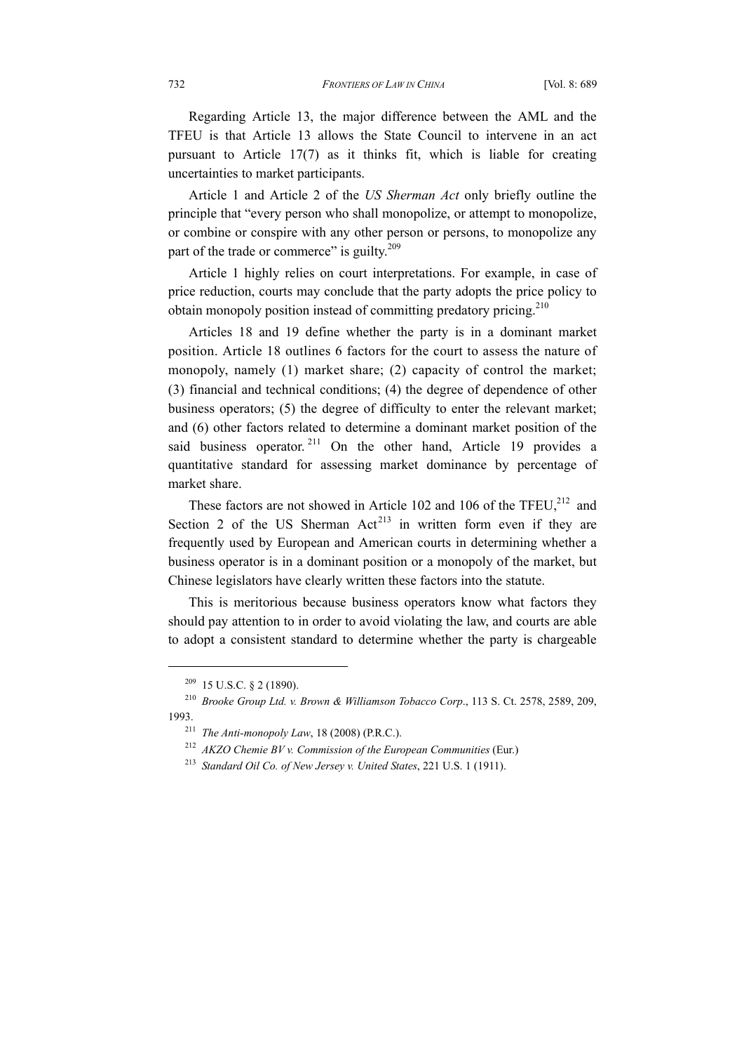Regarding Article 13, the major difference between the AML and the TFEU is that Article 13 allows the State Council to intervene in an act pursuant to Article 17(7) as it thinks fit, which is liable for creating uncertainties to market participants.

Article 1 and Article 2 of the *US Sherman Act* only briefly outline the principle that "every person who shall monopolize, or attempt to monopolize, or combine or conspire with any other person or persons, to monopolize any part of the trade or commerce" is guilty.[209]

Article 1 highly relies on court interpretations. For example, in case of price reduction, courts may conclude that the party adopts the price policy to obtain monopoly position instead of committing predatory pricing.[210]

Articles 18 and 19 define whether the party is in a dominant market position. Article 18 outlines 6 factors for the court to assess the nature of monopoly, namely (1) market share; (2) capacity of control the market; (3) financial and technical conditions; (4) the degree of dependence of other business operators; (5) the degree of difficulty to enter the relevant market; and (6) other factors related to determine a dominant market position of the said business operator.[211] On the other hand, Article 19 provides a quantitative standard for assessing market dominance by percentage of market share.

These factors are not showed in Article 102 and 106 of the TFEU,[212] and Section 2 of the US Sherman Act[213] in written form even if they are frequently used by European and American courts in determining whether a business operator is in a dominant position or a monopoly of the market, but Chinese legislators have clearly written these factors into the statute.

This is meritorious because business operators know what factors they should pay attention to in order to avoid violating the law, and courts are able to adopt a consistent standard to determine whether the party is chargeable

---

[209] 15 U.S.C. § 2 (1890).

[210] *Brooke Group Ltd. v. Brown & Williamson Tobacco Corp*., 113 S. Ct. 2578, 2589, 209, 1993.

[211] *The Anti-monopoly Law*, 18 (2008) (P.R.C.).

[212] *AKZO Chemie BV v. Commission of the European Communities* (Eur.)

[213] *Standard Oil Co. of New Jersey v. United States*, 221 U.S. 1 (1911).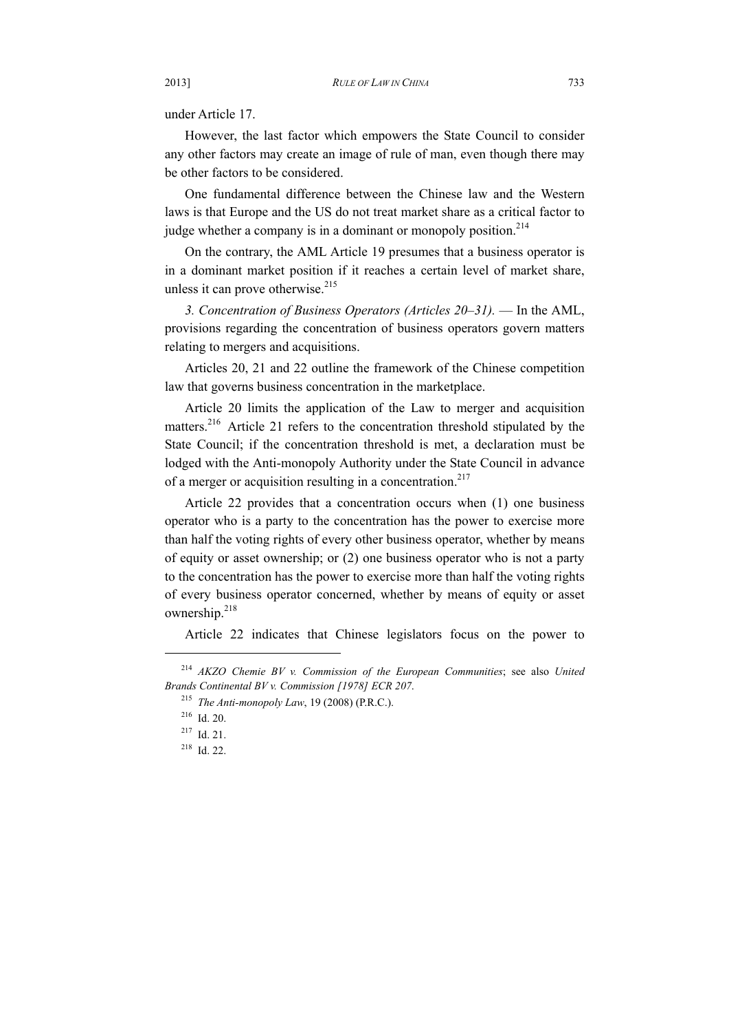under Article 17.

However, the last factor which empowers the State Council to consider any other factors may create an image of rule of man, even though there may be other factors to be considered.

One fundamental difference between the Chinese law and the Western laws is that Europe and the US do not treat market share as a critical factor to judge whether a company is in a dominant or monopoly position.[214]

On the contrary, the AML Article 19 presumes that a business operator is in a dominant market position if it reaches a certain level of market share, unless it can prove otherwise.[215]

*3. Concentration of Business Operators (Articles 20–31).* — In the AML, provisions regarding the concentration of business operators govern matters relating to mergers and acquisitions.

Articles 20, 21 and 22 outline the framework of the Chinese competition law that governs business concentration in the marketplace.

Article 20 limits the application of the Law to merger and acquisition matters.[216] Article 21 refers to the concentration threshold stipulated by the State Council; if the concentration threshold is met, a declaration must be lodged with the Anti-monopoly Authority under the State Council in advance of a merger or acquisition resulting in a concentration.[217]

Article 22 provides that a concentration occurs when (1) one business operator who is a party to the concentration has the power to exercise more than half the voting rights of every other business operator, whether by means of equity or asset ownership; or (2) one business operator who is not a party to the concentration has the power to exercise more than half the voting rights of every business operator concerned, whether by means of equity or asset ownership.[218]

Article 22 indicates that Chinese legislators focus on the power to

---

[214] *AKZO Chemie BV v. Commission of the European Communities*; see also *United Brands Continental BV v. Commission [1978] ECR 207*.

[215] *The Anti-monopoly Law*, 19 (2008) (P.R.C.).

[216] Id. 20.

[217] Id. 21.

[218] Id. 22.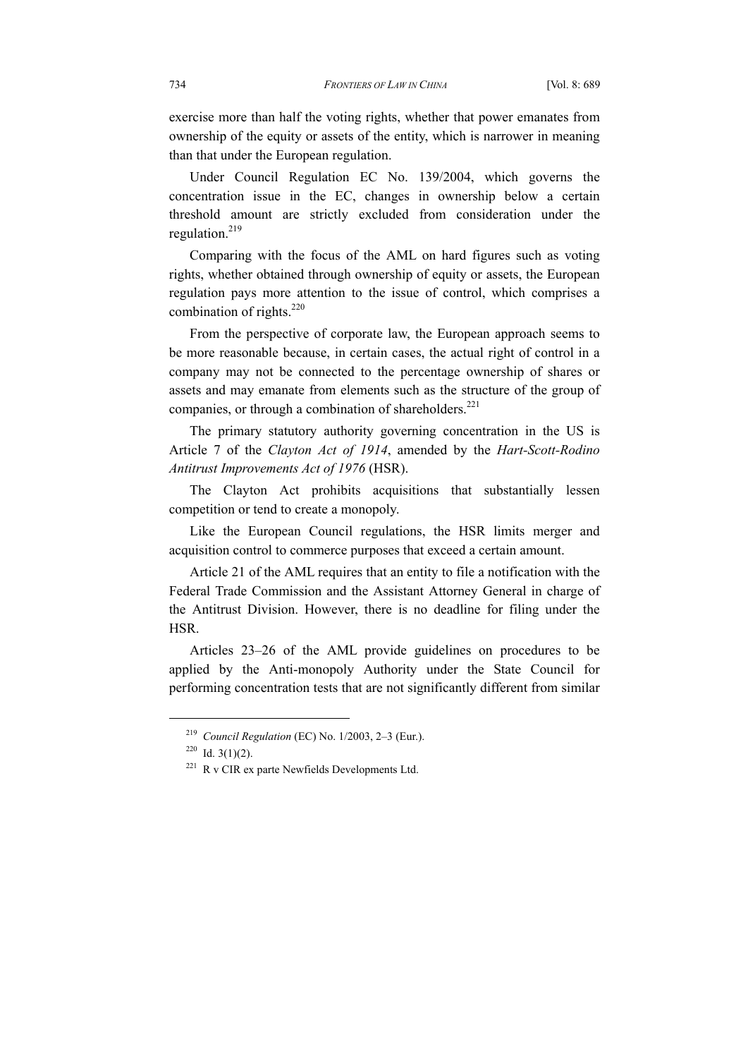exercise more than half the voting rights, whether that power emanates from ownership of the equity or assets of the entity, which is narrower in meaning than that under the European regulation.

Under Council Regulation EC No. 139/2004, which governs the concentration issue in the EC, changes in ownership below a certain threshold amount are strictly excluded from consideration under the regulation.[219]

Comparing with the focus of the AML on hard figures such as voting rights, whether obtained through ownership of equity or assets, the European regulation pays more attention to the issue of control, which comprises a combination of rights.[220]

From the perspective of corporate law, the European approach seems to be more reasonable because, in certain cases, the actual right of control in a company may not be connected to the percentage ownership of shares or assets and may emanate from elements such as the structure of the group of companies, or through a combination of shareholders.[221]

The primary statutory authority governing concentration in the US is Article 7 of the *Clayton Act of 1914*, amended by the *Hart-Scott-Rodino Antitrust Improvements Act of 1976* (HSR).

The Clayton Act prohibits acquisitions that substantially lessen competition or tend to create a monopoly.

Like the European Council regulations, the HSR limits merger and acquisition control to commerce purposes that exceed a certain amount.

Article 21 of the AML requires that an entity to file a notification with the Federal Trade Commission and the Assistant Attorney General in charge of the Antitrust Division. However, there is no deadline for filing under the HSR.

Articles 23–26 of the AML provide guidelines on procedures to be applied by the Anti-monopoly Authority under the State Council for performing concentration tests that are not significantly different from similar

---

[219] *Council Regulation* (EC) No. 1/2003, 2–3 (Eur.).

[220] Id. 3(1)(2).

[221] R v CIR ex parte Newfields Developments Ltd.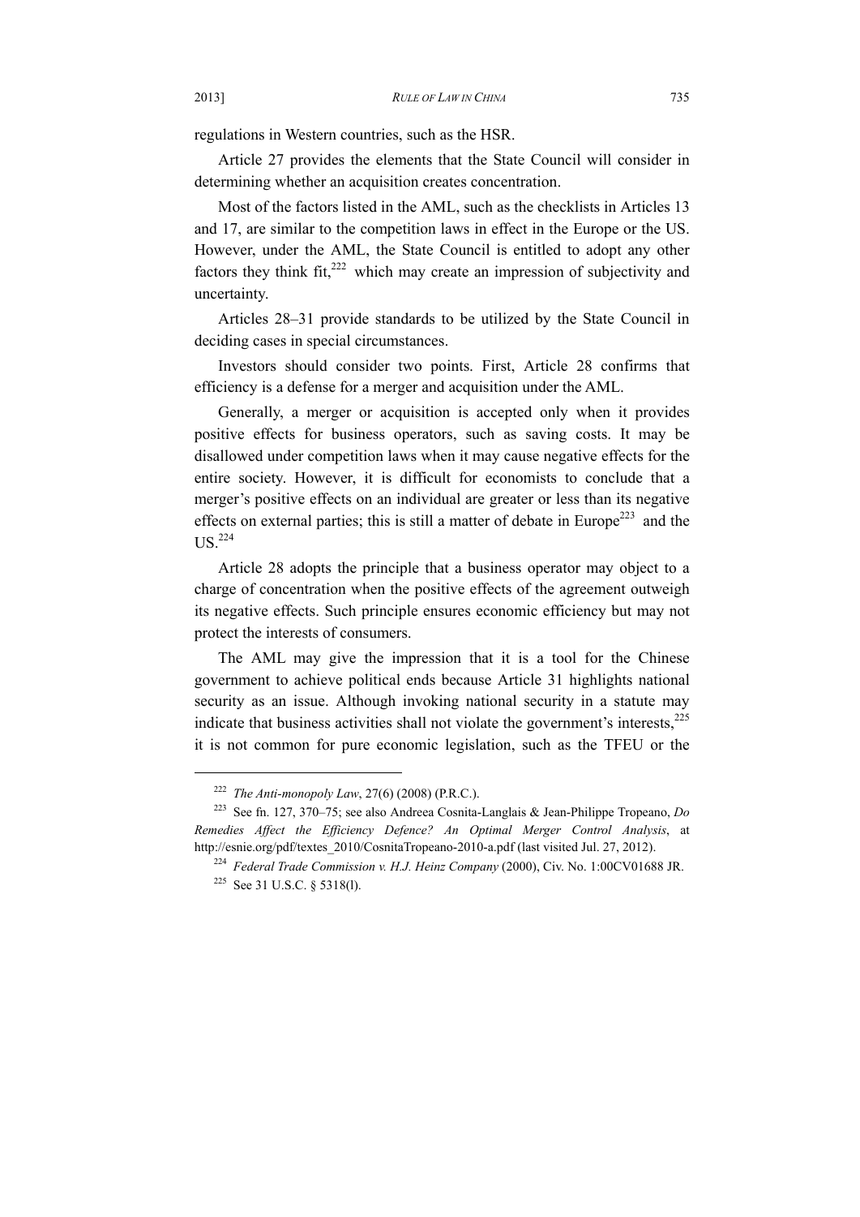regulations in Western countries, such as the HSR.

Article 27 provides the elements that the State Council will consider in determining whether an acquisition creates concentration.

Most of the factors listed in the AML, such as the checklists in Articles 13 and 17, are similar to the competition laws in effect in the Europe or the US. However, under the AML, the State Council is entitled to adopt any other factors they think fit,[222] which may create an impression of subjectivity and uncertainty.

Articles 28–31 provide standards to be utilized by the State Council in deciding cases in special circumstances.

Investors should consider two points. First, Article 28 confirms that efficiency is a defense for a merger and acquisition under the AML.

Generally, a merger or acquisition is accepted only when it provides positive effects for business operators, such as saving costs. It may be disallowed under competition laws when it may cause negative effects for the entire society. However, it is difficult for economists to conclude that a merger's positive effects on an individual are greater or less than its negative effects on external parties; this is still a matter of debate in Europe[223] and the US.[224]

Article 28 adopts the principle that a business operator may object to a charge of concentration when the positive effects of the agreement outweigh its negative effects. Such principle ensures economic efficiency but may not protect the interests of consumers.

The AML may give the impression that it is a tool for the Chinese government to achieve political ends because Article 31 highlights national security as an issue. Although invoking national security in a statute may indicate that business activities shall not violate the government's interests,[225] it is not common for pure economic legislation, such as the TFEU or the

---

[222] *The Anti-monopoly Law*, 27(6) (2008) (P.R.C.).

[223] See fn. 127, 370–75; see also Andreea Cosnita-Langlais & Jean-Philippe Tropeano, *Do Remedies Affect the Efficiency Defence? An Optimal Merger Control Analysis*, at http://esnie.org/pdf/textes_2010/CosnitaTropeano-2010-a.pdf (last visited Jul. 27, 2012).

[224] *Federal Trade Commission v. H.J. Heinz Company* (2000), Civ. No. 1:00CV01688 JR.

[225] See 31 U.S.C. § 5318(l).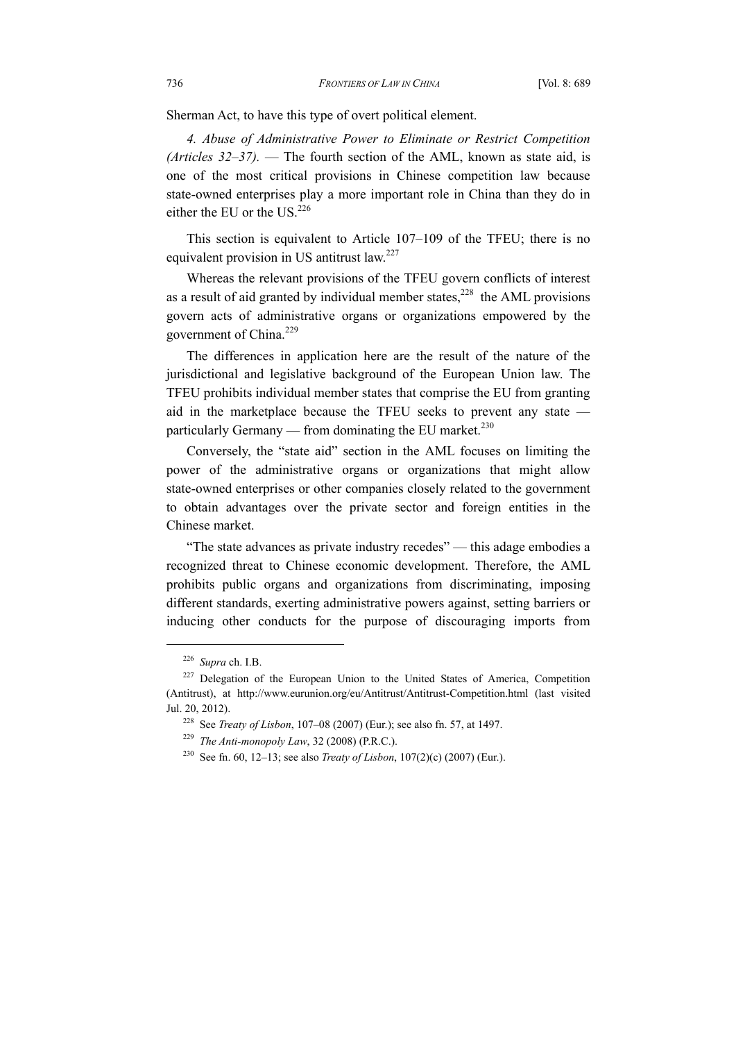Sherman Act, to have this type of overt political element.

*4. Abuse of Administrative Power to Eliminate or Restrict Competition (Articles 32–37).* — The fourth section of the AML, known as state aid, is one of the most critical provisions in Chinese competition law because state-owned enterprises play a more important role in China than they do in either the EU or the US.[226]

This section is equivalent to Article 107–109 of the TFEU; there is no equivalent provision in US antitrust law.[227]

Whereas the relevant provisions of the TFEU govern conflicts of interest as a result of aid granted by individual member states,[228] the AML provisions govern acts of administrative organs or organizations empowered by the government of China.[229]

The differences in application here are the result of the nature of the jurisdictional and legislative background of the European Union law. The TFEU prohibits individual member states that comprise the EU from granting aid in the marketplace because the TFEU seeks to prevent any state — particularly Germany — from dominating the EU market.[230]

Conversely, the "state aid" section in the AML focuses on limiting the power of the administrative organs or organizations that might allow state-owned enterprises or other companies closely related to the government to obtain advantages over the private sector and foreign entities in the Chinese market.

"The state advances as private industry recedes" — this adage embodies a recognized threat to Chinese economic development. Therefore, the AML prohibits public organs and organizations from discriminating, imposing different standards, exerting administrative powers against, setting barriers or inducing other conducts for the purpose of discouraging imports from

---

[226] *Supra* ch. I.B.

[227] Delegation of the European Union to the United States of America, Competition (Antitrust), at http://www.eurunion.org/eu/Antitrust/Antitrust-Competition.html (last visited Jul. 20, 2012).

[228] See *Treaty of Lisbon*, 107–08 (2007) (Eur.); see also fn. 57, at 1497.

[229] *The Anti-monopoly Law*, 32 (2008) (P.R.C.).

[230] See fn. 60, 12–13; see also *Treaty of Lisbon*, 107(2)(c) (2007) (Eur.).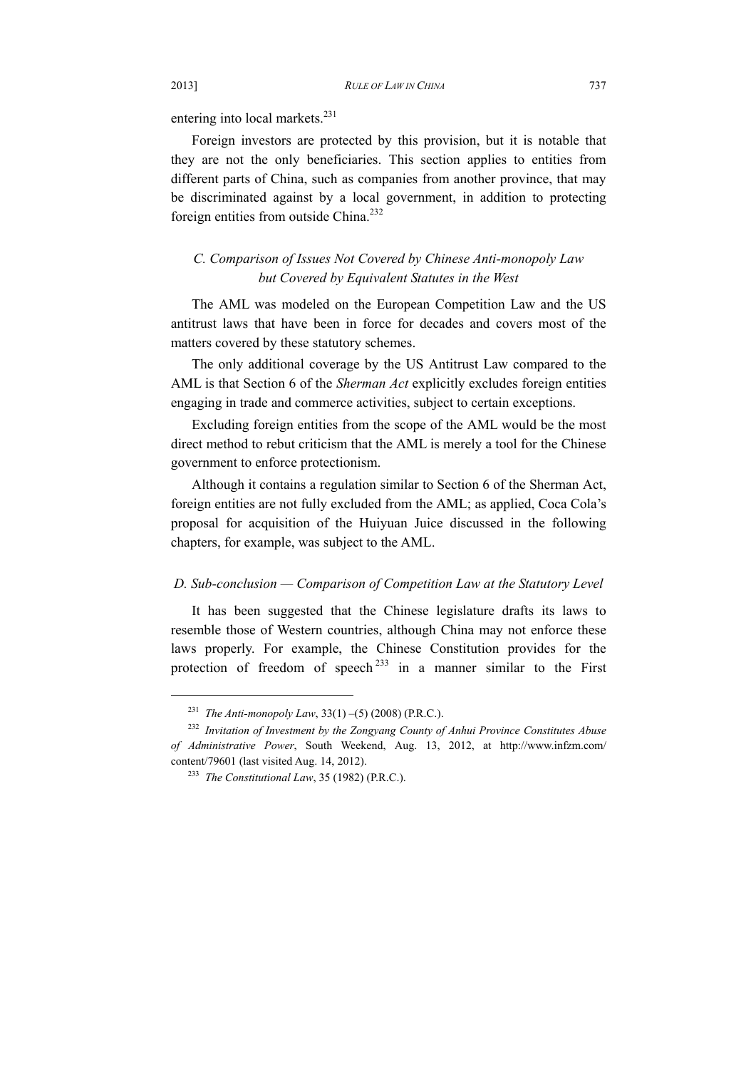entering into local markets.[231]

Foreign investors are protected by this provision, but it is notable that they are not the only beneficiaries. This section applies to entities from different parts of China, such as companies from another province, that may be discriminated against by a local government, in addition to protecting foreign entities from outside China.[232]

### *C. Comparison of Issues Not Covered by Chinese Anti-monopoly Law but Covered by Equivalent Statutes in the West*

The AML was modeled on the European Competition Law and the US antitrust laws that have been in force for decades and covers most of the matters covered by these statutory schemes.

The only additional coverage by the US Antitrust Law compared to the AML is that Section 6 of the *Sherman Act* explicitly excludes foreign entities engaging in trade and commerce activities, subject to certain exceptions.

Excluding foreign entities from the scope of the AML would be the most direct method to rebut criticism that the AML is merely a tool for the Chinese government to enforce protectionism.

Although it contains a regulation similar to Section 6 of the Sherman Act, foreign entities are not fully excluded from the AML; as applied, Coca Cola's proposal for acquisition of the Huiyuan Juice discussed in the following chapters, for example, was subject to the AML.

### *D. Sub-conclusion — Comparison of Competition Law at the Statutory Level*

It has been suggested that the Chinese legislature drafts its laws to resemble those of Western countries, although China may not enforce these laws properly. For example, the Chinese Constitution provides for the protection of freedom of speech[233] in a manner similar to the First

---

[231] *The Anti-monopoly Law*, 33(1) –(5) (2008) (P.R.C.).

[232] *Invitation of Investment by the Zongyang County of Anhui Province Constitutes Abuse of Administrative Power*, South Weekend, Aug. 13, 2012, at http://www.infzm.com/content/79601 (last visited Aug. 14, 2012).

[233] *The Constitutional Law*, 35 (1982) (P.R.C.).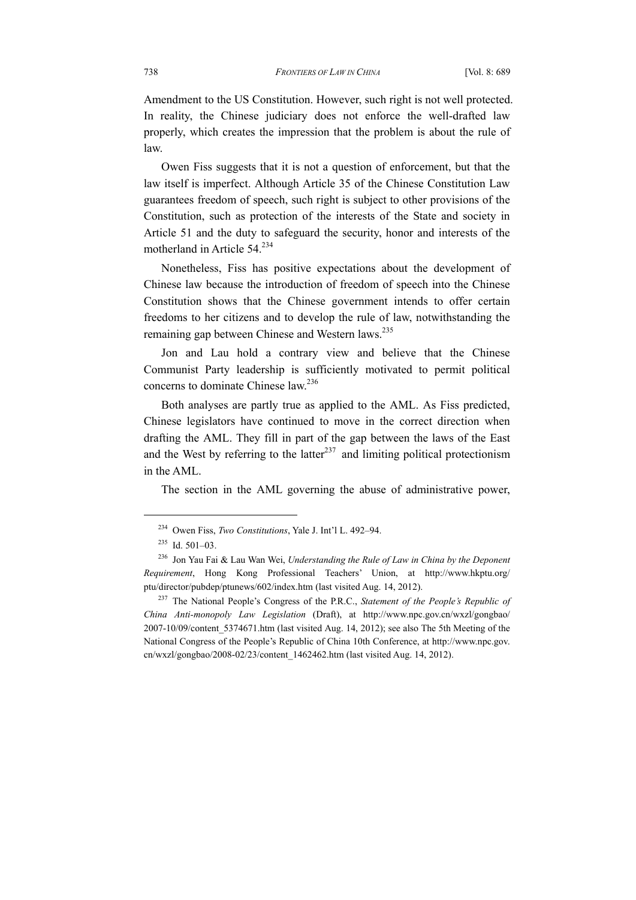Amendment to the US Constitution. However, such right is not well protected. In reality, the Chinese judiciary does not enforce the well-drafted law properly, which creates the impression that the problem is about the rule of law.

Owen Fiss suggests that it is not a question of enforcement, but that the law itself is imperfect. Although Article 35 of the Chinese Constitution Law guarantees freedom of speech, such right is subject to other provisions of the Constitution, such as protection of the interests of the State and society in Article 51 and the duty to safeguard the security, honor and interests of the motherland in Article 54.[234]

Nonetheless, Fiss has positive expectations about the development of Chinese law because the introduction of freedom of speech into the Chinese Constitution shows that the Chinese government intends to offer certain freedoms to her citizens and to develop the rule of law, notwithstanding the remaining gap between Chinese and Western laws.[235]

Jon and Lau hold a contrary view and believe that the Chinese Communist Party leadership is sufficiently motivated to permit political concerns to dominate Chinese law.[236]

Both analyses are partly true as applied to the AML. As Fiss predicted, Chinese legislators have continued to move in the correct direction when drafting the AML. They fill in part of the gap between the laws of the East and the West by referring to the latter[237] and limiting political protectionism in the AML.

The section in the AML governing the abuse of administrative power,

---

[234] Owen Fiss, *Two Constitutions*, Yale J. Int'l L. 492–94.

[235] Id. 501–03.

[236] Jon Yau Fai & Lau Wan Wei, *Understanding the Rule of Law in China by the Deponent Requirement*, Hong Kong Professional Teachers' Union, at http://www.hkptu.org/ptu/director/pubdep/ptunews/602/index.htm (last visited Aug. 14, 2012).

[237] The National People's Congress of the P.R.C., *Statement of the People's Republic of China Anti-monopoly Law Legislation* (Draft), at http://www.npc.gov.cn/wxzl/gongbao/2007-10/09/content_5374671.htm (last visited Aug. 14, 2012); see also The 5th Meeting of the National Congress of the People's Republic of China 10th Conference, at http://www.npc.gov.cn/wxzl/gongbao/2008-02/23/content_1462462.htm (last visited Aug. 14, 2012).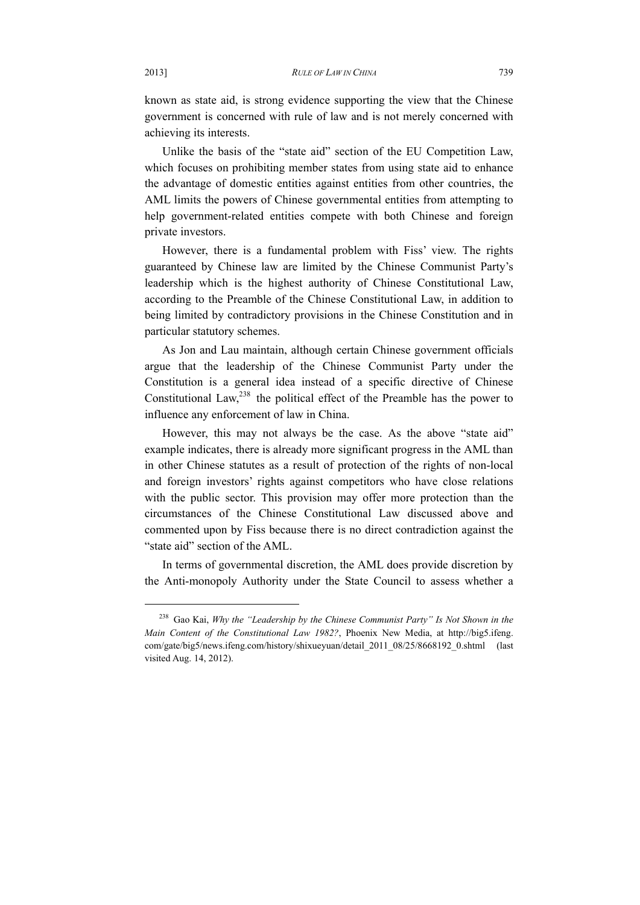known as state aid, is strong evidence supporting the view that the Chinese government is concerned with rule of law and is not merely concerned with achieving its interests.

Unlike the basis of the "state aid" section of the EU Competition Law, which focuses on prohibiting member states from using state aid to enhance the advantage of domestic entities against entities from other countries, the AML limits the powers of Chinese governmental entities from attempting to help government-related entities compete with both Chinese and foreign private investors.

However, there is a fundamental problem with Fiss' view. The rights guaranteed by Chinese law are limited by the Chinese Communist Party's leadership which is the highest authority of Chinese Constitutional Law, according to the Preamble of the Chinese Constitutional Law, in addition to being limited by contradictory provisions in the Chinese Constitution and in particular statutory schemes.

As Jon and Lau maintain, although certain Chinese government officials argue that the leadership of the Chinese Communist Party under the Constitution is a general idea instead of a specific directive of Chinese Constitutional Law,[238] the political effect of the Preamble has the power to influence any enforcement of law in China.

However, this may not always be the case. As the above "state aid" example indicates, there is already more significant progress in the AML than in other Chinese statutes as a result of protection of the rights of non-local and foreign investors' rights against competitors who have close relations with the public sector. This provision may offer more protection than the circumstances of the Chinese Constitutional Law discussed above and commented upon by Fiss because there is no direct contradiction against the "state aid" section of the AML.

In terms of governmental discretion, the AML does provide discretion by the Anti-monopoly Authority under the State Council to assess whether a

---

[238] Gao Kai, *Why the "Leadership by the Chinese Communist Party" Is Not Shown in the Main Content of the Constitutional Law 1982?*, Phoenix New Media, at http://big5.ifeng.com/gate/big5/news.ifeng.com/history/shixueyuan/detail_2011_08/25/8668192_0.shtml (last visited Aug. 14, 2012).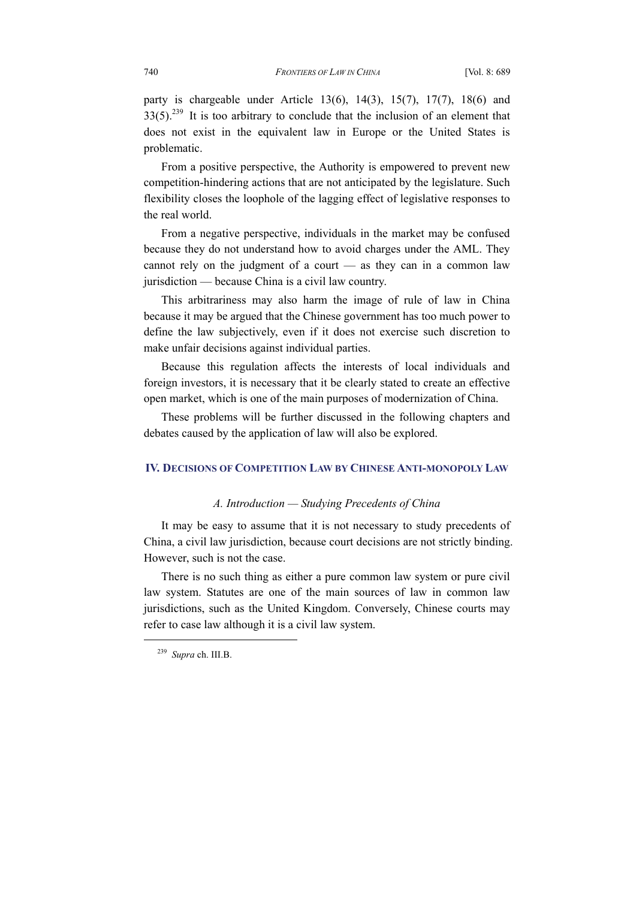party is chargeable under Article 13(6), 14(3), 15(7), 17(7), 18(6) and 33(5).[239] It is too arbitrary to conclude that the inclusion of an element that does not exist in the equivalent law in Europe or the United States is problematic.

From a positive perspective, the Authority is empowered to prevent new competition-hindering actions that are not anticipated by the legislature. Such flexibility closes the loophole of the lagging effect of legislative responses to the real world.

From a negative perspective, individuals in the market may be confused because they do not understand how to avoid charges under the AML. They cannot rely on the judgment of a court — as they can in a common law jurisdiction — because China is a civil law country.

This arbitrariness may also harm the image of rule of law in China because it may be argued that the Chinese government has too much power to define the law subjectively, even if it does not exercise such discretion to make unfair decisions against individual parties.

Because this regulation affects the interests of local individuals and foreign investors, it is necessary that it be clearly stated to create an effective open market, which is one of the main purposes of modernization of China.

These problems will be further discussed in the following chapters and debates caused by the application of law will also be explored.

## IV. DECISIONS OF COMPETITION LAW BY CHINESE ANTI-MONOPOLY LAW

### *A. Introduction — Studying Precedents of China*

It may be easy to assume that it is not necessary to study precedents of China, a civil law jurisdiction, because court decisions are not strictly binding. However, such is not the case.

There is no such thing as either a pure common law system or pure civil law system. Statutes are one of the main sources of law in common law jurisdictions, such as the United Kingdom. Conversely, Chinese courts may refer to case law although it is a civil law system.

---

[239] *Supra* ch. III.B.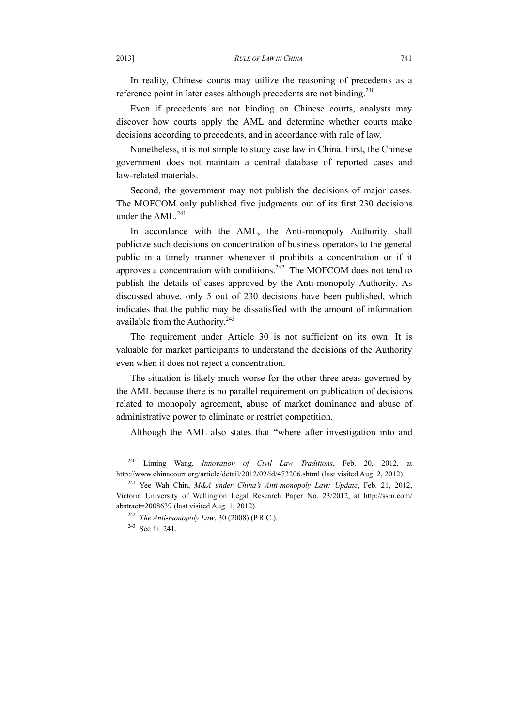In reality, Chinese courts may utilize the reasoning of precedents as a reference point in later cases although precedents are not binding.[240]

Even if precedents are not binding on Chinese courts, analysts may discover how courts apply the AML and determine whether courts make decisions according to precedents, and in accordance with rule of law.

Nonetheless, it is not simple to study case law in China. First, the Chinese government does not maintain a central database of reported cases and law-related materials.

Second, the government may not publish the decisions of major cases. The MOFCOM only published five judgments out of its first 230 decisions under the AML.[241]

In accordance with the AML, the Anti-monopoly Authority shall publicize such decisions on concentration of business operators to the general public in a timely manner whenever it prohibits a concentration or if it approves a concentration with conditions.[242] The MOFCOM does not tend to publish the details of cases approved by the Anti-monopoly Authority. As discussed above, only 5 out of 230 decisions have been published, which indicates that the public may be dissatisfied with the amount of information available from the Authority.[243]

The requirement under Article 30 is not sufficient on its own. It is valuable for market participants to understand the decisions of the Authority even when it does not reject a concentration.

The situation is likely much worse for the other three areas governed by the AML because there is no parallel requirement on publication of decisions related to monopoly agreement, abuse of market dominance and abuse of administrative power to eliminate or restrict competition.

Although the AML also states that "where after investigation into and

---

[240] Liming Wang, *Innovation of Civil Law Traditions*, Feb. 20, 2012, at http://www.chinacourt.org/article/detail/2012/02/id/473206.shtml (last visited Aug. 2, 2012).

[241] Yee Wah Chin, *M&A under China's Anti-monopoly Law: Update*, Feb. 21, 2012, Victoria University of Wellington Legal Research Paper No. 23/2012, at http://ssrn.com/abstract=2008639 (last visited Aug. 1, 2012).

[242] *The Anti-monopoly Law*, 30 (2008) (P.R.C.).

[243] See fn. 241.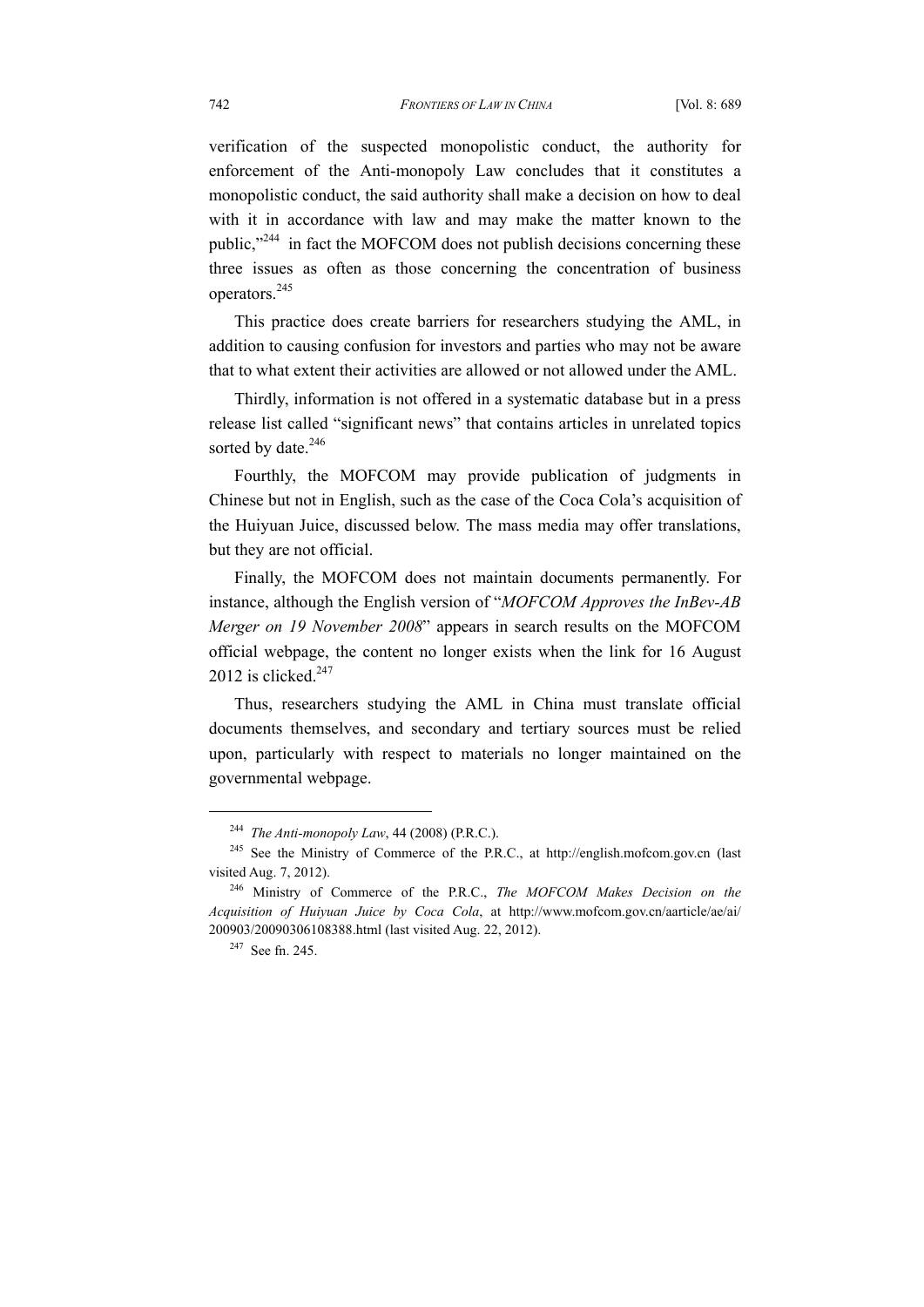verification of the suspected monopolistic conduct, the authority for enforcement of the Anti-monopoly Law concludes that it constitutes a monopolistic conduct, the said authority shall make a decision on how to deal with it in accordance with law and may make the matter known to the public,"[244] in fact the MOFCOM does not publish decisions concerning these three issues as often as those concerning the concentration of business operators.[245]

This practice does create barriers for researchers studying the AML, in addition to causing confusion for investors and parties who may not be aware that to what extent their activities are allowed or not allowed under the AML.

Thirdly, information is not offered in a systematic database but in a press release list called "significant news" that contains articles in unrelated topics sorted by date.[246]

Fourthly, the MOFCOM may provide publication of judgments in Chinese but not in English, such as the case of the Coca Cola's acquisition of the Huiyuan Juice, discussed below. The mass media may offer translations, but they are not official.

Finally, the MOFCOM does not maintain documents permanently. For instance, although the English version of "*MOFCOM Approves the InBev-AB Merger on 19 November 2008*" appears in search results on the MOFCOM official webpage, the content no longer exists when the link for 16 August 2012 is clicked.[247]

Thus, researchers studying the AML in China must translate official documents themselves, and secondary and tertiary sources must be relied upon, particularly with respect to materials no longer maintained on the governmental webpage.

---

[244] *The Anti-monopoly Law*, 44 (2008) (P.R.C.).

[245] See the Ministry of Commerce of the P.R.C., at http://english.mofcom.gov.cn (last visited Aug. 7, 2012).

[246] Ministry of Commerce of the P.R.C., *The MOFCOM Makes Decision on the Acquisition of Huiyuan Juice by Coca Cola*, at http://www.mofcom.gov.cn/aarticle/ae/ai/200903/20090306108388.html (last visited Aug. 22, 2012).

[247] See fn. 245.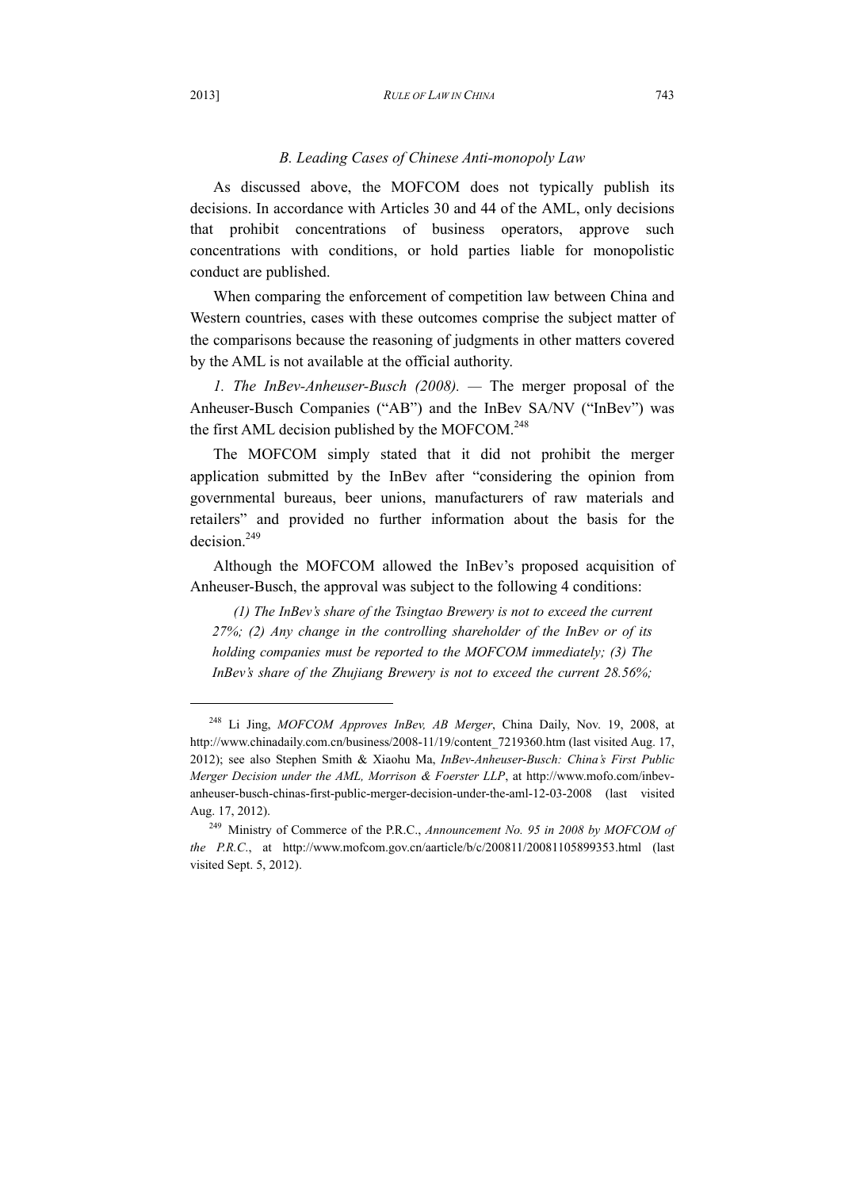### *B. Leading Cases of Chinese Anti-monopoly Law*

As discussed above, the MOFCOM does not typically publish its decisions. In accordance with Articles 30 and 44 of the AML, only decisions that prohibit concentrations of business operators, approve such concentrations with conditions, or hold parties liable for monopolistic conduct are published.

When comparing the enforcement of competition law between China and Western countries, cases with these outcomes comprise the subject matter of the comparisons because the reasoning of judgments in other matters covered by the AML is not available at the official authority.

*1. The InBev-Anheuser-Busch (2008).* — The merger proposal of the Anheuser-Busch Companies ("AB") and the InBev SA/NV ("InBev") was the first AML decision published by the MOFCOM.[248]

The MOFCOM simply stated that it did not prohibit the merger application submitted by the InBev after "considering the opinion from governmental bureaus, beer unions, manufacturers of raw materials and retailers" and provided no further information about the basis for the decision.[249]

Although the MOFCOM allowed the InBev's proposed acquisition of Anheuser-Busch, the approval was subject to the following 4 conditions:

> *(1) The InBev's share of the Tsingtao Brewery is not to exceed the current 27%; (2) Any change in the controlling shareholder of the InBev or of its holding companies must be reported to the MOFCOM immediately; (3) The InBev's share of the Zhujiang Brewery is not to exceed the current 28.56%;*

---

[248] Li Jing, *MOFCOM Approves InBev, AB Merger*, China Daily, Nov. 19, 2008, at http://www.chinadaily.com.cn/business/2008-11/19/content_7219360.htm (last visited Aug. 17, 2012); see also Stephen Smith & Xiaohu Ma, *InBev-Anheuser-Busch: China's First Public Merger Decision under the AML, Morrison & Foerster LLP*, at http://www.mofo.com/inbev-anheuser-busch-chinas-first-public-merger-decision-under-the-aml-12-03-2008 (last visited Aug. 17, 2012).

[249] Ministry of Commerce of the P.R.C., *Announcement No. 95 in 2008 by MOFCOM of the P.R.C.*, at http://www.mofcom.gov.cn/aarticle/b/c/200811/20081105899353.html (last visited Sept. 5, 2012).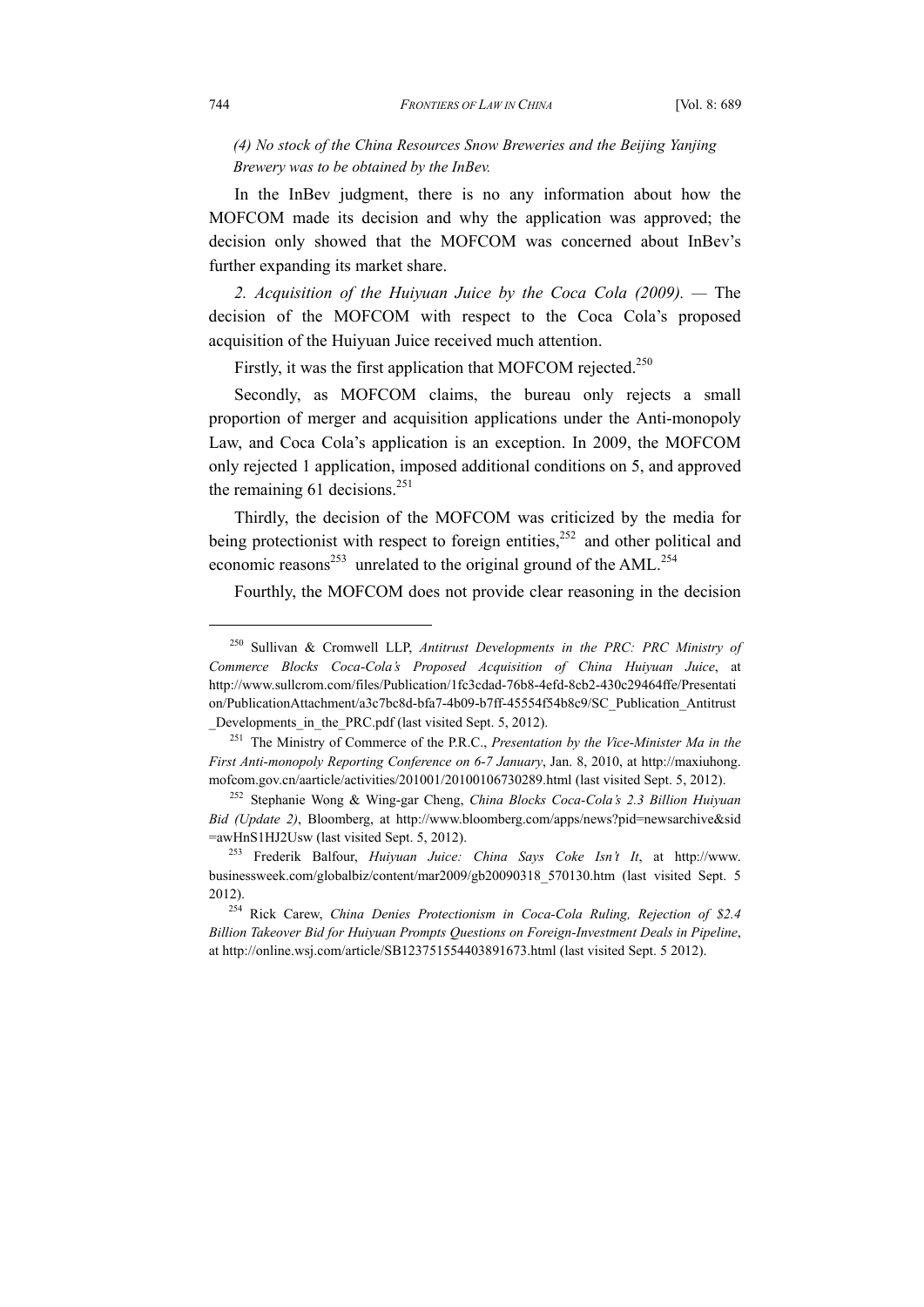*(4) No stock of the China Resources Snow Breweries and the Beijing Yanjing Brewery was to be obtained by the InBev.*

In the InBev judgment, there is no any information about how the MOFCOM made its decision and why the application was approved; the decision only showed that the MOFCOM was concerned about InBev's further expanding its market share.

*2. Acquisition of the Huiyuan Juice by the Coca Cola (2009).* — The decision of the MOFCOM with respect to the Coca Cola's proposed acquisition of the Huiyuan Juice received much attention.

Firstly, it was the first application that MOFCOM rejected.[250]

Secondly, as MOFCOM claims, the bureau only rejects a small proportion of merger and acquisition applications under the Anti-monopoly Law, and Coca Cola's application is an exception. In 2009, the MOFCOM only rejected 1 application, imposed additional conditions on 5, and approved the remaining 61 decisions.[251]

Thirdly, the decision of the MOFCOM was criticized by the media for being protectionist with respect to foreign entities,[252] and other political and economic reasons[253] unrelated to the original ground of the AML.[254]

Fourthly, the MOFCOM does not provide clear reasoning in the decision

---

[250] Sullivan & Cromwell LLP, *Antitrust Developments in the PRC: PRC Ministry of Commerce Blocks Coca-Cola's Proposed Acquisition of China Huiyuan Juice*, at http://www.sullcrom.com/files/Publication/1fc3cdad-76b8-4efd-8cb2-430c29464ffe/Presentation/PublicationAttachment/a3c7bc8d-bfa7-4b09-b7ff-45554f54b8c9/SC_Publication_Antitrust_Developments_in_the_PRC.pdf (last visited Sept. 5, 2012).

[251] The Ministry of Commerce of the P.R.C., *Presentation by the Vice-Minister Ma in the First Anti-monopoly Reporting Conference on 6-7 January*, Jan. 8, 2010, at http://maxiuhong.mofcom.gov.cn/aarticle/activities/201001/20100106730289.html (last visited Sept. 5, 2012).

[252] Stephanie Wong & Wing-gar Cheng, *China Blocks Coca-Cola's 2.3 Billion Huiyuan Bid (Update 2)*, Bloomberg, at http://www.bloomberg.com/apps/news?pid=newsarchive&sid=awHnS1HJ2Usw (last visited Sept. 5, 2012).

[253] Frederik Balfour, *Huiyuan Juice: China Says Coke Isn't It*, at http://www.businessweek.com/globalbiz/content/mar2009/gb20090318_570130.htm (last visited Sept. 5 2012).

[254] Rick Carew, *China Denies Protectionism in Coca-Cola Ruling, Rejection of $2.4 Billion Takeover Bid for Huiyuan Prompts Questions on Foreign-Investment Deals in Pipeline*, at http://online.wsj.com/article/SB123751554403891673.html (last visited Sept. 5 2012).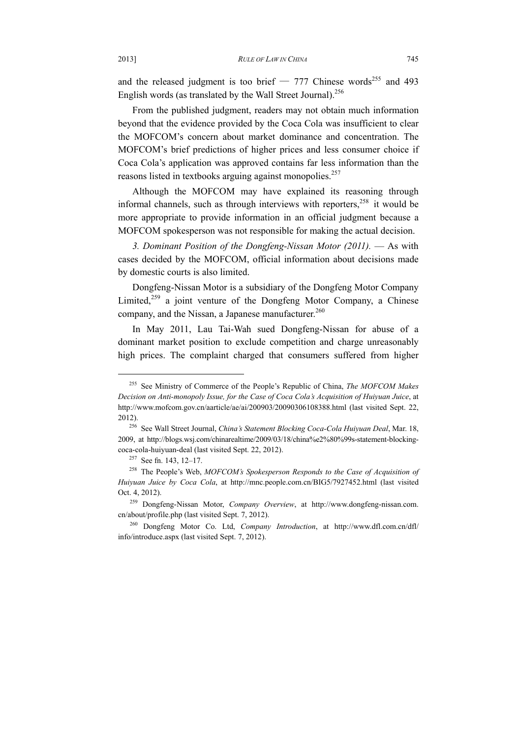and the released judgment is too brief — 777 Chinese words[255] and 493 English words (as translated by the Wall Street Journal).[256]

From the published judgment, readers may not obtain much information beyond that the evidence provided by the Coca Cola was insufficient to clear the MOFCOM's concern about market dominance and concentration. The MOFCOM's brief predictions of higher prices and less consumer choice if Coca Cola's application was approved contains far less information than the reasons listed in textbooks arguing against monopolies.[257]

Although the MOFCOM may have explained its reasoning through informal channels, such as through interviews with reporters,[258] it would be more appropriate to provide information in an official judgment because a MOFCOM spokesperson was not responsible for making the actual decision.

*3. Dominant Position of the Dongfeng-Nissan Motor (2011).* — As with cases decided by the MOFCOM, official information about decisions made by domestic courts is also limited.

Dongfeng-Nissan Motor is a subsidiary of the Dongfeng Motor Company Limited,[259] a joint venture of the Dongfeng Motor Company, a Chinese company, and the Nissan, a Japanese manufacturer.[260]

In May 2011, Lau Tai-Wah sued Dongfeng-Nissan for abuse of a dominant market position to exclude competition and charge unreasonably high prices. The complaint charged that consumers suffered from higher

---

[255] See Ministry of Commerce of the People's Republic of China, *The MOFCOM Makes Decision on Anti-monopoly Issue, for the Case of Coca Cola's Acquisition of Huiyuan Juice*, at http://www.mofcom.gov.cn/aarticle/ae/ai/200903/20090306108388.html (last visited Sept. 22, 2012).

[256] See Wall Street Journal, *China's Statement Blocking Coca-Cola Huiyuan Deal*, Mar. 18, 2009, at http://blogs.wsj.com/chinarealtime/2009/03/18/china%e2%80%99s-statement-blocking-coca-cola-huiyuan-deal (last visited Sept. 22, 2012).

[257] See fn. 143, 12–17.

[258] The People's Web, *MOFCOM's Spokesperson Responds to the Case of Acquisition of Huiyuan Juice by Coca Cola*, at http://mnc.people.com.cn/BIG5/7927452.html (last visited Oct. 4, 2012).

[259] Dongfeng-Nissan Motor, *Company Overview*, at http://www.dongfeng-nissan.com.cn/about/profile.php (last visited Sept. 7, 2012).

[260] Dongfeng Motor Co. Ltd, *Company Introduction*, at http://www.dfl.com.cn/dfl/info/introduce.aspx (last visited Sept. 7, 2012).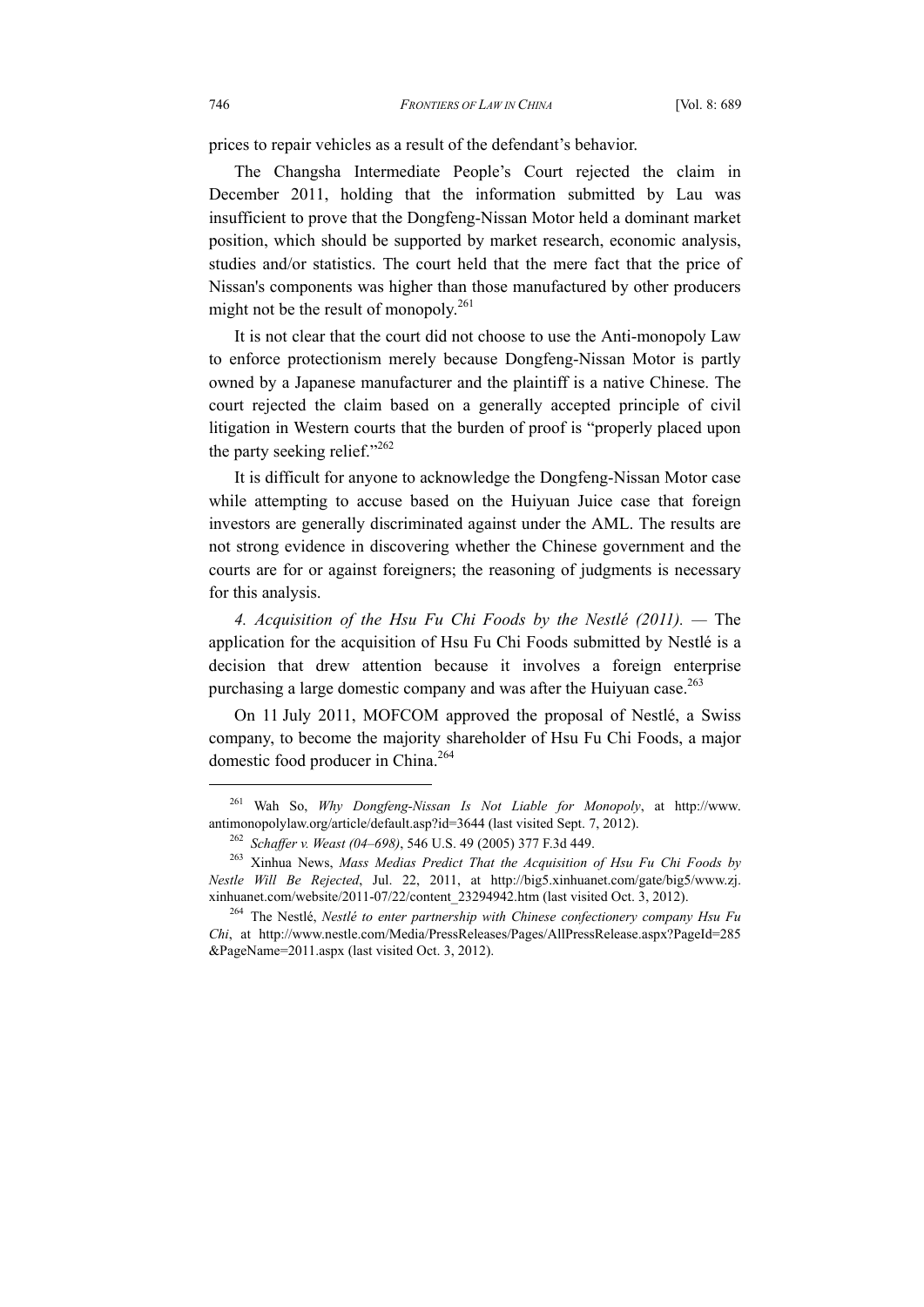prices to repair vehicles as a result of the defendant's behavior.

The Changsha Intermediate People's Court rejected the claim in December 2011, holding that the information submitted by Lau was insufficient to prove that the Dongfeng-Nissan Motor held a dominant market position, which should be supported by market research, economic analysis, studies and/or statistics. The court held that the mere fact that the price of Nissan's components was higher than those manufactured by other producers might not be the result of monopoly.[261]

It is not clear that the court did not choose to use the Anti-monopoly Law to enforce protectionism merely because Dongfeng-Nissan Motor is partly owned by a Japanese manufacturer and the plaintiff is a native Chinese. The court rejected the claim based on a generally accepted principle of civil litigation in Western courts that the burden of proof is "properly placed upon the party seeking relief."[262]

It is difficult for anyone to acknowledge the Dongfeng-Nissan Motor case while attempting to accuse based on the Huiyuan Juice case that foreign investors are generally discriminated against under the AML. The results are not strong evidence in discovering whether the Chinese government and the courts are for or against foreigners; the reasoning of judgments is necessary for this analysis.

*4. Acquisition of the Hsu Fu Chi Foods by the Nestlé (2011).* — The application for the acquisition of Hsu Fu Chi Foods submitted by Nestlé is a decision that drew attention because it involves a foreign enterprise purchasing a large domestic company and was after the Huiyuan case.[263]

On 11 July 2011, MOFCOM approved the proposal of Nestlé, a Swiss company, to become the majority shareholder of Hsu Fu Chi Foods, a major domestic food producer in China.[264]

---

[261] Wah So, *Why Dongfeng-Nissan Is Not Liable for Monopoly*, at http://www.antimonopolylaw.org/article/default.asp?id=3644 (last visited Sept. 7, 2012).

[262] *Schaffer v. Weast (04–698)*, 546 U.S. 49 (2005) 377 F.3d 449.

[263] Xinhua News, *Mass Medias Predict That the Acquisition of Hsu Fu Chi Foods by Nestle Will Be Rejected*, Jul. 22, 2011, at http://big5.xinhuanet.com/gate/big5/www.zj.xinhuanet.com/website/2011-07/22/content_23294942.htm (last visited Oct. 3, 2012).

[264] The Nestlé, *Nestlé to enter partnership with Chinese confectionery company Hsu Fu Chi*, at http://www.nestle.com/Media/PressReleases/Pages/AllPressRelease.aspx?PageId=285&PageName=2011.aspx (last visited Oct. 3, 2012).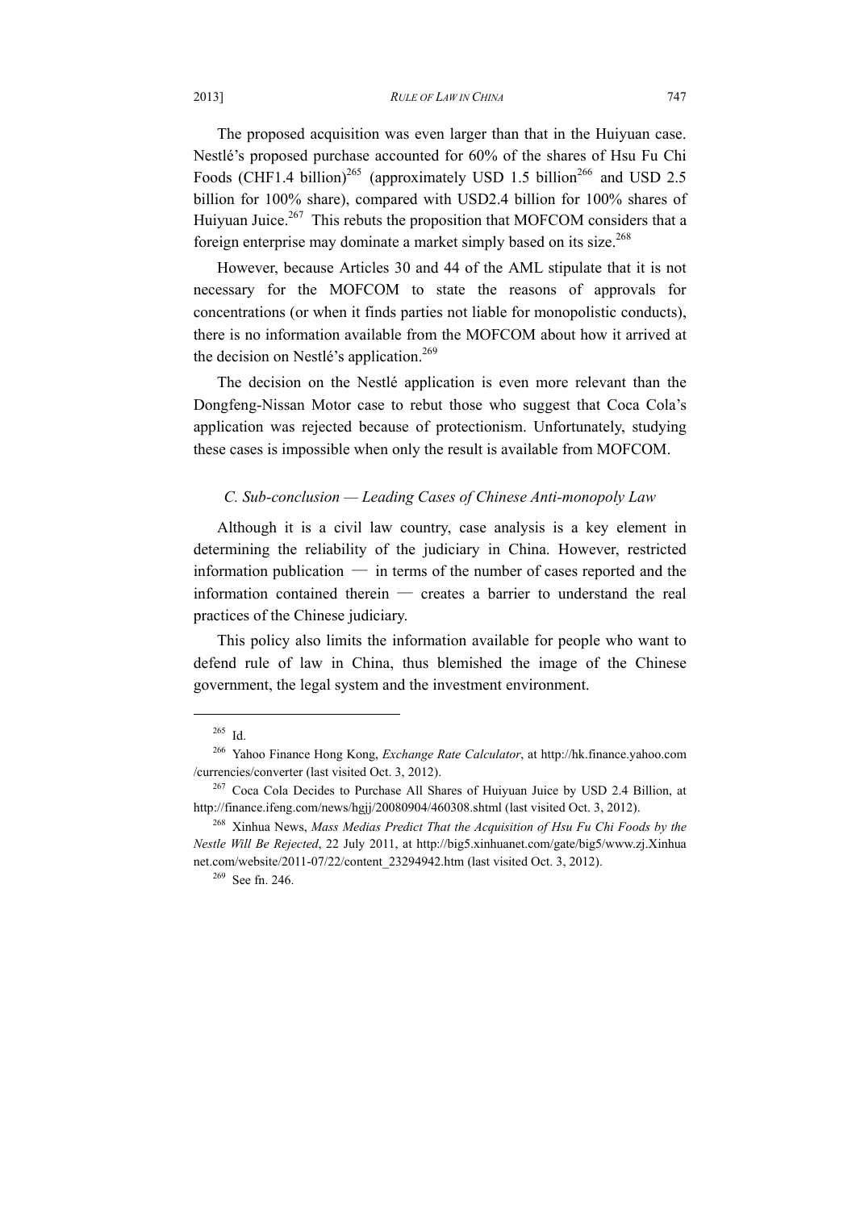The proposed acquisition was even larger than that in the Huiyuan case. Nestlé's proposed purchase accounted for 60% of the shares of Hsu Fu Chi Foods (CHF1.4 billion)[265] (approximately USD 1.5 billion[266] and USD 2.5 billion for 100% share), compared with USD2.4 billion for 100% shares of Huiyuan Juice.[267] This rebuts the proposition that MOFCOM considers that a foreign enterprise may dominate a market simply based on its size.[268]

However, because Articles 30 and 44 of the AML stipulate that it is not necessary for the MOFCOM to state the reasons of approvals for concentrations (or when it finds parties not liable for monopolistic conducts), there is no information available from the MOFCOM about how it arrived at the decision on Nestlé's application.[269]

The decision on the Nestlé application is even more relevant than the Dongfeng-Nissan Motor case to rebut those who suggest that Coca Cola's application was rejected because of protectionism. Unfortunately, studying these cases is impossible when only the result is available from MOFCOM.

### *C. Sub-conclusion — Leading Cases of Chinese Anti-monopoly Law*

Although it is a civil law country, case analysis is a key element in determining the reliability of the judiciary in China. However, restricted information publication — in terms of the number of cases reported and the information contained therein — creates a barrier to understand the real practices of the Chinese judiciary.

This policy also limits the information available for people who want to defend rule of law in China, thus blemished the image of the Chinese government, the legal system and the investment environment.

---

[265] Id.

[266] Yahoo Finance Hong Kong, *Exchange Rate Calculator*, at http://hk.finance.yahoo.com /currencies/converter (last visited Oct. 3, 2012).

[267] Coca Cola Decides to Purchase All Shares of Huiyuan Juice by USD 2.4 Billion, at http://finance.ifeng.com/news/hgjj/20080904/460308.shtml (last visited Oct. 3, 2012).

[268] Xinhua News, *Mass Medias Predict That the Acquisition of Hsu Fu Chi Foods by the Nestle Will Be Rejected*, 22 July 2011, at http://big5.xinhuanet.com/gate/big5/www.zj.Xinhua net.com/website/2011-07/22/content_23294942.htm (last visited Oct. 3, 2012).

[269] See fn. 246.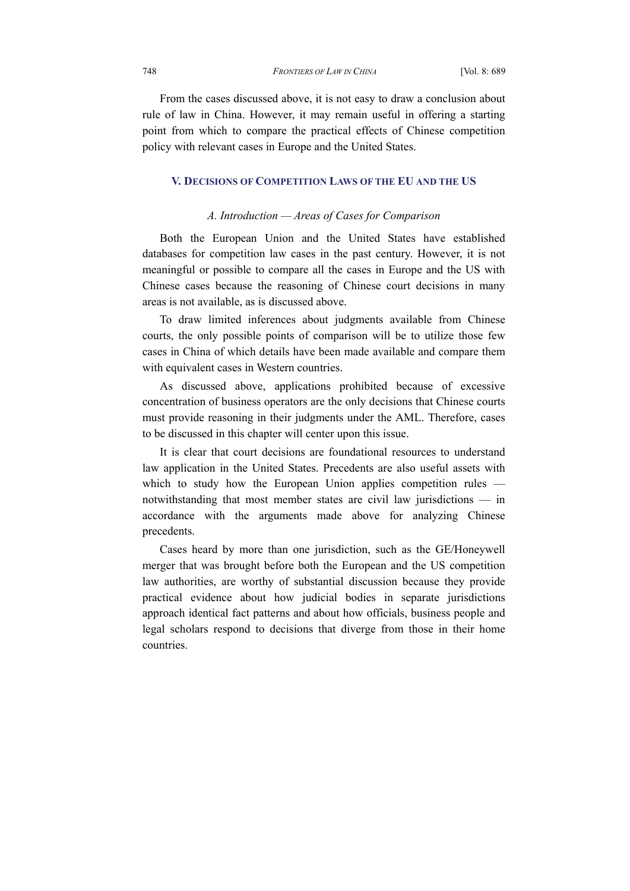From the cases discussed above, it is not easy to draw a conclusion about rule of law in China. However, it may remain useful in offering a starting point from which to compare the practical effects of Chinese competition policy with relevant cases in Europe and the United States.

## V. DECISIONS OF COMPETITION LAWS OF THE EU AND THE US

### *A. Introduction — Areas of Cases for Comparison*

Both the European Union and the United States have established databases for competition law cases in the past century. However, it is not meaningful or possible to compare all the cases in Europe and the US with Chinese cases because the reasoning of Chinese court decisions in many areas is not available, as is discussed above.

To draw limited inferences about judgments available from Chinese courts, the only possible points of comparison will be to utilize those few cases in China of which details have been made available and compare them with equivalent cases in Western countries.

As discussed above, applications prohibited because of excessive concentration of business operators are the only decisions that Chinese courts must provide reasoning in their judgments under the AML. Therefore, cases to be discussed in this chapter will center upon this issue.

It is clear that court decisions are foundational resources to understand law application in the United States. Precedents are also useful assets with which to study how the European Union applies competition rules — notwithstanding that most member states are civil law jurisdictions — in accordance with the arguments made above for analyzing Chinese precedents.

Cases heard by more than one jurisdiction, such as the GE/Honeywell merger that was brought before both the European and the US competition law authorities, are worthy of substantial discussion because they provide practical evidence about how judicial bodies in separate jurisdictions approach identical fact patterns and about how officials, business people and legal scholars respond to decisions that diverge from those in their home countries.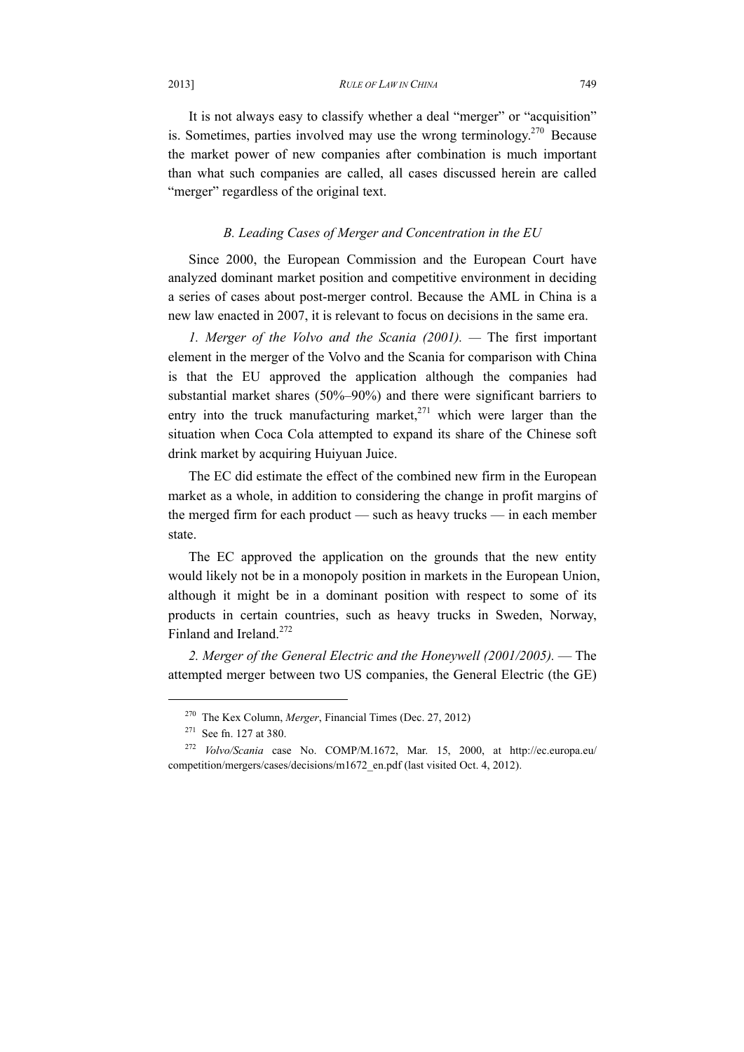It is not always easy to classify whether a deal "merger" or "acquisition" is. Sometimes, parties involved may use the wrong terminology.[270] Because the market power of new companies after combination is much important than what such companies are called, all cases discussed herein are called "merger" regardless of the original text.

### *B. Leading Cases of Merger and Concentration in the EU*

Since 2000, the European Commission and the European Court have analyzed dominant market position and competitive environment in deciding a series of cases about post-merger control. Because the AML in China is a new law enacted in 2007, it is relevant to focus on decisions in the same era.

*1. Merger of the Volvo and the Scania (2001).* — The first important element in the merger of the Volvo and the Scania for comparison with China is that the EU approved the application although the companies had substantial market shares (50%–90%) and there were significant barriers to entry into the truck manufacturing market,[271] which were larger than the situation when Coca Cola attempted to expand its share of the Chinese soft drink market by acquiring Huiyuan Juice.

The EC did estimate the effect of the combined new firm in the European market as a whole, in addition to considering the change in profit margins of the merged firm for each product — such as heavy trucks — in each member state.

The EC approved the application on the grounds that the new entity would likely not be in a monopoly position in markets in the European Union, although it might be in a dominant position with respect to some of its products in certain countries, such as heavy trucks in Sweden, Norway, Finland and Ireland.[272]

*2. Merger of the General Electric and the Honeywell (2001/2005).* — The attempted merger between two US companies, the General Electric (the GE)

---

[270] The Kex Column, *Merger*, Financial Times (Dec. 27, 2012)

[271] See fn. 127 at 380.

[272] *Volvo/Scania* case No. COMP/M.1672, Mar. 15, 2000, at http://ec.europa.eu/competition/mergers/cases/decisions/m1672_en.pdf (last visited Oct. 4, 2012).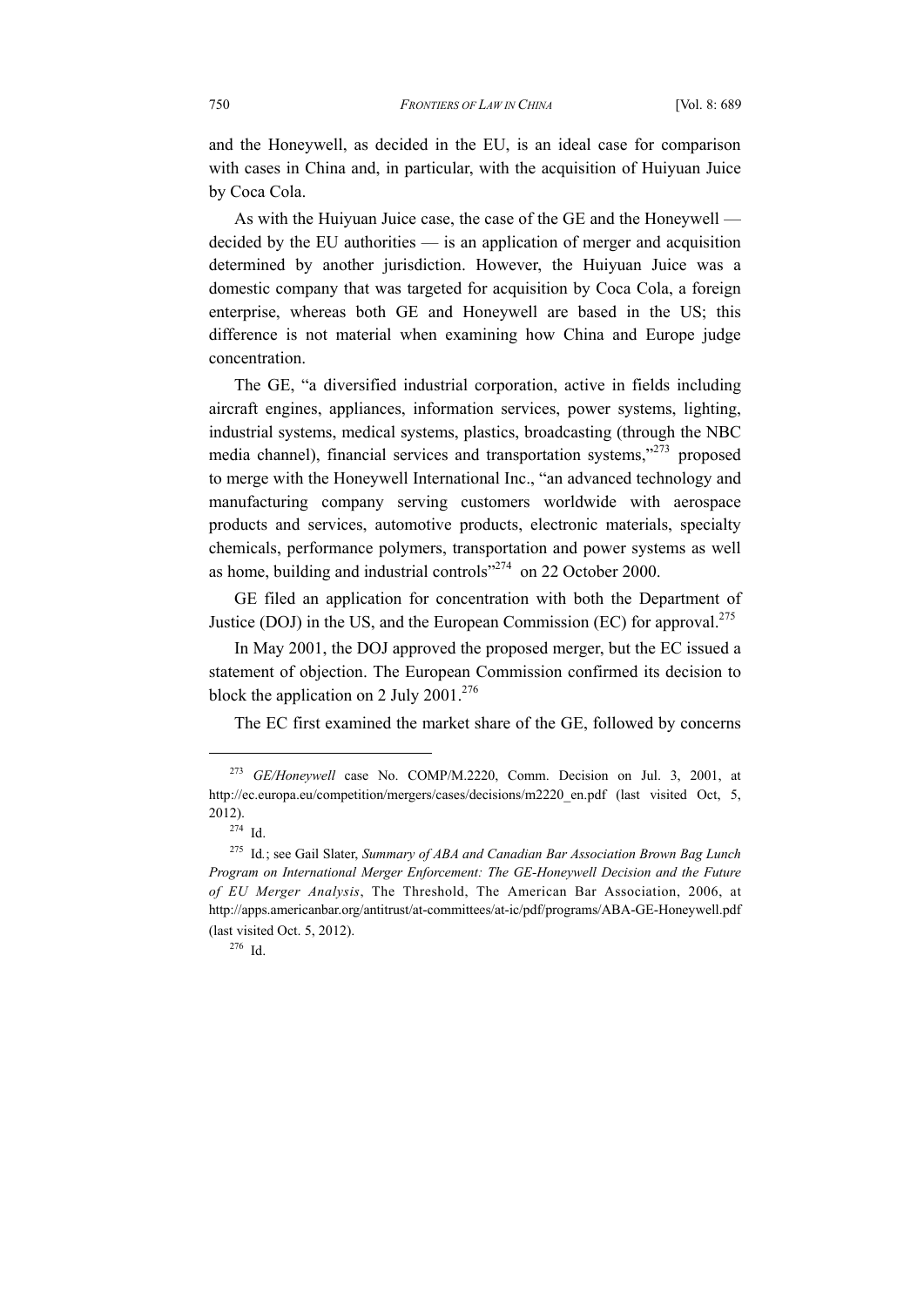and the Honeywell, as decided in the EU, is an ideal case for comparison with cases in China and, in particular, with the acquisition of Huiyuan Juice by Coca Cola.

As with the Huiyuan Juice case, the case of the GE and the Honeywell — decided by the EU authorities — is an application of merger and acquisition determined by another jurisdiction. However, the Huiyuan Juice was a domestic company that was targeted for acquisition by Coca Cola, a foreign enterprise, whereas both GE and Honeywell are based in the US; this difference is not material when examining how China and Europe judge concentration.

The GE, "a diversified industrial corporation, active in fields including aircraft engines, appliances, information services, power systems, lighting, industrial systems, medical systems, plastics, broadcasting (through the NBC media channel), financial services and transportation systems,"[273] proposed to merge with the Honeywell International Inc., "an advanced technology and manufacturing company serving customers worldwide with aerospace products and services, automotive products, electronic materials, specialty chemicals, performance polymers, transportation and power systems as well as home, building and industrial controls"[274] on 22 October 2000.

GE filed an application for concentration with both the Department of Justice (DOJ) in the US, and the European Commission (EC) for approval.[275]

In May 2001, the DOJ approved the proposed merger, but the EC issued a statement of objection. The European Commission confirmed its decision to block the application on 2 July 2001.[276]

The EC first examined the market share of the GE, followed by concerns

---

[273] *GE/Honeywell* case No. COMP/M.2220, Comm. Decision on Jul. 3, 2001, at http://ec.europa.eu/competition/mergers/cases/decisions/m2220_en.pdf (last visited Oct, 5, 2012).

[274] Id.

[275] Id.; see Gail Slater, *Summary of ABA and Canadian Bar Association Brown Bag Lunch Program on International Merger Enforcement: The GE-Honeywell Decision and the Future of EU Merger Analysis*, The Threshold, The American Bar Association, 2006, at http://apps.americanbar.org/antitrust/at-committees/at-ic/pdf/programs/ABA-GE-Honeywell.pdf (last visited Oct. 5, 2012).

[276] Id.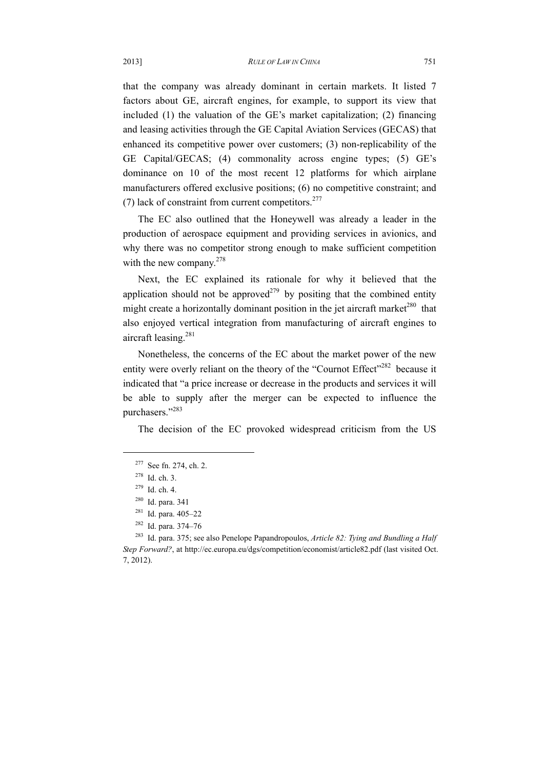that the company was already dominant in certain markets. It listed 7 factors about GE, aircraft engines, for example, to support its view that included (1) the valuation of the GE's market capitalization; (2) financing and leasing activities through the GE Capital Aviation Services (GECAS) that enhanced its competitive power over customers; (3) non-replicability of the GE Capital/GECAS; (4) commonality across engine types; (5) GE's dominance on 10 of the most recent 12 platforms for which airplane manufacturers offered exclusive positions; (6) no competitive constraint; and (7) lack of constraint from current competitors.[277]

The EC also outlined that the Honeywell was already a leader in the production of aerospace equipment and providing services in avionics, and why there was no competitor strong enough to make sufficient competition with the new company.[278]

Next, the EC explained its rationale for why it believed that the application should not be approved[279] by positing that the combined entity might create a horizontally dominant position in the jet aircraft market[280] that also enjoyed vertical integration from manufacturing of aircraft engines to aircraft leasing.[281]

Nonetheless, the concerns of the EC about the market power of the new entity were overly reliant on the theory of the "Cournot Effect"[282] because it indicated that "a price increase or decrease in the products and services it will be able to supply after the merger can be expected to influence the purchasers."[283]

The decision of the EC provoked widespread criticism from the US

---

[277] See fn. 274, ch. 2.

[278] Id. ch. 3.

[279] Id. ch. 4.

[280] Id. para. 341

[281] Id. para. 405–22

[282] Id. para. 374–76

[283] Id. para. 375; see also Penelope Papandropoulos, *Article 82: Tying and Bundling a Half Step Forward?*, at http://ec.europa.eu/dgs/competition/economist/article82.pdf (last visited Oct. 7, 2012).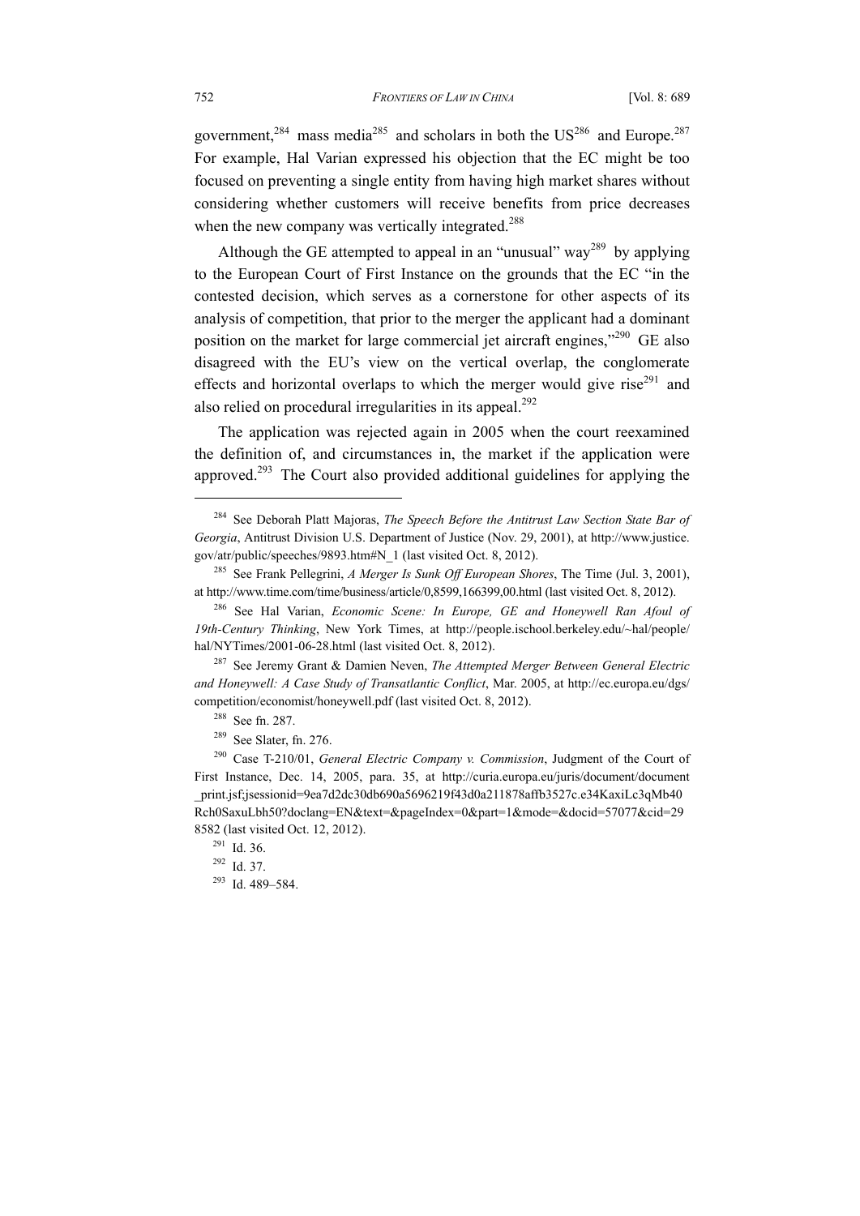government,[284] mass media[285] and scholars in both the US[286] and Europe.[287] For example, Hal Varian expressed his objection that the EC might be too focused on preventing a single entity from having high market shares without considering whether customers will receive benefits from price decreases when the new company was vertically integrated.[288]

Although the GE attempted to appeal in an "unusual" way[289] by applying to the European Court of First Instance on the grounds that the EC "in the contested decision, which serves as a cornerstone for other aspects of its analysis of competition, that prior to the merger the applicant had a dominant position on the market for large commercial jet aircraft engines,"[290] GE also disagreed with the EU's view on the vertical overlap, the conglomerate effects and horizontal overlaps to which the merger would give rise[291] and also relied on procedural irregularities in its appeal.[292]

The application was rejected again in 2005 when the court reexamined the definition of, and circumstances in, the market if the application were approved.[293] The Court also provided additional guidelines for applying the

---

[284] See Deborah Platt Majoras, *The Speech Before the Antitrust Law Section State Bar of Georgia*, Antitrust Division U.S. Department of Justice (Nov. 29, 2001), at http://www.justice.gov/atr/public/speeches/9893.htm#N_1 (last visited Oct. 8, 2012).

[285] See Frank Pellegrini, *A Merger Is Sunk Off European Shores*, The Time (Jul. 3, 2001), at http://www.time.com/time/business/article/0,8599,166399,00.html (last visited Oct. 8, 2012).

[286] See Hal Varian, *Economic Scene: In Europe, GE and Honeywell Ran Afoul of 19th-Century Thinking*, New York Times, at http://people.ischool.berkeley.edu/~hal/people/hal/NYTimes/2001-06-28.html (last visited Oct. 8, 2012).

[287] See Jeremy Grant & Damien Neven, *The Attempted Merger Between General Electric and Honeywell: A Case Study of Transatlantic Conflict*, Mar. 2005, at http://ec.europa.eu/dgs/competition/economist/honeywell.pdf (last visited Oct. 8, 2012).

[288] See fn. 287.

[289] See Slater, fn. 276.

[290] Case T-210/01, *General Electric Company v. Commission*, Judgment of the Court of First Instance, Dec. 14, 2005, para. 35, at http://curia.europa.eu/juris/document/document_print.jsf;jsessionid=9ea7d2dc30db690a5696219f43d0a211878affb3527c.e34KaxiLc3qMb40Rch0SaxuLbh50?doclang=EN&text=&pageIndex=0&part=1&mode=&docid=57077&cid=298582 (last visited Oct. 12, 2012).

[291] Id. 36.

[292] Id. 37.

[293] Id. 489–584.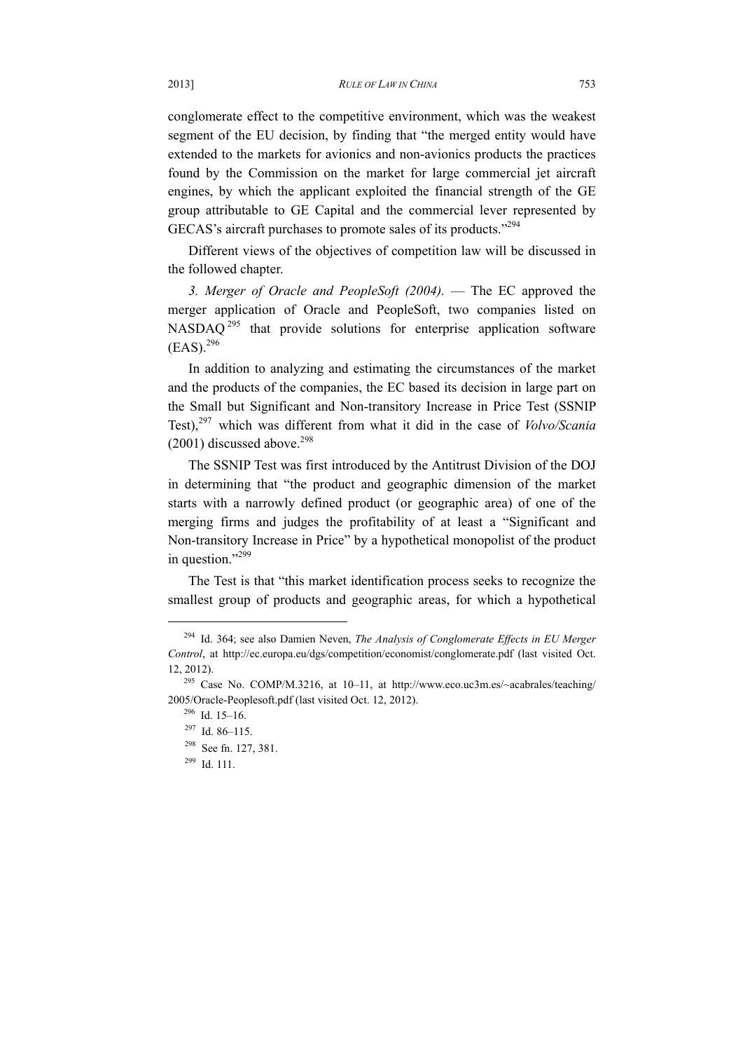conglomerate effect to the competitive environment, which was the weakest segment of the EU decision, by finding that "the merged entity would have extended to the markets for avionics and non-avionics products the practices found by the Commission on the market for large commercial jet aircraft engines, by which the applicant exploited the financial strength of the GE group attributable to GE Capital and the commercial lever represented by GECAS's aircraft purchases to promote sales of its products."[294]

Different views of the objectives of competition law will be discussed in the followed chapter.

*3. Merger of Oracle and PeopleSoft (2004)*. — The EC approved the merger application of Oracle and PeopleSoft, two companies listed on NASDAQ[295] that provide solutions for enterprise application software (EAS).[296]

In addition to analyzing and estimating the circumstances of the market and the products of the companies, the EC based its decision in large part on the Small but Significant and Non-transitory Increase in Price Test (SSNIP Test),[297] which was different from what it did in the case of *Volvo/Scania* (2001) discussed above.[298]

The SSNIP Test was first introduced by the Antitrust Division of the DOJ in determining that "the product and geographic dimension of the market starts with a narrowly defined product (or geographic area) of one of the merging firms and judges the profitability of at least a "Significant and Non-transitory Increase in Price" by a hypothetical monopolist of the product in question."[299]

The Test is that "this market identification process seeks to recognize the smallest group of products and geographic areas, for which a hypothetical

---

[294] Id. 364; see also Damien Neven, *The Analysis of Conglomerate Effects in EU Merger Control*, at http://ec.europa.eu/dgs/competition/economist/conglomerate.pdf (last visited Oct. 12, 2012).

[295] Case No. COMP/M.3216, at 10–11, at http://www.eco.uc3m.es/~acabrales/teaching/2005/Oracle-Peoplesoft.pdf (last visited Oct. 12, 2012).

[296] Id. 15–16.

[297] Id. 86–115.

[298] See fn. 127, 381.

[299] Id. 111.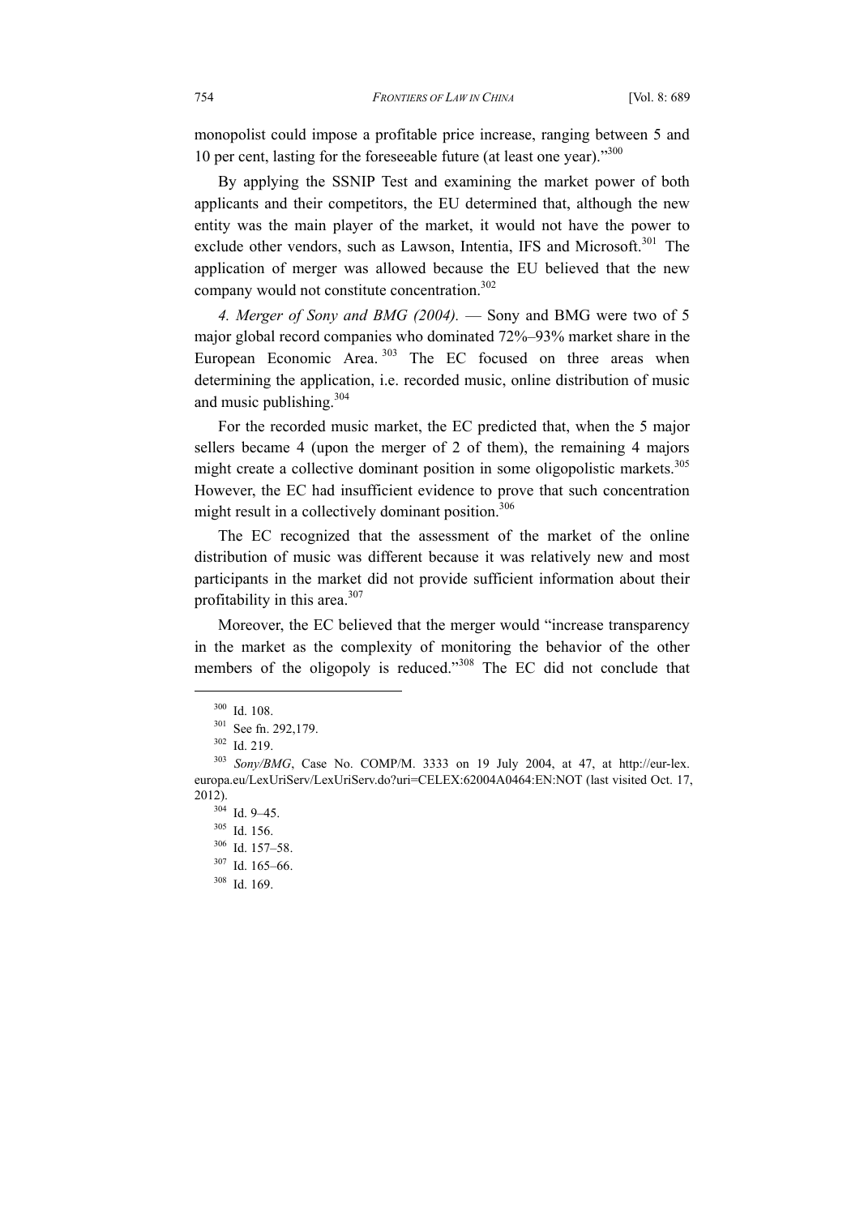monopolist could impose a profitable price increase, ranging between 5 and 10 per cent, lasting for the foreseeable future (at least one year)."[300]

By applying the SSNIP Test and examining the market power of both applicants and their competitors, the EU determined that, although the new entity was the main player of the market, it would not have the power to exclude other vendors, such as Lawson, Intentia, IFS and Microsoft.[301] The application of merger was allowed because the EU believed that the new company would not constitute concentration.[302]

*4. Merger of Sony and BMG (2004).* — Sony and BMG were two of 5 major global record companies who dominated 72%–93% market share in the European Economic Area.[303] The EC focused on three areas when determining the application, i.e. recorded music, online distribution of music and music publishing.[304]

For the recorded music market, the EC predicted that, when the 5 major sellers became 4 (upon the merger of 2 of them), the remaining 4 majors might create a collective dominant position in some oligopolistic markets.[305] However, the EC had insufficient evidence to prove that such concentration might result in a collectively dominant position.[306]

The EC recognized that the assessment of the market of the online distribution of music was different because it was relatively new and most participants in the market did not provide sufficient information about their profitability in this area.[307]

Moreover, the EC believed that the merger would "increase transparency in the market as the complexity of monitoring the behavior of the other members of the oligopoly is reduced."[308] The EC did not conclude that

---

[300] Id. 108.

[301] See fn. 292,179.

[302] Id. 219.

[303] *Sony/BMG*, Case No. COMP/M. 3333 on 19 July 2004, at 47, at http://eur-lex.europa.eu/LexUriServ/LexUriServ.do?uri=CELEX:62004A0464:EN:NOT (last visited Oct. 17, 2012).

[304] Id. 9–45.

[305] Id. 156.

[306] Id. 157–58.

[307] Id. 165–66.

[308] Id. 169.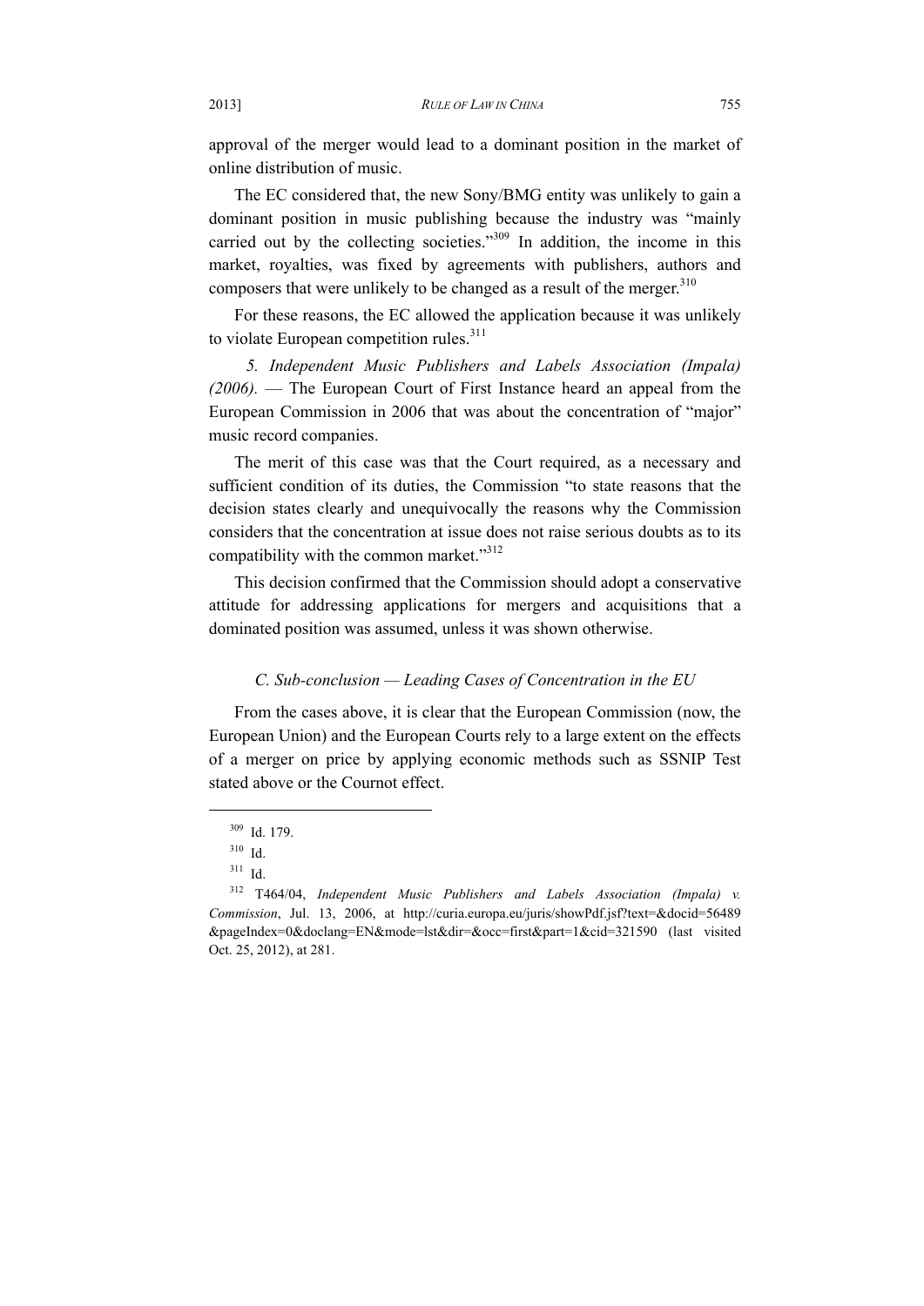approval of the merger would lead to a dominant position in the market of online distribution of music.

The EC considered that, the new Sony/BMG entity was unlikely to gain a dominant position in music publishing because the industry was "mainly carried out by the collecting societies."[309] In addition, the income in this market, royalties, was fixed by agreements with publishers, authors and composers that were unlikely to be changed as a result of the merger.[310]

For these reasons, the EC allowed the application because it was unlikely to violate European competition rules.[311]

*5. Independent Music Publishers and Labels Association (Impala) (2006).* — The European Court of First Instance heard an appeal from the European Commission in 2006 that was about the concentration of "major" music record companies.

The merit of this case was that the Court required, as a necessary and sufficient condition of its duties, the Commission "to state reasons that the decision states clearly and unequivocally the reasons why the Commission considers that the concentration at issue does not raise serious doubts as to its compatibility with the common market."[312]

This decision confirmed that the Commission should adopt a conservative attitude for addressing applications for mergers and acquisitions that a dominated position was assumed, unless it was shown otherwise.

### *C. Sub-conclusion — Leading Cases of Concentration in the EU*

From the cases above, it is clear that the European Commission (now, the European Union) and the European Courts rely to a large extent on the effects of a merger on price by applying economic methods such as SSNIP Test stated above or the Cournot effect.

---

[309] Id. 179.

[310] Id.

[311] Id.

[312] T464/04, *Independent Music Publishers and Labels Association (Impala) v. Commission*, Jul. 13, 2006, at http://curia.europa.eu/juris/showPdf.jsf?text=&docid=56489&pageIndex=0&doclang=EN&mode=lst&dir=&occ=first&part=1&cid=321590 (last visited Oct. 25, 2012), at 281.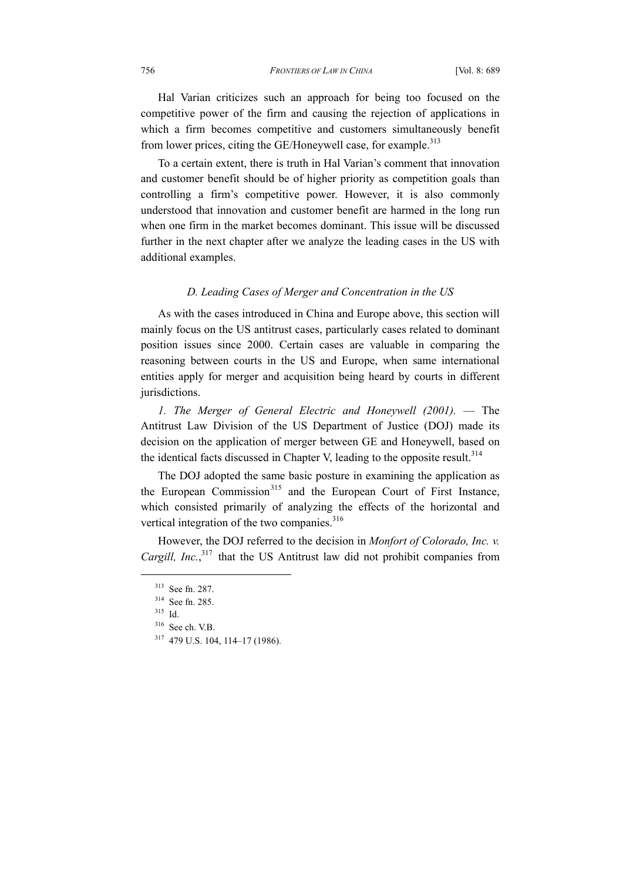Hal Varian criticizes such an approach for being too focused on the competitive power of the firm and causing the rejection of applications in which a firm becomes competitive and customers simultaneously benefit from lower prices, citing the GE/Honeywell case, for example.[313]

To a certain extent, there is truth in Hal Varian's comment that innovation and customer benefit should be of higher priority as competition goals than controlling a firm's competitive power. However, it is also commonly understood that innovation and customer benefit are harmed in the long run when one firm in the market becomes dominant. This issue will be discussed further in the next chapter after we analyze the leading cases in the US with additional examples.

### *D. Leading Cases of Merger and Concentration in the US*

As with the cases introduced in China and Europe above, this section will mainly focus on the US antitrust cases, particularly cases related to dominant position issues since 2000. Certain cases are valuable in comparing the reasoning between courts in the US and Europe, when same international entities apply for merger and acquisition being heard by courts in different jurisdictions.

*1. The Merger of General Electric and Honeywell (2001).* — The Antitrust Law Division of the US Department of Justice (DOJ) made its decision on the application of merger between GE and Honeywell, based on the identical facts discussed in Chapter V, leading to the opposite result.[314]

The DOJ adopted the same basic posture in examining the application as the European Commission[315] and the European Court of First Instance, which consisted primarily of analyzing the effects of the horizontal and vertical integration of the two companies.[316]

However, the DOJ referred to the decision in *Monfort of Colorado, Inc. v. Cargill, Inc.*,[317] that the US Antitrust law did not prohibit companies from

---

[313] See fn. 287.

[314] See fn. 285.

[315] Id.

[316] See ch. V.B.

[317] 479 U.S. 104, 114–17 (1986).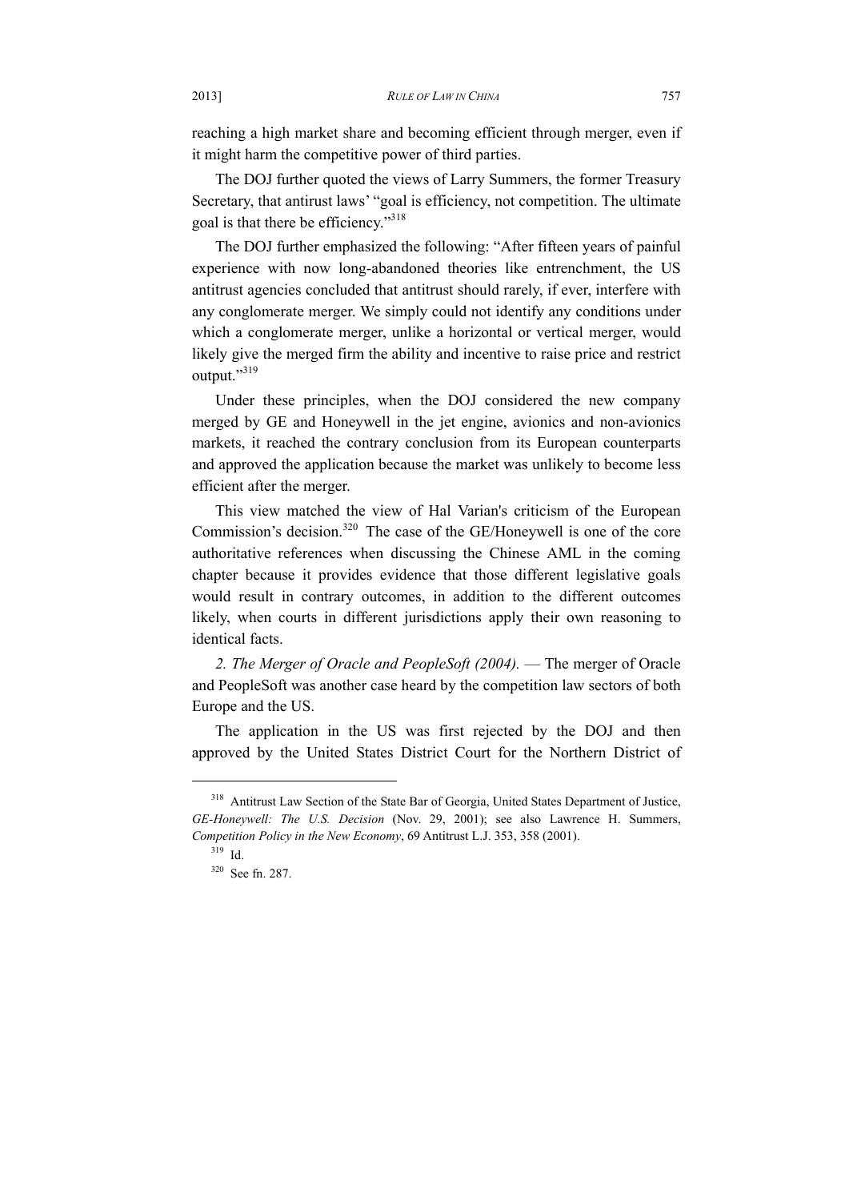reaching a high market share and becoming efficient through merger, even if it might harm the competitive power of third parties.

The DOJ further quoted the views of Larry Summers, the former Treasury Secretary, that antitrust laws' "goal is efficiency, not competition. The ultimate goal is that there be efficiency."[318]

The DOJ further emphasized the following: "After fifteen years of painful experience with now long-abandoned theories like entrenchment, the US antitrust agencies concluded that antitrust should rarely, if ever, interfere with any conglomerate merger. We simply could not identify any conditions under which a conglomerate merger, unlike a horizontal or vertical merger, would likely give the merged firm the ability and incentive to raise price and restrict output."[319]

Under these principles, when the DOJ considered the new company merged by GE and Honeywell in the jet engine, avionics and non-avionics markets, it reached the contrary conclusion from its European counterparts and approved the application because the market was unlikely to become less efficient after the merger.

This view matched the view of Hal Varian's criticism of the European Commission's decision.[320] The case of the GE/Honeywell is one of the core authoritative references when discussing the Chinese AML in the coming chapter because it provides evidence that those different legislative goals would result in contrary outcomes, in addition to the different outcomes likely, when courts in different jurisdictions apply their own reasoning to identical facts.

*2. The Merger of Oracle and PeopleSoft (2004).* — The merger of Oracle and PeopleSoft was another case heard by the competition law sectors of both Europe and the US.

The application in the US was first rejected by the DOJ and then approved by the United States District Court for the Northern District of

---

[318] Antitrust Law Section of the State Bar of Georgia, United States Department of Justice, *GE-Honeywell: The U.S. Decision* (Nov. 29, 2001); see also Lawrence H. Summers, *Competition Policy in the New Economy*, 69 Antitrust L.J. 353, 358 (2001).

[319] Id.

[320] See fn. 287.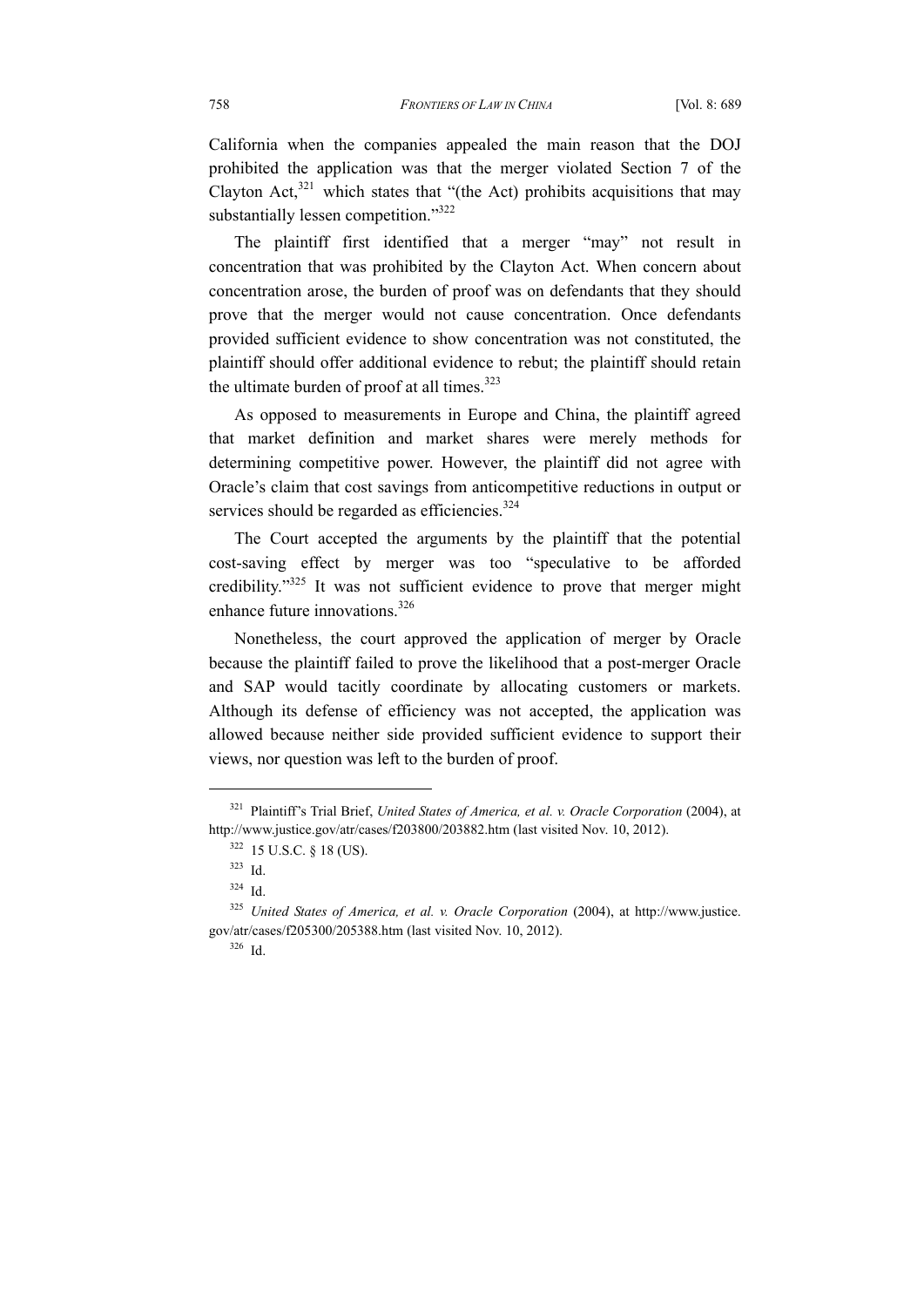California when the companies appealed the main reason that the DOJ prohibited the application was that the merger violated Section 7 of the Clayton Act,[321] which states that "(the Act) prohibits acquisitions that may substantially lessen competition."[322]

The plaintiff first identified that a merger "may" not result in concentration that was prohibited by the Clayton Act. When concern about concentration arose, the burden of proof was on defendants that they should prove that the merger would not cause concentration. Once defendants provided sufficient evidence to show concentration was not constituted, the plaintiff should offer additional evidence to rebut; the plaintiff should retain the ultimate burden of proof at all times.[323]

As opposed to measurements in Europe and China, the plaintiff agreed that market definition and market shares were merely methods for determining competitive power. However, the plaintiff did not agree with Oracle's claim that cost savings from anticompetitive reductions in output or services should be regarded as efficiencies.[324]

The Court accepted the arguments by the plaintiff that the potential cost-saving effect by merger was too "speculative to be afforded credibility."[325] It was not sufficient evidence to prove that merger might enhance future innovations.[326]

Nonetheless, the court approved the application of merger by Oracle because the plaintiff failed to prove the likelihood that a post-merger Oracle and SAP would tacitly coordinate by allocating customers or markets. Although its defense of efficiency was not accepted, the application was allowed because neither side provided sufficient evidence to support their views, nor question was left to the burden of proof.

---

[321] Plaintiff's Trial Brief, *United States of America, et al. v. Oracle Corporation* (2004), at http://www.justice.gov/atr/cases/f203800/203882.htm (last visited Nov. 10, 2012).

[322] 15 U.S.C. § 18 (US).

[323] Id.

[324] Id.

[325] *United States of America, et al. v. Oracle Corporation* (2004), at http://www.justice.gov/atr/cases/f205300/205388.htm (last visited Nov. 10, 2012).

[326] Id.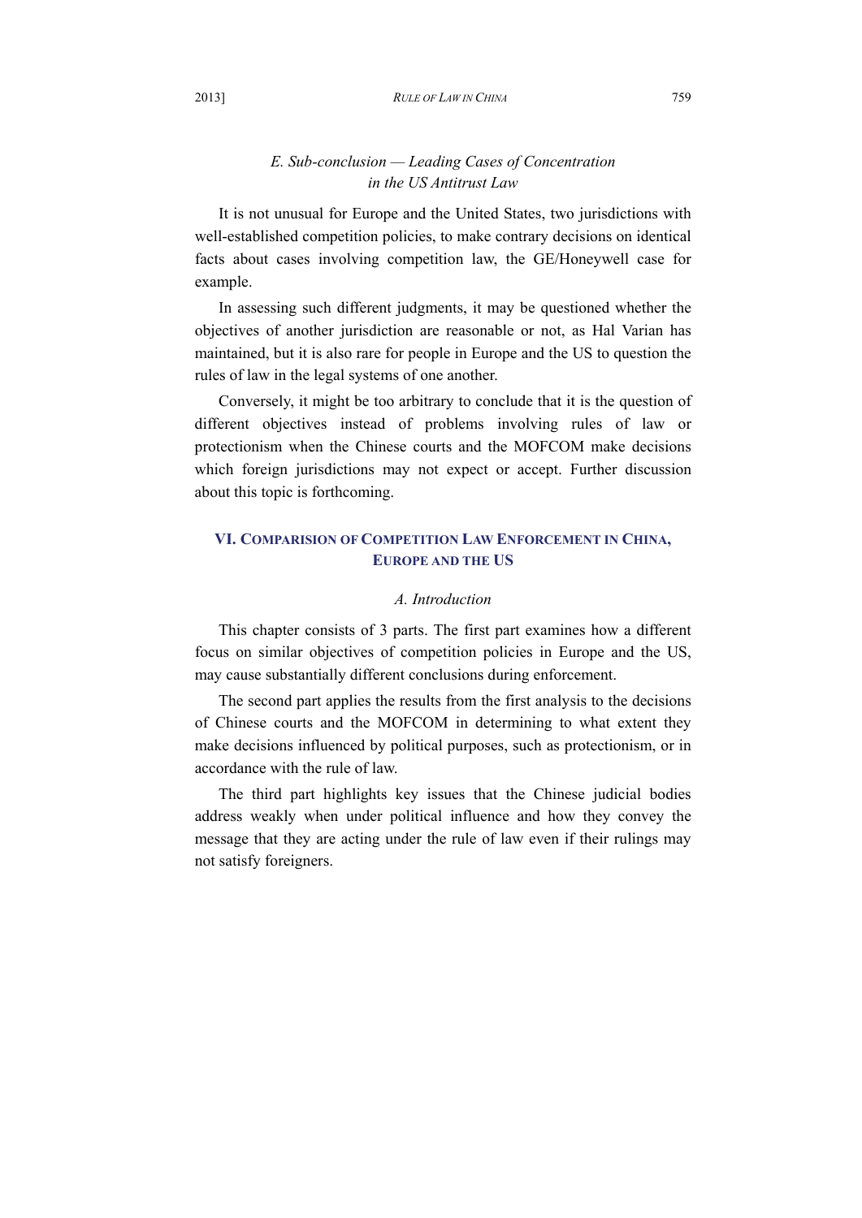### *E. Sub-conclusion — Leading Cases of Concentration in the US Antitrust Law*

It is not unusual for Europe and the United States, two jurisdictions with well-established competition policies, to make contrary decisions on identical facts about cases involving competition law, the GE/Honeywell case for example.

In assessing such different judgments, it may be questioned whether the objectives of another jurisdiction are reasonable or not, as Hal Varian has maintained, but it is also rare for people in Europe and the US to question the rules of law in the legal systems of one another.

Conversely, it might be too arbitrary to conclude that it is the question of different objectives instead of problems involving rules of law or protectionism when the Chinese courts and the MOFCOM make decisions which foreign jurisdictions may not expect or accept. Further discussion about this topic is forthcoming.

## VI. COMPARISION OF COMPETITION LAW ENFORCEMENT IN CHINA, EUROPE AND THE US

### *A. Introduction*

This chapter consists of 3 parts. The first part examines how a different focus on similar objectives of competition policies in Europe and the US, may cause substantially different conclusions during enforcement.

The second part applies the results from the first analysis to the decisions of Chinese courts and the MOFCOM in determining to what extent they make decisions influenced by political purposes, such as protectionism, or in accordance with the rule of law.

The third part highlights key issues that the Chinese judicial bodies address weakly when under political influence and how they convey the message that they are acting under the rule of law even if their rulings may not satisfy foreigners.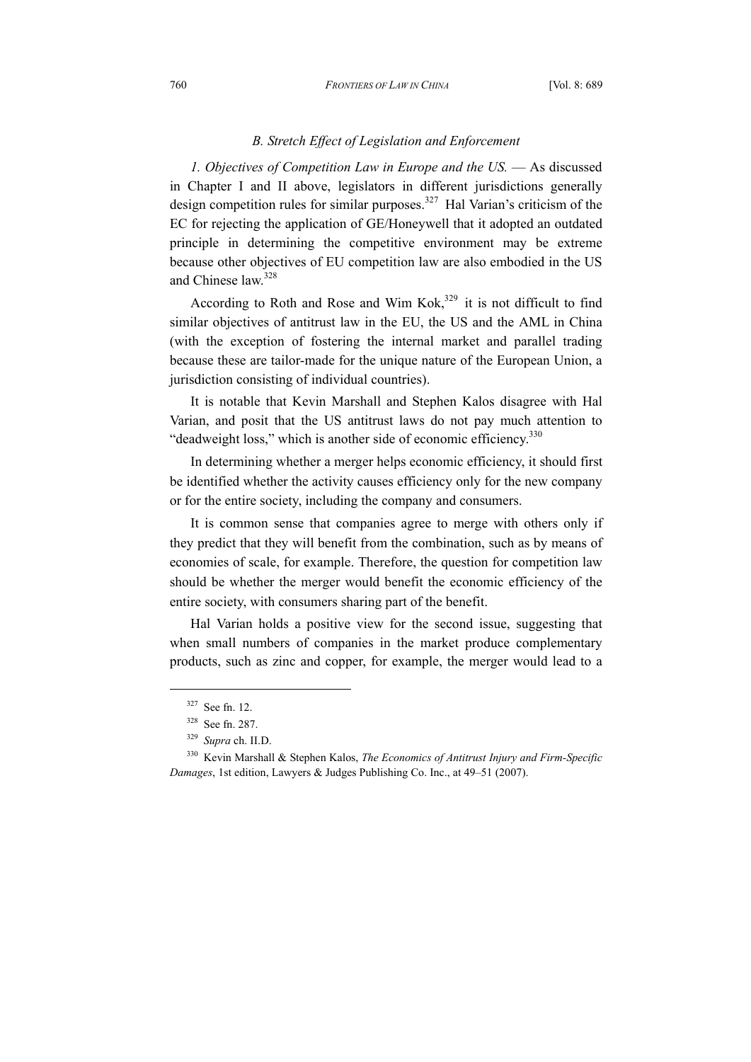### *B. Stretch Effect of Legislation and Enforcement*

*1. Objectives of Competition Law in Europe and the US.* — As discussed in Chapter I and II above, legislators in different jurisdictions generally design competition rules for similar purposes.[327] Hal Varian's criticism of the EC for rejecting the application of GE/Honeywell that it adopted an outdated principle in determining the competitive environment may be extreme because other objectives of EU competition law are also embodied in the US and Chinese law.[328]

According to Roth and Rose and Wim Kok,[329] it is not difficult to find similar objectives of antitrust law in the EU, the US and the AML in China (with the exception of fostering the internal market and parallel trading because these are tailor-made for the unique nature of the European Union, a jurisdiction consisting of individual countries).

It is notable that Kevin Marshall and Stephen Kalos disagree with Hal Varian, and posit that the US antitrust laws do not pay much attention to "deadweight loss," which is another side of economic efficiency.[330]

In determining whether a merger helps economic efficiency, it should first be identified whether the activity causes efficiency only for the new company or for the entire society, including the company and consumers.

It is common sense that companies agree to merge with others only if they predict that they will benefit from the combination, such as by means of economies of scale, for example. Therefore, the question for competition law should be whether the merger would benefit the economic efficiency of the entire society, with consumers sharing part of the benefit.

Hal Varian holds a positive view for the second issue, suggesting that when small numbers of companies in the market produce complementary products, such as zinc and copper, for example, the merger would lead to a

---

[327] See fn. 12.

[328] See fn. 287.

[329] *Supra* ch. II.D.

[330] Kevin Marshall & Stephen Kalos, *The Economics of Antitrust Injury and Firm-Specific Damages*, 1st edition, Lawyers & Judges Publishing Co. Inc., at 49–51 (2007).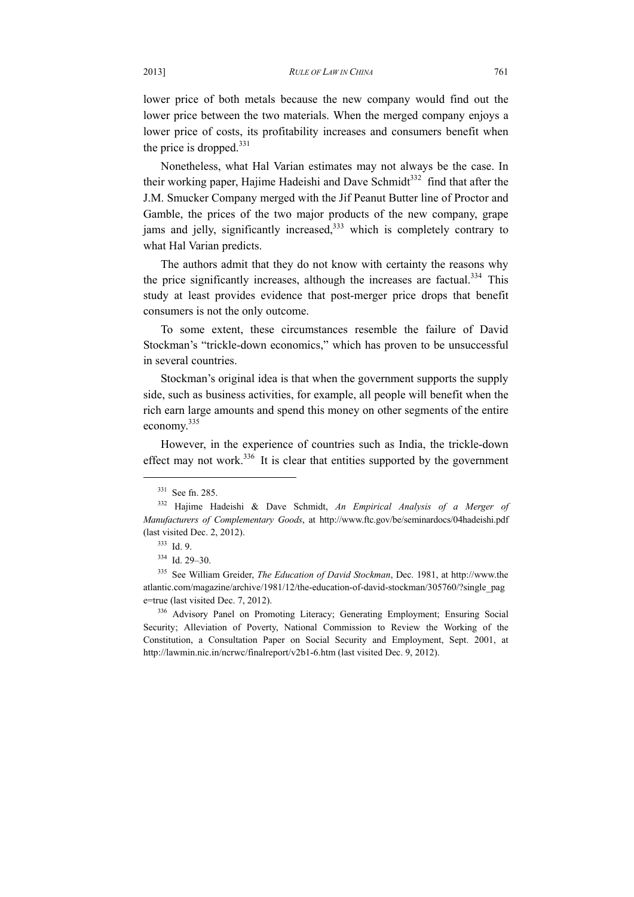lower price of both metals because the new company would find out the lower price between the two materials. When the merged company enjoys a lower price of costs, its profitability increases and consumers benefit when the price is dropped.[331]

Nonetheless, what Hal Varian estimates may not always be the case. In their working paper, Hajime Hadeishi and Dave Schmidt[332] find that after the J.M. Smucker Company merged with the Jif Peanut Butter line of Proctor and Gamble, the prices of the two major products of the new company, grape jams and jelly, significantly increased,[333] which is completely contrary to what Hal Varian predicts.

The authors admit that they do not know with certainty the reasons why the price significantly increases, although the increases are factual.[334] This study at least provides evidence that post-merger price drops that benefit consumers is not the only outcome.

To some extent, these circumstances resemble the failure of David Stockman's "trickle-down economics," which has proven to be unsuccessful in several countries.

Stockman's original idea is that when the government supports the supply side, such as business activities, for example, all people will benefit when the rich earn large amounts and spend this money on other segments of the entire economy.[335]

However, in the experience of countries such as India, the trickle-down effect may not work.[336] It is clear that entities supported by the government

---

[331] See fn. 285.

[332] Hajime Hadeishi & Dave Schmidt, *An Empirical Analysis of a Merger of Manufacturers of Complementary Goods*, at http://www.ftc.gov/be/seminardocs/04hadeishi.pdf (last visited Dec. 2, 2012).

[333] Id. 9.

[334] Id. 29–30.

[335] See William Greider, *The Education of David Stockman*, Dec. 1981, at http://www.theatlantic.com/magazine/archive/1981/12/the-education-of-david-stockman/305760/?single_page=true (last visited Dec. 7, 2012).

[336] Advisory Panel on Promoting Literacy; Generating Employment; Ensuring Social Security; Alleviation of Poverty, National Commission to Review the Working of the Constitution, a Consultation Paper on Social Security and Employment, Sept. 2001, at http://lawmin.nic.in/ncrwc/finalreport/v2b1-6.htm (last visited Dec. 9, 2012).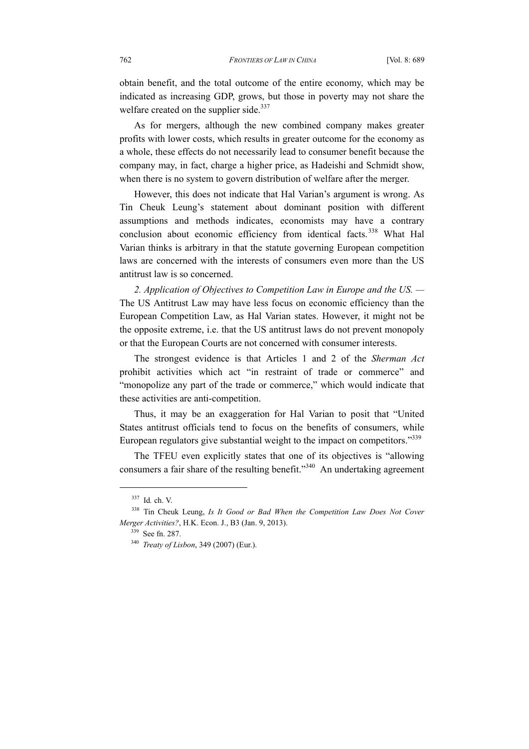obtain benefit, and the total outcome of the entire economy, which may be indicated as increasing GDP, grows, but those in poverty may not share the welfare created on the supplier side.[337]

As for mergers, although the new combined company makes greater profits with lower costs, which results in greater outcome for the economy as a whole, these effects do not necessarily lead to consumer benefit because the company may, in fact, charge a higher price, as Hadeishi and Schmidt show, when there is no system to govern distribution of welfare after the merger.

However, this does not indicate that Hal Varian's argument is wrong. As Tin Cheuk Leung's statement about dominant position with different assumptions and methods indicates, economists may have a contrary conclusion about economic efficiency from identical facts.[338] What Hal Varian thinks is arbitrary in that the statute governing European competition laws are concerned with the interests of consumers even more than the US antitrust law is so concerned.

*2. Application of Objectives to Competition Law in Europe and the US. —* The US Antitrust Law may have less focus on economic efficiency than the European Competition Law, as Hal Varian states. However, it might not be the opposite extreme, i.e. that the US antitrust laws do not prevent monopoly or that the European Courts are not concerned with consumer interests.

The strongest evidence is that Articles 1 and 2 of the *Sherman Act* prohibit activities which act "in restraint of trade or commerce" and "monopolize any part of the trade or commerce," which would indicate that these activities are anti-competition.

Thus, it may be an exaggeration for Hal Varian to posit that "United States antitrust officials tend to focus on the benefits of consumers, while European regulators give substantial weight to the impact on competitors."[339]

The TFEU even explicitly states that one of its objectives is "allowing consumers a fair share of the resulting benefit."[340] An undertaking agreement

---

[337] Id. ch. V.

[338] Tin Cheuk Leung, *Is It Good or Bad When the Competition Law Does Not Cover Merger Activities?*, H.K. Econ. J., B3 (Jan. 9, 2013).

[339] See fn. 287.

[340] *Treaty of Lisbon*, 349 (2007) (Eur.).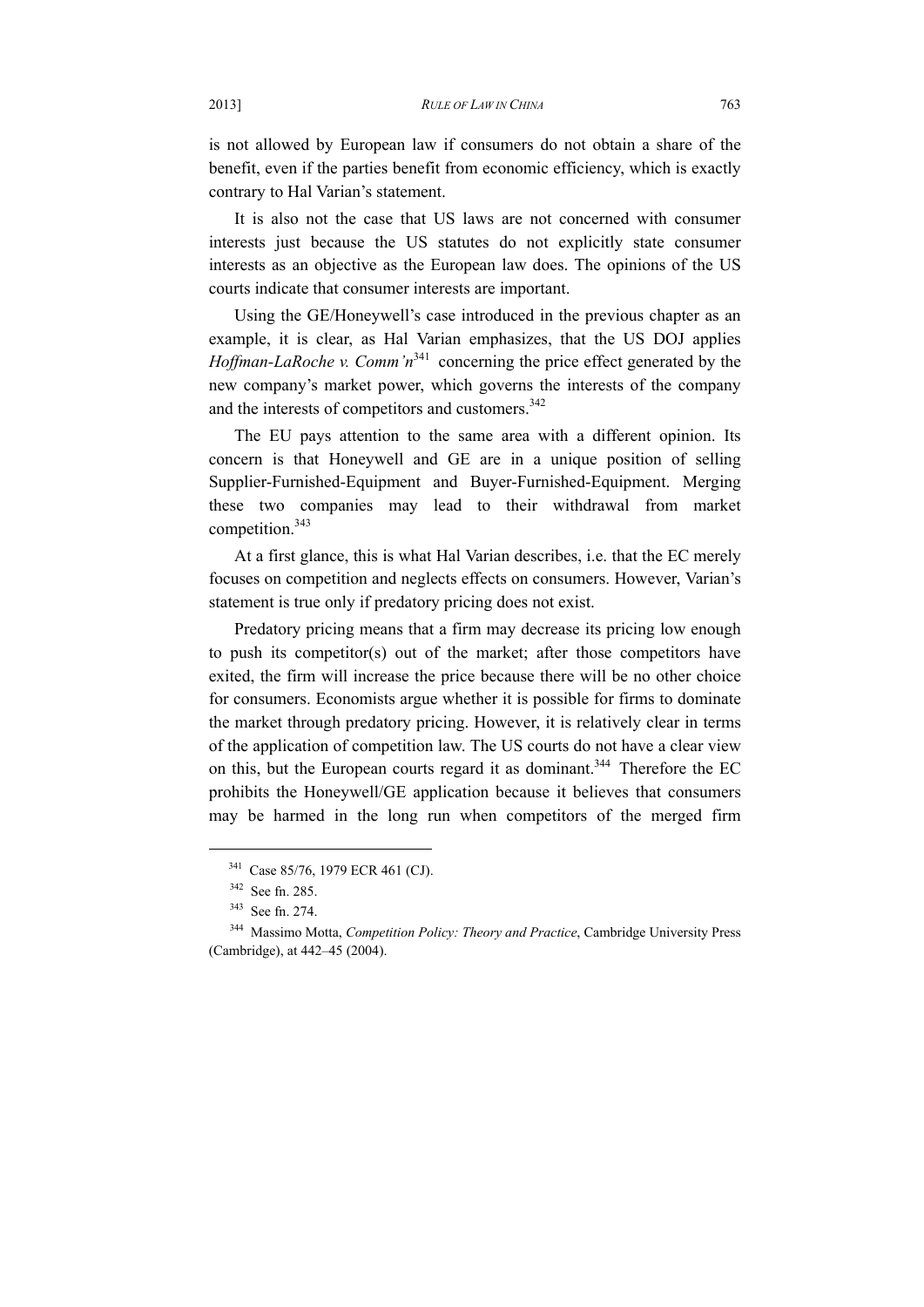is not allowed by European law if consumers do not obtain a share of the benefit, even if the parties benefit from economic efficiency, which is exactly contrary to Hal Varian's statement.

It is also not the case that US laws are not concerned with consumer interests just because the US statutes do not explicitly state consumer interests as an objective as the European law does. The opinions of the US courts indicate that consumer interests are important.

Using the GE/Honeywell's case introduced in the previous chapter as an example, it is clear, as Hal Varian emphasizes, that the US DOJ applies *Hoffman-LaRoche v. Comm'n*[341] concerning the price effect generated by the new company's market power, which governs the interests of the company and the interests of competitors and customers.[342]

The EU pays attention to the same area with a different opinion. Its concern is that Honeywell and GE are in a unique position of selling Supplier-Furnished-Equipment and Buyer-Furnished-Equipment. Merging these two companies may lead to their withdrawal from market competition.[343]

At a first glance, this is what Hal Varian describes, i.e. that the EC merely focuses on competition and neglects effects on consumers. However, Varian's statement is true only if predatory pricing does not exist.

Predatory pricing means that a firm may decrease its pricing low enough to push its competitor(s) out of the market; after those competitors have exited, the firm will increase the price because there will be no other choice for consumers. Economists argue whether it is possible for firms to dominate the market through predatory pricing. However, it is relatively clear in terms of the application of competition law. The US courts do not have a clear view on this, but the European courts regard it as dominant.[344] Therefore the EC prohibits the Honeywell/GE application because it believes that consumers may be harmed in the long run when competitors of the merged firm

---

[341] Case 85/76, 1979 ECR 461 (CJ).

[342] See fn. 285.

[343] See fn. 274.

[344] Massimo Motta, *Competition Policy: Theory and Practice*, Cambridge University Press (Cambridge), at 442–45 (2004).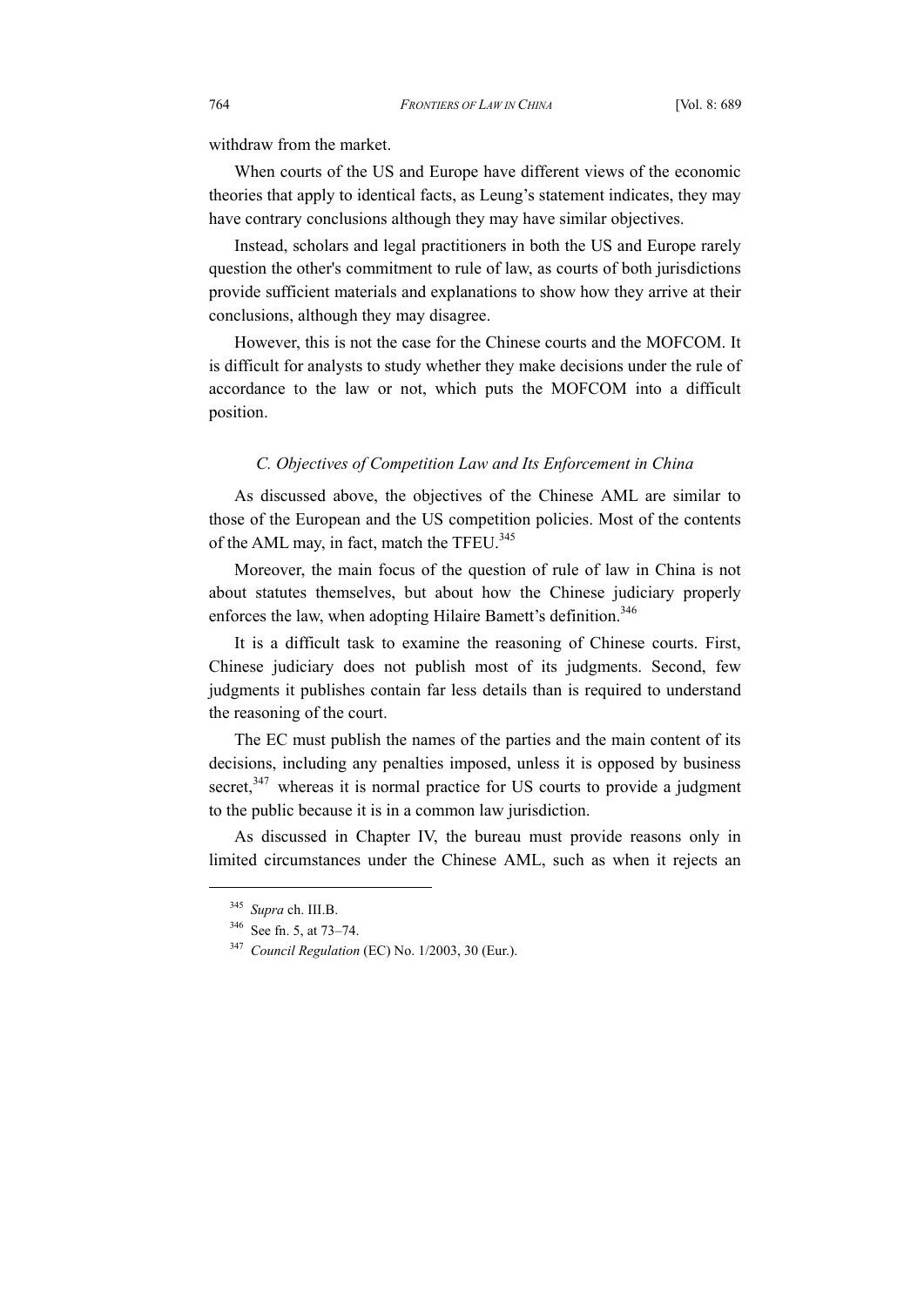withdraw from the market.

When courts of the US and Europe have different views of the economic theories that apply to identical facts, as Leung's statement indicates, they may have contrary conclusions although they may have similar objectives.

Instead, scholars and legal practitioners in both the US and Europe rarely question the other's commitment to rule of law, as courts of both jurisdictions provide sufficient materials and explanations to show how they arrive at their conclusions, although they may disagree.

However, this is not the case for the Chinese courts and the MOFCOM. It is difficult for analysts to study whether they make decisions under the rule of accordance to the law or not, which puts the MOFCOM into a difficult position.

### *C. Objectives of Competition Law and Its Enforcement in China*

As discussed above, the objectives of the Chinese AML are similar to those of the European and the US competition policies. Most of the contents of the AML may, in fact, match the TFEU.[345]

Moreover, the main focus of the question of rule of law in China is not about statutes themselves, but about how the Chinese judiciary properly enforces the law, when adopting Hilaire Bamett's definition.[346]

It is a difficult task to examine the reasoning of Chinese courts. First, Chinese judiciary does not publish most of its judgments. Second, few judgments it publishes contain far less details than is required to understand the reasoning of the court.

The EC must publish the names of the parties and the main content of its decisions, including any penalties imposed, unless it is opposed by business secret,[347] whereas it is normal practice for US courts to provide a judgment to the public because it is in a common law jurisdiction.

As discussed in Chapter IV, the bureau must provide reasons only in limited circumstances under the Chinese AML, such as when it rejects an

---

[345] *Supra* ch. III.B.

[346] See fn. 5, at 73–74.

[347] *Council Regulation* (EC) No. 1/2003, 30 (Eur.).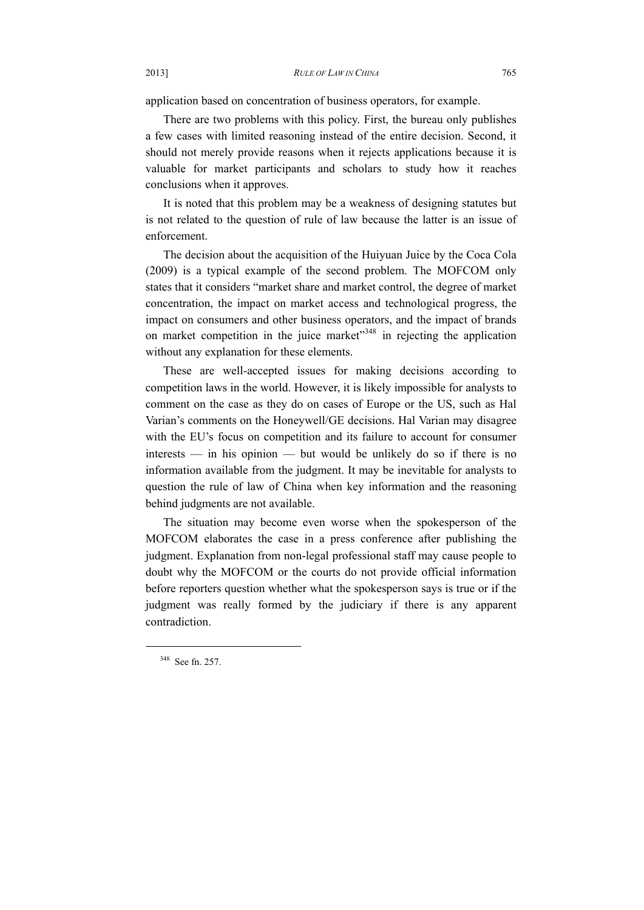application based on concentration of business operators, for example.

There are two problems with this policy. First, the bureau only publishes a few cases with limited reasoning instead of the entire decision. Second, it should not merely provide reasons when it rejects applications because it is valuable for market participants and scholars to study how it reaches conclusions when it approves.

It is noted that this problem may be a weakness of designing statutes but is not related to the question of rule of law because the latter is an issue of enforcement.

The decision about the acquisition of the Huiyuan Juice by the Coca Cola (2009) is a typical example of the second problem. The MOFCOM only states that it considers "market share and market control, the degree of market concentration, the impact on market access and technological progress, the impact on consumers and other business operators, and the impact of brands on market competition in the juice market"[348] in rejecting the application without any explanation for these elements.

These are well-accepted issues for making decisions according to competition laws in the world. However, it is likely impossible for analysts to comment on the case as they do on cases of Europe or the US, such as Hal Varian's comments on the Honeywell/GE decisions. Hal Varian may disagree with the EU's focus on competition and its failure to account for consumer interests — in his opinion — but would be unlikely do so if there is no information available from the judgment. It may be inevitable for analysts to question the rule of law of China when key information and the reasoning behind judgments are not available.

The situation may become even worse when the spokesperson of the MOFCOM elaborates the case in a press conference after publishing the judgment. Explanation from non-legal professional staff may cause people to doubt why the MOFCOM or the courts do not provide official information before reporters question whether what the spokesperson says is true or if the judgment was really formed by the judiciary if there is any apparent contradiction.

---

[348] See fn. 257.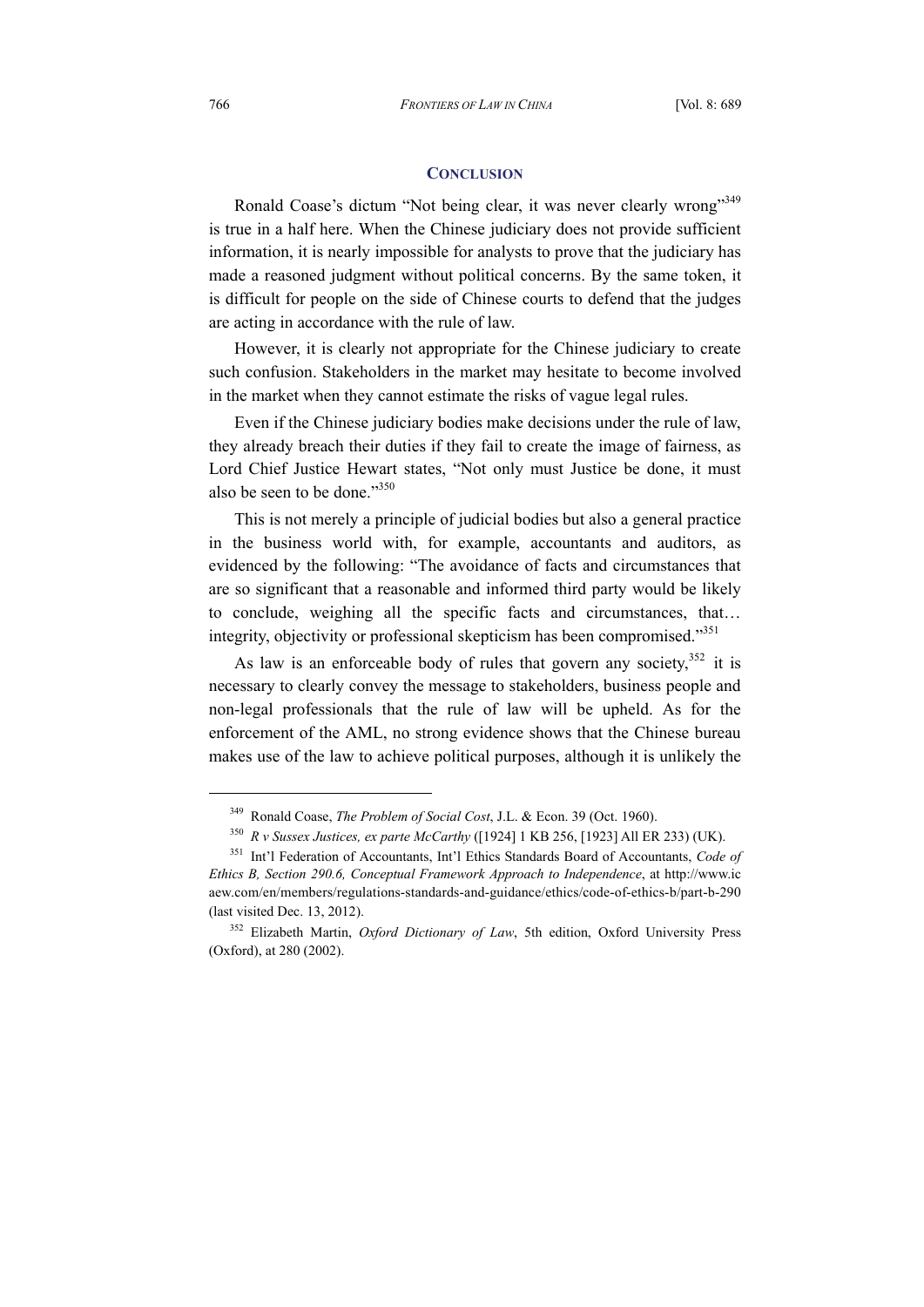## CONCLUSION

Ronald Coase's dictum "Not being clear, it was never clearly wrong"[349] is true in a half here. When the Chinese judiciary does not provide sufficient information, it is nearly impossible for analysts to prove that the judiciary has made a reasoned judgment without political concerns. By the same token, it is difficult for people on the side of Chinese courts to defend that the judges are acting in accordance with the rule of law.

However, it is clearly not appropriate for the Chinese judiciary to create such confusion. Stakeholders in the market may hesitate to become involved in the market when they cannot estimate the risks of vague legal rules.

Even if the Chinese judiciary bodies make decisions under the rule of law, they already breach their duties if they fail to create the image of fairness, as Lord Chief Justice Hewart states, "Not only must Justice be done, it must also be seen to be done."[350]

This is not merely a principle of judicial bodies but also a general practice in the business world with, for example, accountants and auditors, as evidenced by the following: "The avoidance of facts and circumstances that are so significant that a reasonable and informed third party would be likely to conclude, weighing all the specific facts and circumstances, that… integrity, objectivity or professional skepticism has been compromised."[351]

As law is an enforceable body of rules that govern any society,[352] it is necessary to clearly convey the message to stakeholders, business people and non-legal professionals that the rule of law will be upheld. As for the enforcement of the AML, no strong evidence shows that the Chinese bureau makes use of the law to achieve political purposes, although it is unlikely the

---

[349] Ronald Coase, *The Problem of Social Cost*, J.L. & Econ. 39 (Oct. 1960).

[350] *R v Sussex Justices, ex parte McCarthy* ([1924] 1 KB 256, [1923] All ER 233) (UK).

[351] Int'l Federation of Accountants, Int'l Ethics Standards Board of Accountants, *Code of Ethics B, Section 290.6, Conceptual Framework Approach to Independence*, at http://www.icaew.com/en/members/regulations-standards-and-guidance/ethics/code-of-ethics-b/part-b-290 (last visited Dec. 13, 2012).

[352] Elizabeth Martin, *Oxford Dictionary of Law*, 5th edition, Oxford University Press (Oxford), at 280 (2002).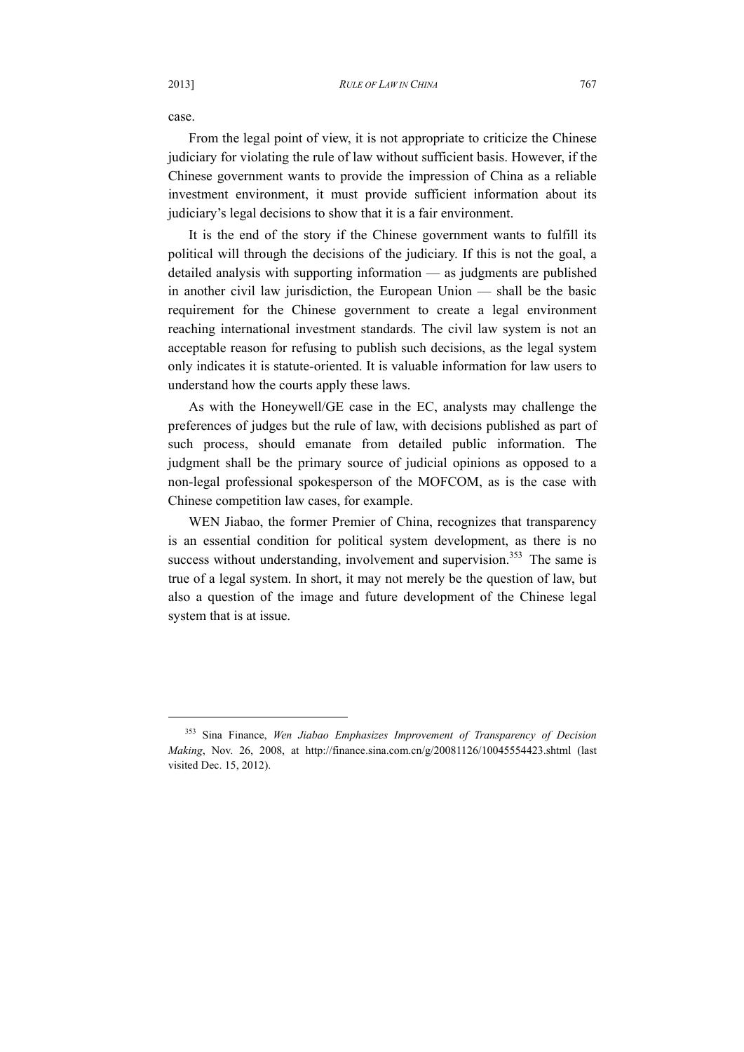case.

From the legal point of view, it is not appropriate to criticize the Chinese judiciary for violating the rule of law without sufficient basis. However, if the Chinese government wants to provide the impression of China as a reliable investment environment, it must provide sufficient information about its judiciary's legal decisions to show that it is a fair environment.

It is the end of the story if the Chinese government wants to fulfill its political will through the decisions of the judiciary. If this is not the goal, a detailed analysis with supporting information — as judgments are published in another civil law jurisdiction, the European Union — shall be the basic requirement for the Chinese government to create a legal environment reaching international investment standards. The civil law system is not an acceptable reason for refusing to publish such decisions, as the legal system only indicates it is statute-oriented. It is valuable information for law users to understand how the courts apply these laws.

As with the Honeywell/GE case in the EC, analysts may challenge the preferences of judges but the rule of law, with decisions published as part of such process, should emanate from detailed public information. The judgment shall be the primary source of judicial opinions as opposed to a non-legal professional spokesperson of the MOFCOM, as is the case with Chinese competition law cases, for example.

WEN Jiabao, the former Premier of China, recognizes that transparency is an essential condition for political system development, as there is no success without understanding, involvement and supervision.[353] The same is true of a legal system. In short, it may not merely be the question of law, but also a question of the image and future development of the Chinese legal system that is at issue.

---

[353] Sina Finance, *Wen Jiabao Emphasizes Improvement of Transparency of Decision Making*, Nov. 26, 2008, at http://finance.sina.com.cn/g/20081126/10045554423.shtml (last visited Dec. 15, 2012).